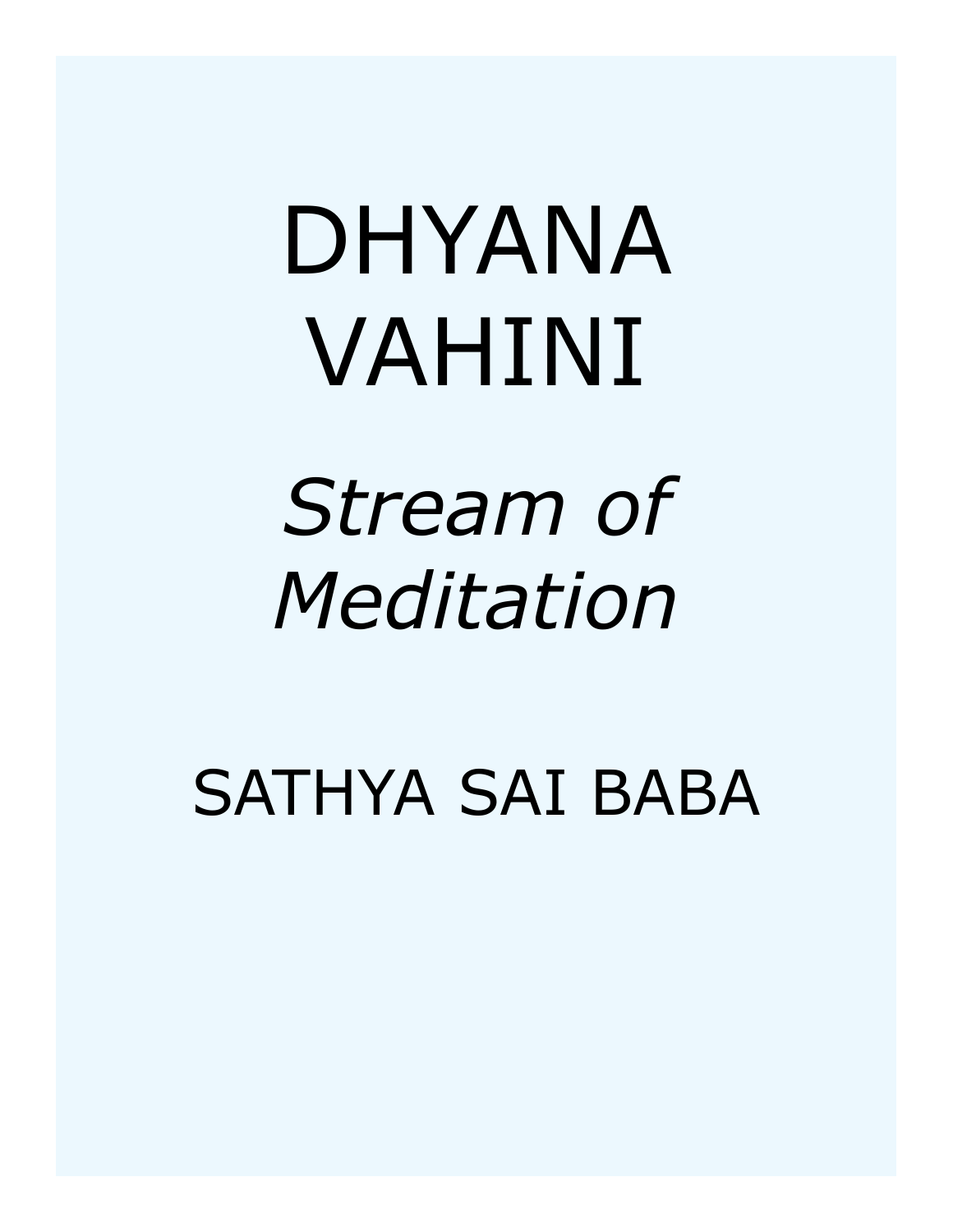# DHYANA VAHINI

*Stream of Meditation*

SATHYA SAI BABA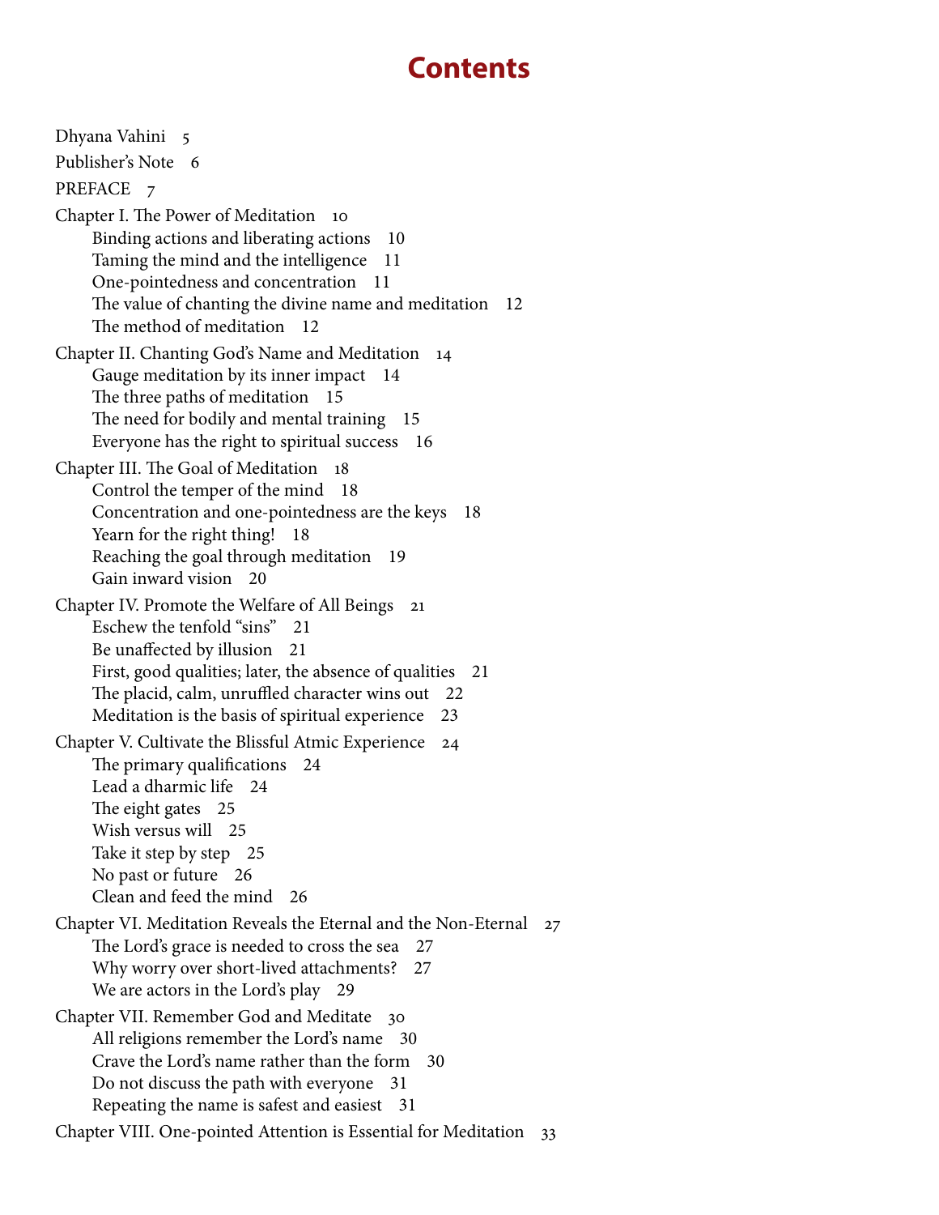# Contents

Dhyana Vahini 5

Publisher's Note 6

PREFACE 7

Chapter I. The Power of Meditation 10
- Binding actions and liberating actions 10
- Taming the mind and the intelligence 11
- One-pointedness and concentration 11
- The value of chanting the divine name and meditation 12
- The method of meditation 12

Chapter II. Chanting God's Name and Meditation 14
- Gauge meditation by its inner impact 14
- The three paths of meditation 15
- The need for bodily and mental training 15
- Everyone has the right to spiritual success 16

Chapter III. The Goal of Meditation 18
- Control the temper of the mind 18
- Concentration and one-pointedness are the keys 18
- Yearn for the right thing! 18
- Reaching the goal through meditation 19
- Gain inward vision 20

Chapter IV. Promote the Welfare of All Beings 21
- Eschew the tenfold "sins" 21
- Be unaffected by illusion 21
- First, good qualities; later, the absence of qualities 21
- The placid, calm, unruffled character wins out 22
- Meditation is the basis of spiritual experience 23

Chapter V. Cultivate the Blissful Atmic Experience 24
- The primary qualifications 24
- Lead a dharmic life 24
- The eight gates 25
- Wish versus will 25
- Take it step by step 25
- No past or future 26
- Clean and feed the mind 26

Chapter VI. Meditation Reveals the Eternal and the Non-Eternal 27
- The Lord's grace is needed to cross the sea 27
- Why worry over short-lived attachments? 27
- We are actors in the Lord's play 29

Chapter VII. Remember God and Meditate 30
- All religions remember the Lord's name 30
- Crave the Lord's name rather than the form 30
- Do not discuss the path with everyone 31
- Repeating the name is safest and easiest 31

Chapter VIII. One-pointed Attention is Essential for Meditation 33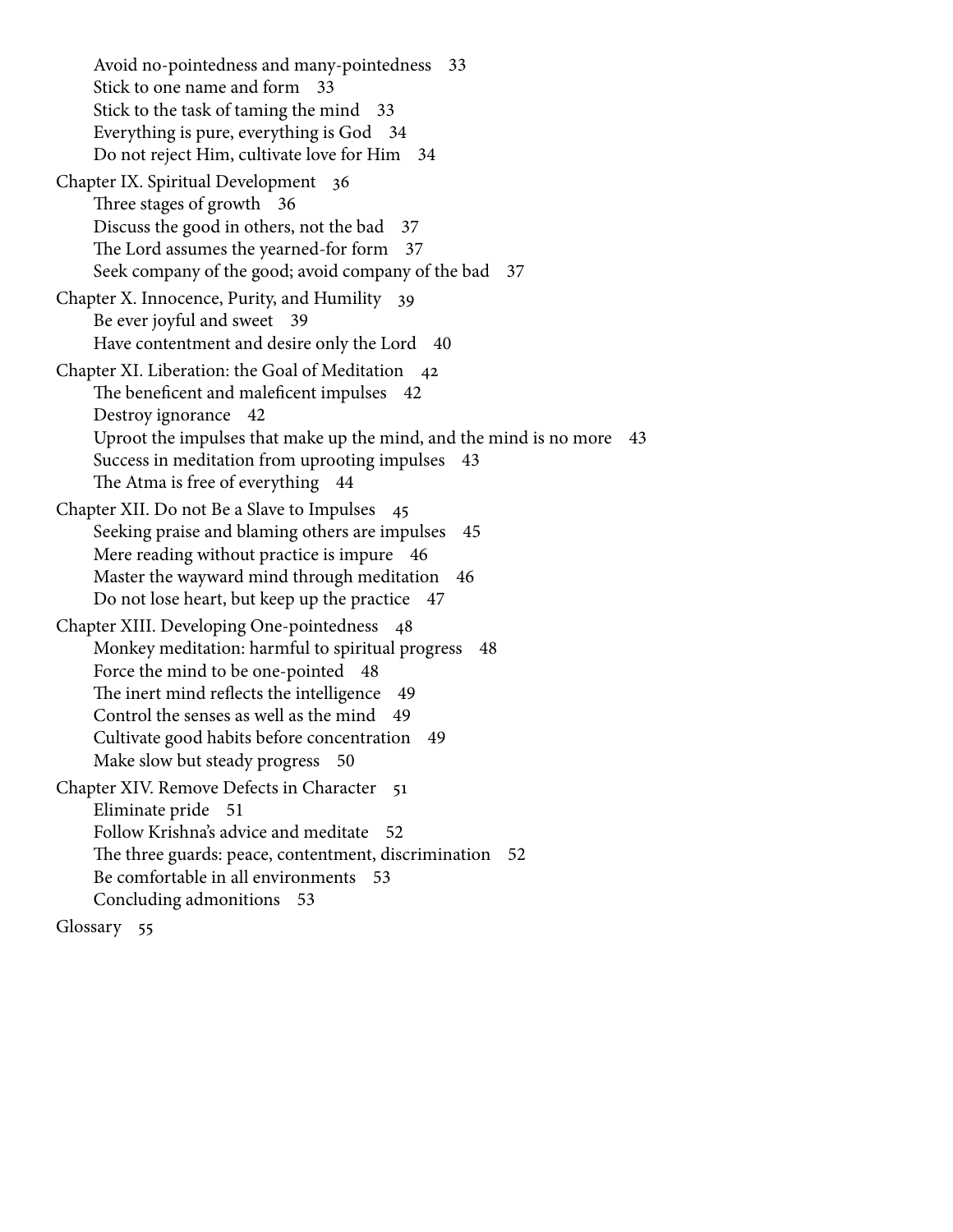Avoid no-pointedness and many-pointedness 33
Stick to one name and form 33
Stick to the task of taming the mind 33
Everything is pure, everything is God 34
Do not reject Him, cultivate love for Him 34

Chapter IX. Spiritual Development 36
Three stages of growth 36
Discuss the good in others, not the bad 37
The Lord assumes the yearned-for form 37
Seek company of the good; avoid company of the bad 37

Chapter X. Innocence, Purity, and Humility 39
Be ever joyful and sweet 39
Have contentment and desire only the Lord 40

Chapter XI. Liberation: the Goal of Meditation 42
The beneficent and maleficent impulses 42
Destroy ignorance 42
Uproot the impulses that make up the mind, and the mind is no more 43
Success in meditation from uprooting impulses 43
The Atma is free of everything 44

Chapter XII. Do not Be a Slave to Impulses 45
Seeking praise and blaming others are impulses 45
Mere reading without practice is impure 46
Master the wayward mind through meditation 46
Do not lose heart, but keep up the practice 47

Chapter XIII. Developing One-pointedness 48
Monkey meditation: harmful to spiritual progress 48
Force the mind to be one-pointed 48
The inert mind reflects the intelligence 49
Control the senses as well as the mind 49
Cultivate good habits before concentration 49
Make slow but steady progress 50

Chapter XIV. Remove Defects in Character 51
Eliminate pride 51
Follow Krishna's advice and meditate 52
The three guards: peace, contentment, discrimination 52
Be comfortable in all environments 53
Concluding admonitions 53

Glossary 55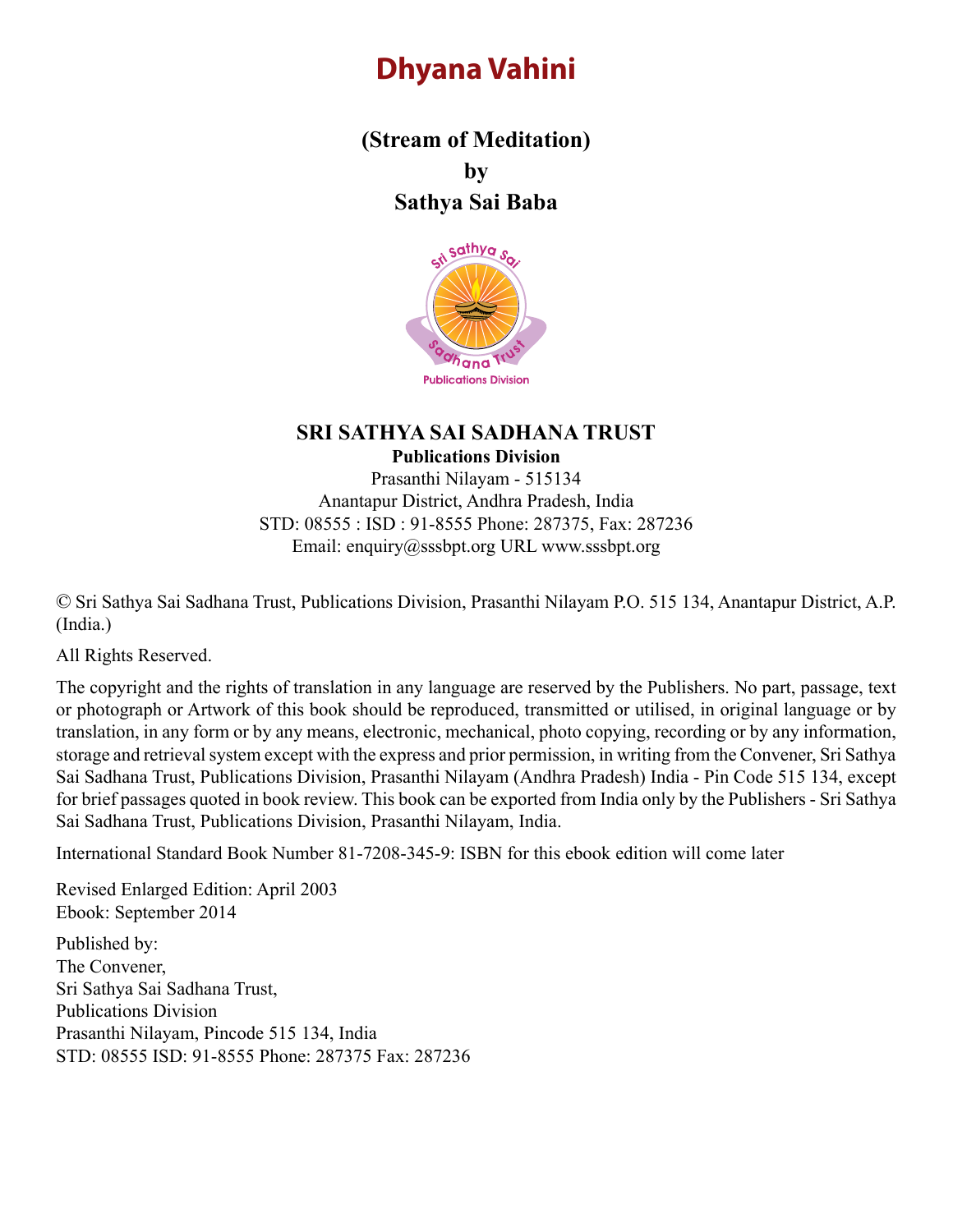# Dhyana Vahini

**(Stream of Meditation)**

**by**

**Sathya Sai Baba**

**SRI SATHYA SAI SADHANA TRUST**

**Publications Division**

Prasanthi Nilayam - 515134
Anantapur District, Andhra Pradesh, India
STD: 08555 : ISD : 91-8555 Phone: 287375, Fax: 287236
Email: enquiry@sssbpt.org URL www.sssbpt.org

© Sri Sathya Sai Sadhana Trust, Publications Division, Prasanthi Nilayam P.O. 515 134, Anantapur District, A.P. (India.)

All Rights Reserved.

The copyright and the rights of translation in any language are reserved by the Publishers. No part, passage, text or photograph or Artwork of this book should be reproduced, transmitted or utilised, in original language or by translation, in any form or by any means, electronic, mechanical, photo copying, recording or by any information, storage and retrieval system except with the express and prior permission, in writing from the Convener, Sri Sathya Sai Sadhana Trust, Publications Division, Prasanthi Nilayam (Andhra Pradesh) India - Pin Code 515 134, except for brief passages quoted in book review. This book can be exported from India only by the Publishers - Sri Sathya Sai Sadhana Trust, Publications Division, Prasanthi Nilayam, India.

International Standard Book Number 81-7208-345-9: ISBN for this ebook edition will come later

Revised Enlarged Edition: April 2003
Ebook: September 2014

Published by:
The Convener,
Sri Sathya Sai Sadhana Trust,
Publications Division
Prasanthi Nilayam, Pincode 515 134, India
STD: 08555 ISD: 91-8555 Phone: 287375 Fax: 287236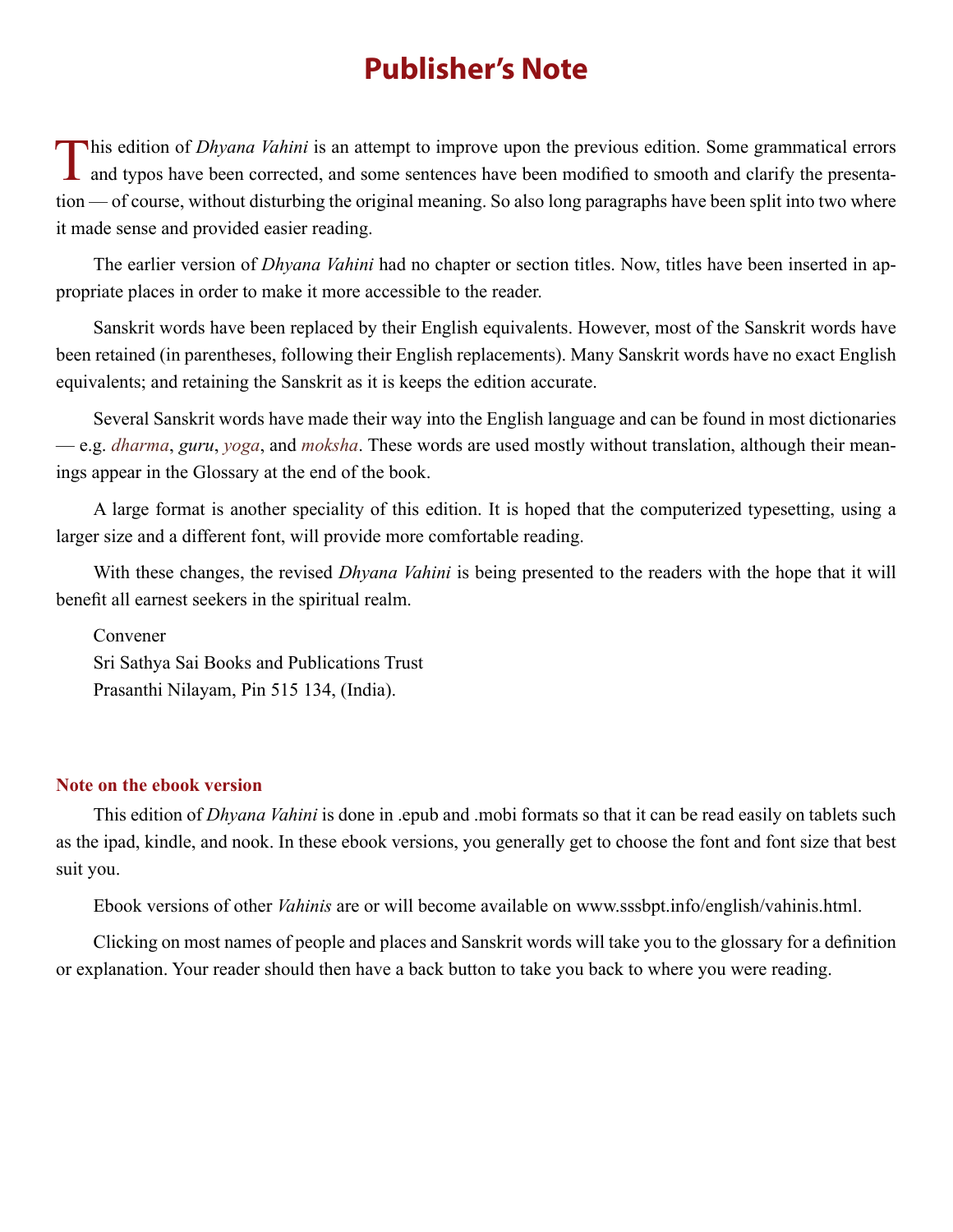# Publisher's Note

This edition of *Dhyana Vahini* is an attempt to improve upon the previous edition. Some grammatical errors and typos have been corrected, and some sentences have been modified to smooth and clarify the presentation — of course, without disturbing the original meaning. So also long paragraphs have been split into two where it made sense and provided easier reading.

The earlier version of *Dhyana Vahini* had no chapter or section titles. Now, titles have been inserted in appropriate places in order to make it more accessible to the reader.

Sanskrit words have been replaced by their English equivalents. However, most of the Sanskrit words have been retained (in parentheses, following their English replacements). Many Sanskrit words have no exact English equivalents; and retaining the Sanskrit as it is keeps the edition accurate.

Several Sanskrit words have made their way into the English language and can be found in most dictionaries — e.g. *dharma*, *guru*, *yoga*, and *moksha*. These words are used mostly without translation, although their meanings appear in the Glossary at the end of the book.

A large format is another speciality of this edition. It is hoped that the computerized typesetting, using a larger size and a different font, will provide more comfortable reading.

With these changes, the revised *Dhyana Vahini* is being presented to the readers with the hope that it will benefit all earnest seekers in the spiritual realm.

Convener
Sri Sathya Sai Books and Publications Trust
Prasanthi Nilayam, Pin 515 134, (India).

### Note on the ebook version

This edition of *Dhyana Vahini* is done in .epub and .mobi formats so that it can be read easily on tablets such as the ipad, kindle, and nook. In these ebook versions, you generally get to choose the font and font size that best suit you.

Ebook versions of other *Vahinis* are or will become available on www.sssbpt.info/english/vahinis.html.

Clicking on most names of people and places and Sanskrit words will take you to the glossary for a definition or explanation. Your reader should then have a back button to take you back to where you were reading.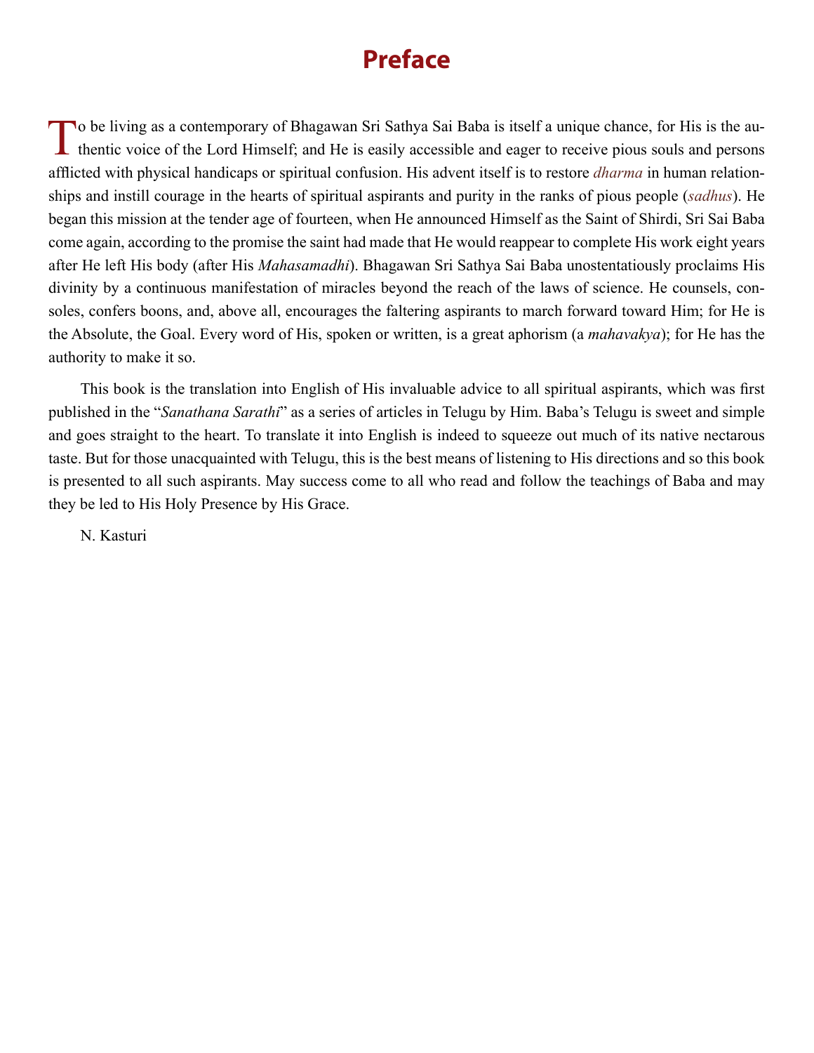# Preface

To be living as a contemporary of Bhagawan Sri Sathya Sai Baba is itself a unique chance, for His is the authentic voice of the Lord Himself; and He is easily accessible and eager to receive pious souls and persons afflicted with physical handicaps or spiritual confusion. His advent itself is to restore *dharma* in human relationships and instill courage in the hearts of spiritual aspirants and purity in the ranks of pious people (*sadhus*). He began this mission at the tender age of fourteen, when He announced Himself as the Saint of Shirdi, Sri Sai Baba come again, according to the promise the saint had made that He would reappear to complete His work eight years after He left His body (after His *Mahasamadhi*). Bhagawan Sri Sathya Sai Baba unostentatiously proclaims His divinity by a continuous manifestation of miracles beyond the reach of the laws of science. He counsels, consoles, confers boons, and, above all, encourages the faltering aspirants to march forward toward Him; for He is the Absolute, the Goal. Every word of His, spoken or written, is a great aphorism (a *mahavakya*); for He has the authority to make it so.

This book is the translation into English of His invaluable advice to all spiritual aspirants, which was first published in the "*Sanathana Sarathi*" as a series of articles in Telugu by Him. Baba's Telugu is sweet and simple and goes straight to the heart. To translate it into English is indeed to squeeze out much of its native nectarous taste. But for those unacquainted with Telugu, this is the best means of listening to His directions and so this book is presented to all such aspirants. May success come to all who read and follow the teachings of Baba and may they be led to His Holy Presence by His Grace.

N. Kasturi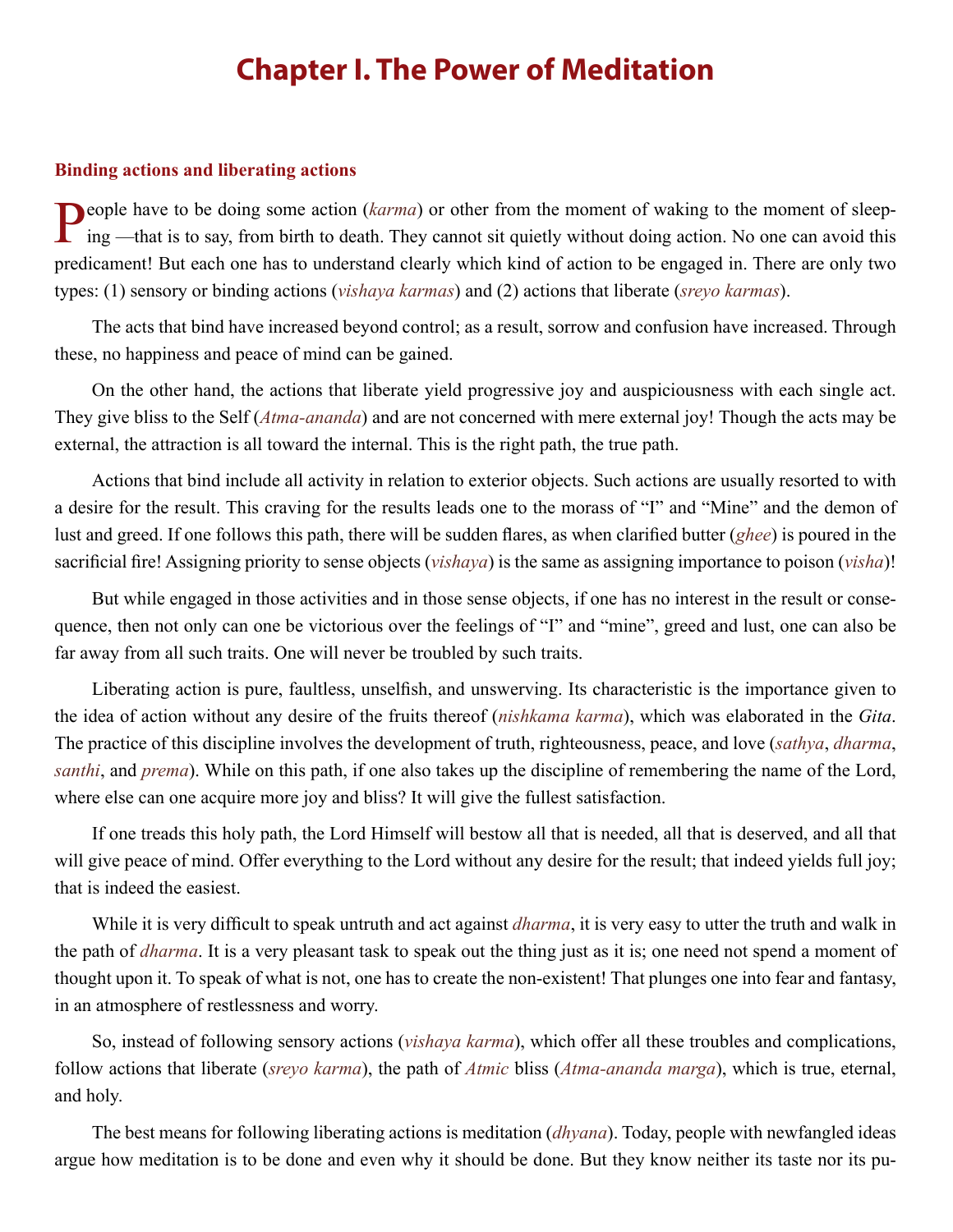# Chapter I. The Power of Meditation

### Binding actions and liberating actions

People have to be doing some action (*karma*) or other from the moment of waking to the moment of sleeping —that is to say, from birth to death. They cannot sit quietly without doing action. No one can avoid this predicament! But each one has to understand clearly which kind of action to be engaged in. There are only two types: (1) sensory or binding actions (*vishaya karmas*) and (2) actions that liberate (*sreyo karmas*).

The acts that bind have increased beyond control; as a result, sorrow and confusion have increased. Through these, no happiness and peace of mind can be gained.

On the other hand, the actions that liberate yield progressive joy and auspiciousness with each single act. They give bliss to the Self (*Atma-ananda*) and are not concerned with mere external joy! Though the acts may be external, the attraction is all toward the internal. This is the right path, the true path.

Actions that bind include all activity in relation to exterior objects. Such actions are usually resorted to with a desire for the result. This craving for the results leads one to the morass of "I" and "Mine" and the demon of lust and greed. If one follows this path, there will be sudden flares, as when clarified butter (*ghee*) is poured in the sacrificial fire! Assigning priority to sense objects (*vishaya*) is the same as assigning importance to poison (*visha*)!

But while engaged in those activities and in those sense objects, if one has no interest in the result or consequence, then not only can one be victorious over the feelings of "I" and "mine", greed and lust, one can also be far away from all such traits. One will never be troubled by such traits.

Liberating action is pure, faultless, unselfish, and unswerving. Its characteristic is the importance given to the idea of action without any desire of the fruits thereof (*nishkama karma*), which was elaborated in the *Gita*. The practice of this discipline involves the development of truth, righteousness, peace, and love (*sathya*, *dharma*, *santhi*, and *prema*). While on this path, if one also takes up the discipline of remembering the name of the Lord, where else can one acquire more joy and bliss? It will give the fullest satisfaction.

If one treads this holy path, the Lord Himself will bestow all that is needed, all that is deserved, and all that will give peace of mind. Offer everything to the Lord without any desire for the result; that indeed yields full joy; that is indeed the easiest.

While it is very difficult to speak untruth and act against *dharma*, it is very easy to utter the truth and walk in the path of *dharma*. It is a very pleasant task to speak out the thing just as it is; one need not spend a moment of thought upon it. To speak of what is not, one has to create the non-existent! That plunges one into fear and fantasy, in an atmosphere of restlessness and worry.

So, instead of following sensory actions (*vishaya karma*), which offer all these troubles and complications, follow actions that liberate (*sreyo karma*), the path of *Atmic* bliss (*Atma-ananda marga*), which is true, eternal, and holy.

The best means for following liberating actions is meditation (*dhyana*). Today, people with newfangled ideas argue how meditation is to be done and even why it should be done. But they know neither its taste nor its pu-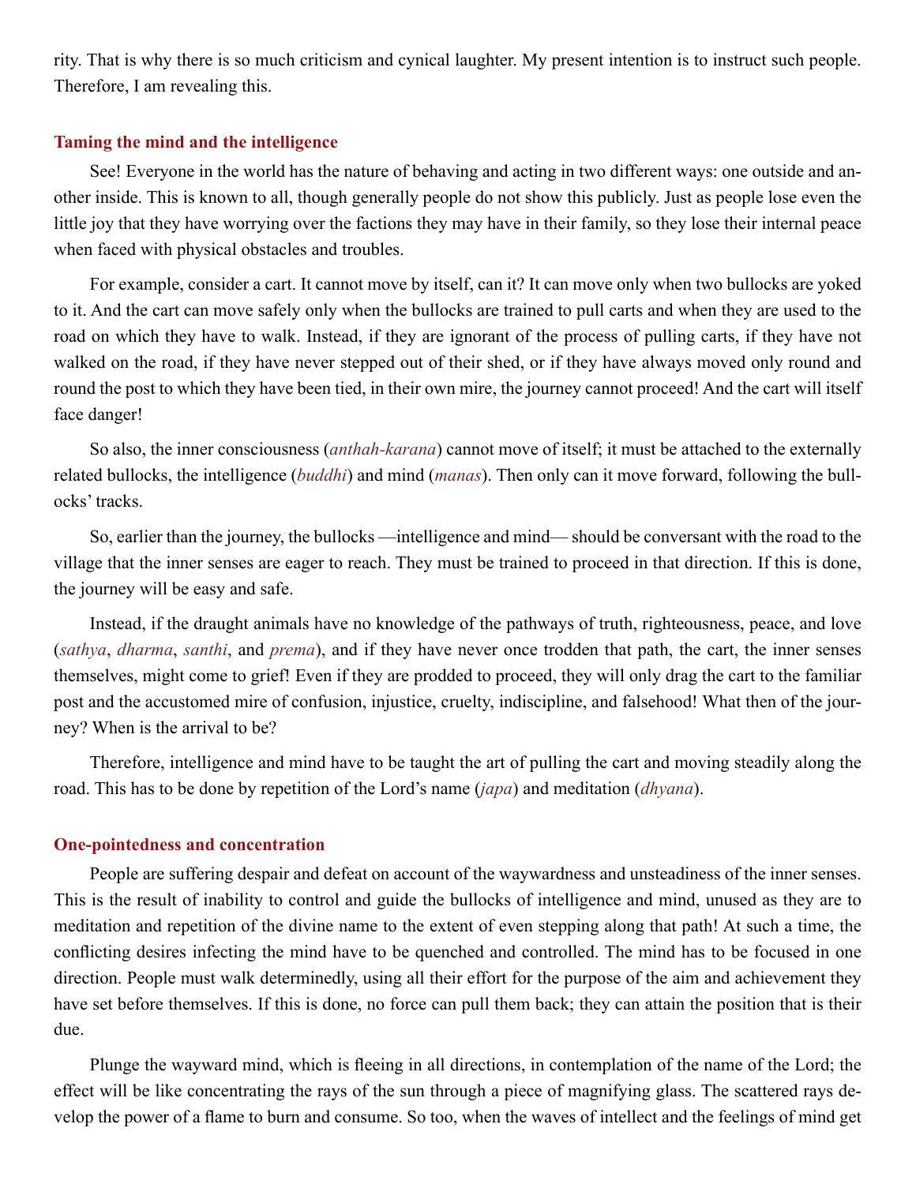rity. That is why there is so much criticism and cynical laughter. My present intention is to instruct such people. Therefore, I am revealing this.

### Taming the mind and the intelligence

See! Everyone in the world has the nature of behaving and acting in two different ways: one outside and another inside. This is known to all, though generally people do not show this publicly. Just as people lose even the little joy that they have worrying over the factions they may have in their family, so they lose their internal peace when faced with physical obstacles and troubles.

For example, consider a cart. It cannot move by itself, can it? It can move only when two bullocks are yoked to it. And the cart can move safely only when the bullocks are trained to pull carts and when they are used to the road on which they have to walk. Instead, if they are ignorant of the process of pulling carts, if they have not walked on the road, if they have never stepped out of their shed, or if they have always moved only round and round the post to which they have been tied, in their own mire, the journey cannot proceed! And the cart will itself face danger!

So also, the inner consciousness (*anthah-karana*) cannot move of itself; it must be attached to the externally related bullocks, the intelligence (*buddhi*) and mind (*manas*). Then only can it move forward, following the bullocks' tracks.

So, earlier than the journey, the bullocks —intelligence and mind— should be conversant with the road to the village that the inner senses are eager to reach. They must be trained to proceed in that direction. If this is done, the journey will be easy and safe.

Instead, if the draught animals have no knowledge of the pathways of truth, righteousness, peace, and love (*sathya*, *dharma*, *santhi*, and *prema*), and if they have never once trodden that path, the cart, the inner senses themselves, might come to grief! Even if they are prodded to proceed, they will only drag the cart to the familiar post and the accustomed mire of confusion, injustice, cruelty, indiscipline, and falsehood! What then of the journey? When is the arrival to be?

Therefore, intelligence and mind have to be taught the art of pulling the cart and moving steadily along the road. This has to be done by repetition of the Lord's name (*japa*) and meditation (*dhyana*).

### One-pointedness and concentration

People are suffering despair and defeat on account of the waywardness and unsteadiness of the inner senses. This is the result of inability to control and guide the bullocks of intelligence and mind, unused as they are to meditation and repetition of the divine name to the extent of even stepping along that path! At such a time, the conflicting desires infecting the mind have to be quenched and controlled. The mind has to be focused in one direction. People must walk determinedly, using all their effort for the purpose of the aim and achievement they have set before themselves. If this is done, no force can pull them back; they can attain the position that is their due.

Plunge the wayward mind, which is fleeing in all directions, in contemplation of the name of the Lord; the effect will be like concentrating the rays of the sun through a piece of magnifying glass. The scattered rays develop the power of a flame to burn and consume. So too, when the waves of intellect and the feelings of mind get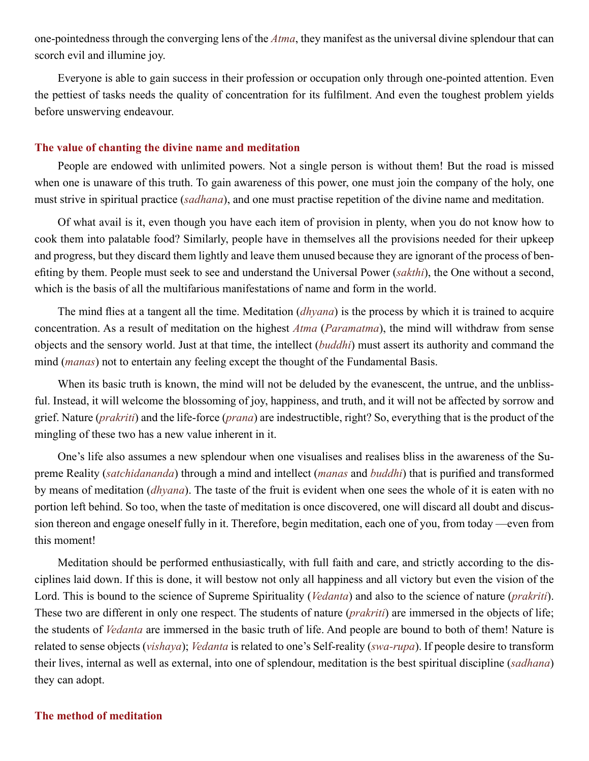one-pointedness through the converging lens of the *Atma*, they manifest as the universal divine splendour that can scorch evil and illumine joy.

Everyone is able to gain success in their profession or occupation only through one-pointed attention. Even the pettiest of tasks needs the quality of concentration for its fulfilment. And even the toughest problem yields before unswerving endeavour.

## The value of chanting the divine name and meditation

People are endowed with unlimited powers. Not a single person is without them! But the road is missed when one is unaware of this truth. To gain awareness of this power, one must join the company of the holy, one must strive in spiritual practice (*sadhana*), and one must practise repetition of the divine name and meditation.

Of what avail is it, even though you have each item of provision in plenty, when you do not know how to cook them into palatable food? Similarly, people have in themselves all the provisions needed for their upkeep and progress, but they discard them lightly and leave them unused because they are ignorant of the process of benefiting by them. People must seek to see and understand the Universal Power (*sakthi*), the One without a second, which is the basis of all the multifarious manifestations of name and form in the world.

The mind flies at a tangent all the time. Meditation (*dhyana*) is the process by which it is trained to acquire concentration. As a result of meditation on the highest *Atma* (*Paramatma*), the mind will withdraw from sense objects and the sensory world. Just at that time, the intellect (*buddhi*) must assert its authority and command the mind (*manas*) not to entertain any feeling except the thought of the Fundamental Basis.

When its basic truth is known, the mind will not be deluded by the evanescent, the untrue, and the unblissful. Instead, it will welcome the blossoming of joy, happiness, and truth, and it will not be affected by sorrow and grief. Nature (*prakriti*) and the life-force (*prana*) are indestructible, right? So, everything that is the product of the mingling of these two has a new value inherent in it.

One's life also assumes a new splendour when one visualises and realises bliss in the awareness of the Supreme Reality (*satchidananda*) through a mind and intellect (*manas* and *buddhi*) that is purified and transformed by means of meditation (*dhyana*). The taste of the fruit is evident when one sees the whole of it is eaten with no portion left behind. So too, when the taste of meditation is once discovered, one will discard all doubt and discussion thereon and engage oneself fully in it. Therefore, begin meditation, each one of you, from today —even from this moment!

Meditation should be performed enthusiastically, with full faith and care, and strictly according to the disciplines laid down. If this is done, it will bestow not only all happiness and all victory but even the vision of the Lord. This is bound to the science of Supreme Spirituality (*Vedanta*) and also to the science of nature (*prakriti*). These two are different in only one respect. The students of nature (*prakriti*) are immersed in the objects of life; the students of *Vedanta* are immersed in the basic truth of life. And people are bound to both of them! Nature is related to sense objects (*vishaya*); *Vedanta* is related to one's Self-reality (*swa-rupa*). If people desire to transform their lives, internal as well as external, into one of splendour, meditation is the best spiritual discipline (*sadhana*) they can adopt.

## The method of meditation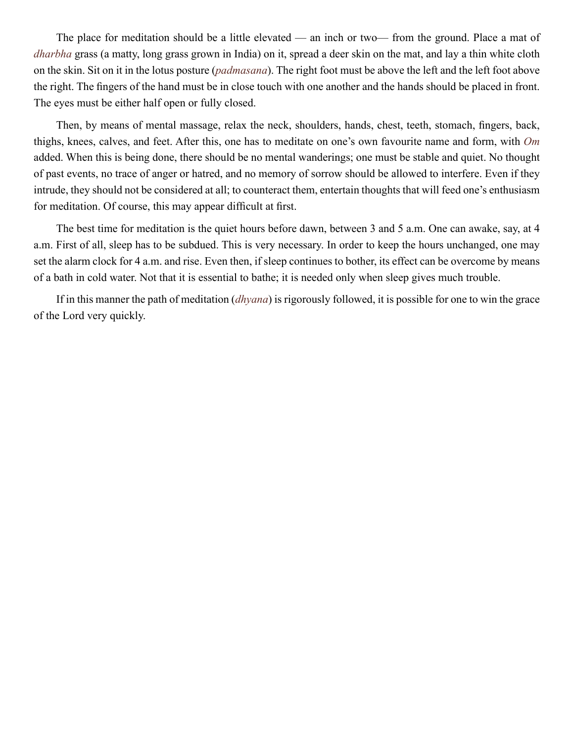The place for meditation should be a little elevated — an inch or two— from the ground. Place a mat of *dharbha* grass (a matty, long grass grown in India) on it, spread a deer skin on the mat, and lay a thin white cloth on the skin. Sit on it in the lotus posture (*padmasana*). The right foot must be above the left and the left foot above the right. The fingers of the hand must be in close touch with one another and the hands should be placed in front. The eyes must be either half open or fully closed.

Then, by means of mental massage, relax the neck, shoulders, hands, chest, teeth, stomach, fingers, back, thighs, knees, calves, and feet. After this, one has to meditate on one's own favourite name and form, with *Om* added. When this is being done, there should be no mental wanderings; one must be stable and quiet. No thought of past events, no trace of anger or hatred, and no memory of sorrow should be allowed to interfere. Even if they intrude, they should not be considered at all; to counteract them, entertain thoughts that will feed one's enthusiasm for meditation. Of course, this may appear difficult at first.

The best time for meditation is the quiet hours before dawn, between 3 and 5 a.m. One can awake, say, at 4 a.m. First of all, sleep has to be subdued. This is very necessary. In order to keep the hours unchanged, one may set the alarm clock for 4 a.m. and rise. Even then, if sleep continues to bother, its effect can be overcome by means of a bath in cold water. Not that it is essential to bathe; it is needed only when sleep gives much trouble.

If in this manner the path of meditation (*dhyana*) is rigorously followed, it is possible for one to win the grace of the Lord very quickly.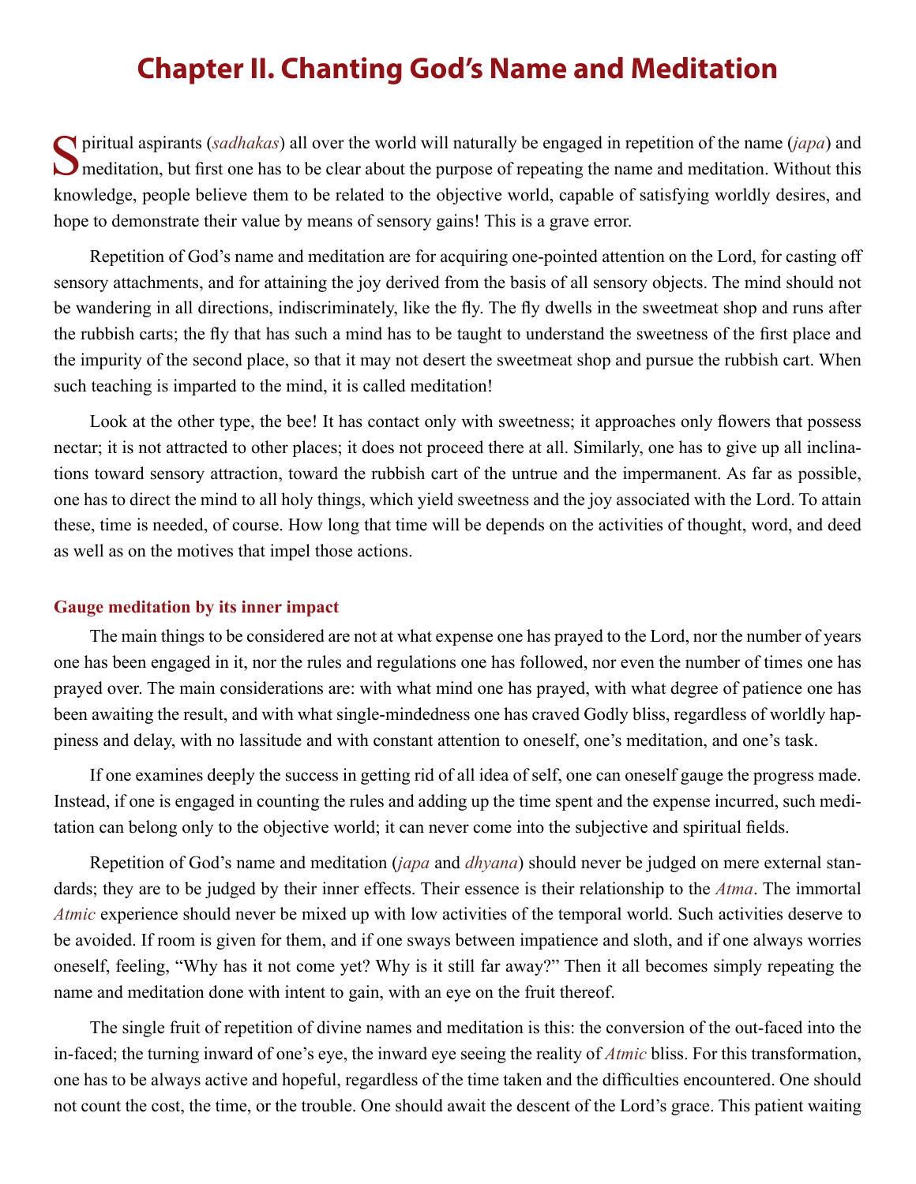# Chapter II. Chanting God's Name and Meditation

Spiritual aspirants (*sadhakas*) all over the world will naturally be engaged in repetition of the name (*japa*) and meditation, but first one has to be clear about the purpose of repeating the name and meditation. Without this knowledge, people believe them to be related to the objective world, capable of satisfying worldly desires, and hope to demonstrate their value by means of sensory gains! This is a grave error.

Repetition of God's name and meditation are for acquiring one-pointed attention on the Lord, for casting off sensory attachments, and for attaining the joy derived from the basis of all sensory objects. The mind should not be wandering in all directions, indiscriminately, like the fly. The fly dwells in the sweetmeat shop and runs after the rubbish carts; the fly that has such a mind has to be taught to understand the sweetness of the first place and the impurity of the second place, so that it may not desert the sweetmeat shop and pursue the rubbish cart. When such teaching is imparted to the mind, it is called meditation!

Look at the other type, the bee! It has contact only with sweetness; it approaches only flowers that possess nectar; it is not attracted to other places; it does not proceed there at all. Similarly, one has to give up all inclinations toward sensory attraction, toward the rubbish cart of the untrue and the impermanent. As far as possible, one has to direct the mind to all holy things, which yield sweetness and the joy associated with the Lord. To attain these, time is needed, of course. How long that time will be depends on the activities of thought, word, and deed as well as on the motives that impel those actions.

### Gauge meditation by its inner impact

The main things to be considered are not at what expense one has prayed to the Lord, nor the number of years one has been engaged in it, nor the rules and regulations one has followed, nor even the number of times one has prayed over. The main considerations are: with what mind one has prayed, with what degree of patience one has been awaiting the result, and with what single-mindedness one has craved Godly bliss, regardless of worldly happiness and delay, with no lassitude and with constant attention to oneself, one's meditation, and one's task.

If one examines deeply the success in getting rid of all idea of self, one can oneself gauge the progress made. Instead, if one is engaged in counting the rules and adding up the time spent and the expense incurred, such meditation can belong only to the objective world; it can never come into the subjective and spiritual fields.

Repetition of God's name and meditation (*japa* and *dhyana*) should never be judged on mere external standards; they are to be judged by their inner effects. Their essence is their relationship to the *Atma*. The immortal *Atmic* experience should never be mixed up with low activities of the temporal world. Such activities deserve to be avoided. If room is given for them, and if one sways between impatience and sloth, and if one always worries oneself, feeling, "Why has it not come yet? Why is it still far away?" Then it all becomes simply repeating the name and meditation done with intent to gain, with an eye on the fruit thereof.

The single fruit of repetition of divine names and meditation is this: the conversion of the out-faced into the in-faced; the turning inward of one's eye, the inward eye seeing the reality of *Atmic* bliss. For this transformation, one has to be always active and hopeful, regardless of the time taken and the difficulties encountered. One should not count the cost, the time, or the trouble. One should await the descent of the Lord's grace. This patient waiting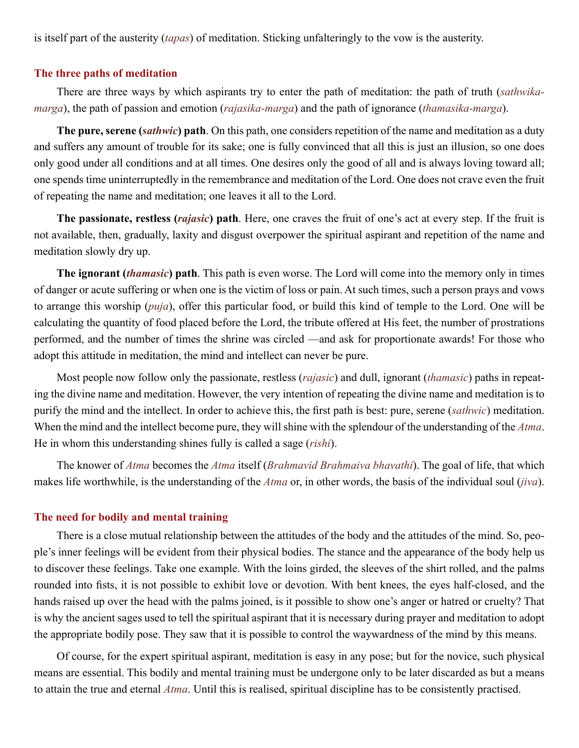is itself part of the austerity (*tapas*) of meditation. Sticking unfalteringly to the vow is the austerity.

## The three paths of meditation

There are three ways by which aspirants try to enter the path of meditation: the path of truth (*sathwika-marga*), the path of passion and emotion (*rajasika-marga*) and the path of ignorance (*thamasika-marga*).

**The pure, serene (*sathwic*) path**. On this path, one considers repetition of the name and meditation as a duty and suffers any amount of trouble for its sake; one is fully convinced that all this is just an illusion, so one does only good under all conditions and at all times. One desires only the good of all and is always loving toward all; one spends time uninterruptedly in the remembrance and meditation of the Lord. One does not crave even the fruit of repeating the name and meditation; one leaves it all to the Lord.

**The passionate, restless (*rajasic*) path**. Here, one craves the fruit of one's act at every step. If the fruit is not available, then, gradually, laxity and disgust overpower the spiritual aspirant and repetition of the name and meditation slowly dry up.

**The ignorant (*thamasic*) path**. This path is even worse. The Lord will come into the memory only in times of danger or acute suffering or when one is the victim of loss or pain. At such times, such a person prays and vows to arrange this worship (*puja*), offer this particular food, or build this kind of temple to the Lord. One will be calculating the quantity of food placed before the Lord, the tribute offered at His feet, the number of prostrations performed, and the number of times the shrine was circled —and ask for proportionate awards! For those who adopt this attitude in meditation, the mind and intellect can never be pure.

Most people now follow only the passionate, restless (*rajasic*) and dull, ignorant (*thamasic*) paths in repeating the divine name and meditation. However, the very intention of repeating the divine name and meditation is to purify the mind and the intellect. In order to achieve this, the first path is best: pure, serene (*sathwic*) meditation. When the mind and the intellect become pure, they will shine with the splendour of the understanding of the *Atma*. He in whom this understanding shines fully is called a sage (*rishi*).

The knower of *Atma* becomes the *Atma* itself (*Brahmavid Brahmaiva bhavathi*). The goal of life, that which makes life worthwhile, is the understanding of the *Atma* or, in other words, the basis of the individual soul (*jiva*).

## The need for bodily and mental training

There is a close mutual relationship between the attitudes of the body and the attitudes of the mind. So, people's inner feelings will be evident from their physical bodies. The stance and the appearance of the body help us to discover these feelings. Take one example. With the loins girded, the sleeves of the shirt rolled, and the palms rounded into fists, it is not possible to exhibit love or devotion. With bent knees, the eyes half-closed, and the hands raised up over the head with the palms joined, is it possible to show one's anger or hatred or cruelty? That is why the ancient sages used to tell the spiritual aspirant that it is necessary during prayer and meditation to adopt the appropriate bodily pose. They saw that it is possible to control the waywardness of the mind by this means.

Of course, for the expert spiritual aspirant, meditation is easy in any pose; but for the novice, such physical means are essential. This bodily and mental training must be undergone only to be later discarded as but a means to attain the true and eternal *Atma*. Until this is realised, spiritual discipline has to be consistently practised.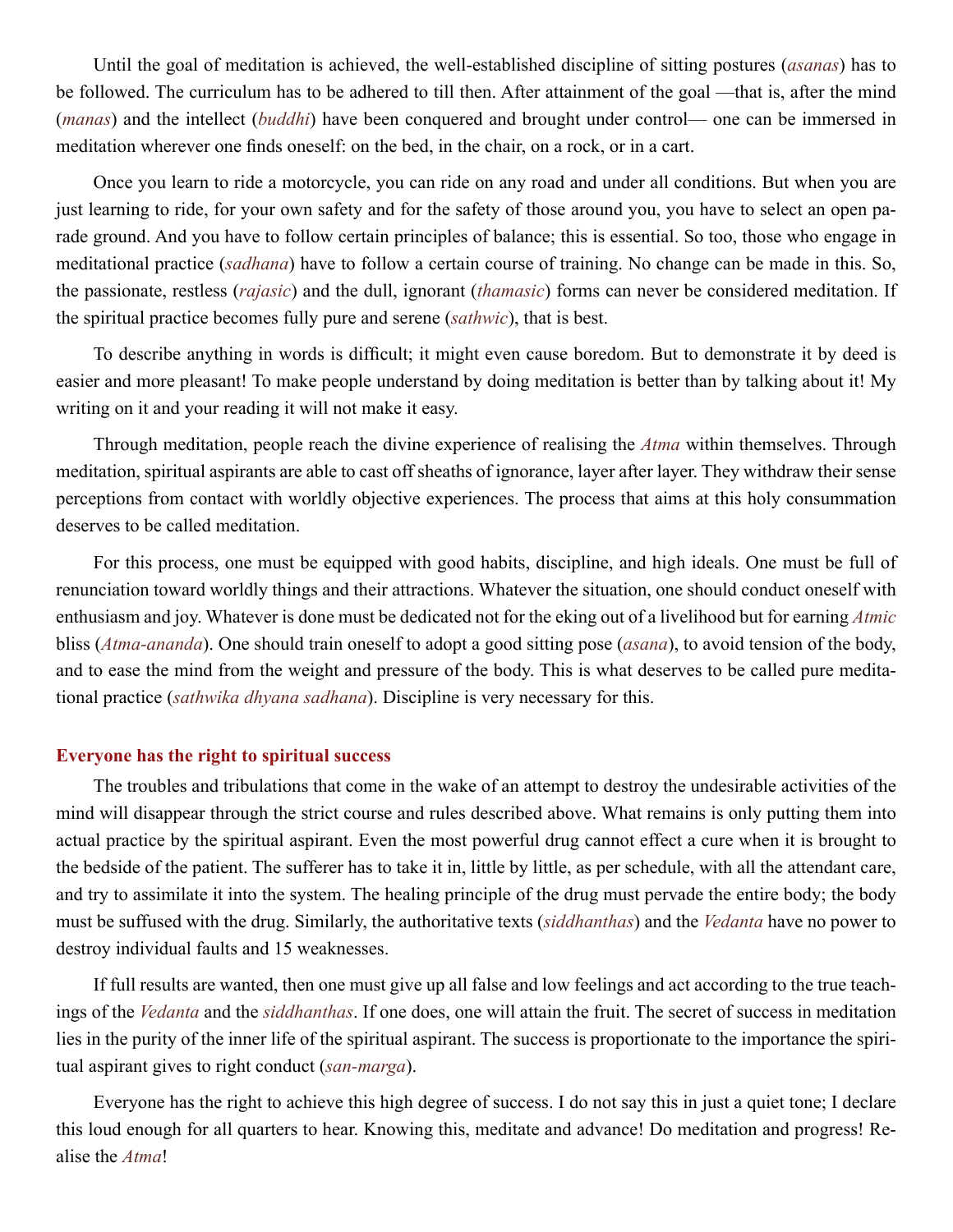Until the goal of meditation is achieved, the well-established discipline of sitting postures (*asanas*) has to be followed. The curriculum has to be adhered to till then. After attainment of the goal —that is, after the mind (*manas*) and the intellect (*buddhi*) have been conquered and brought under control— one can be immersed in meditation wherever one finds oneself: on the bed, in the chair, on a rock, or in a cart.

Once you learn to ride a motorcycle, you can ride on any road and under all conditions. But when you are just learning to ride, for your own safety and for the safety of those around you, you have to select an open parade ground. And you have to follow certain principles of balance; this is essential. So too, those who engage in meditational practice (*sadhana*) have to follow a certain course of training. No change can be made in this. So, the passionate, restless (*rajasic*) and the dull, ignorant (*thamasic*) forms can never be considered meditation. If the spiritual practice becomes fully pure and serene (*sathwic*), that is best.

To describe anything in words is difficult; it might even cause boredom. But to demonstrate it by deed is easier and more pleasant! To make people understand by doing meditation is better than by talking about it! My writing on it and your reading it will not make it easy.

Through meditation, people reach the divine experience of realising the *Atma* within themselves. Through meditation, spiritual aspirants are able to cast off sheaths of ignorance, layer after layer. They withdraw their sense perceptions from contact with worldly objective experiences. The process that aims at this holy consummation deserves to be called meditation.

For this process, one must be equipped with good habits, discipline, and high ideals. One must be full of renunciation toward worldly things and their attractions. Whatever the situation, one should conduct oneself with enthusiasm and joy. Whatever is done must be dedicated not for the eking out of a livelihood but for earning *Atmic* bliss (*Atma-ananda*). One should train oneself to adopt a good sitting pose (*asana*), to avoid tension of the body, and to ease the mind from the weight and pressure of the body. This is what deserves to be called pure meditational practice (*sathwika dhyana sadhana*). Discipline is very necessary for this.

### Everyone has the right to spiritual success

The troubles and tribulations that come in the wake of an attempt to destroy the undesirable activities of the mind will disappear through the strict course and rules described above. What remains is only putting them into actual practice by the spiritual aspirant. Even the most powerful drug cannot effect a cure when it is brought to the bedside of the patient. The sufferer has to take it in, little by little, as per schedule, with all the attendant care, and try to assimilate it into the system. The healing principle of the drug must pervade the entire body; the body must be suffused with the drug. Similarly, the authoritative texts (*siddhanthas*) and the *Vedanta* have no power to destroy individual faults and 15 weaknesses.

If full results are wanted, then one must give up all false and low feelings and act according to the true teachings of the *Vedanta* and the *siddhanthas*. If one does, one will attain the fruit. The secret of success in meditation lies in the purity of the inner life of the spiritual aspirant. The success is proportionate to the importance the spiritual aspirant gives to right conduct (*san-marga*).

Everyone has the right to achieve this high degree of success. I do not say this in just a quiet tone; I declare this loud enough for all quarters to hear. Knowing this, meditate and advance! Do meditation and progress! Realise the *Atma*!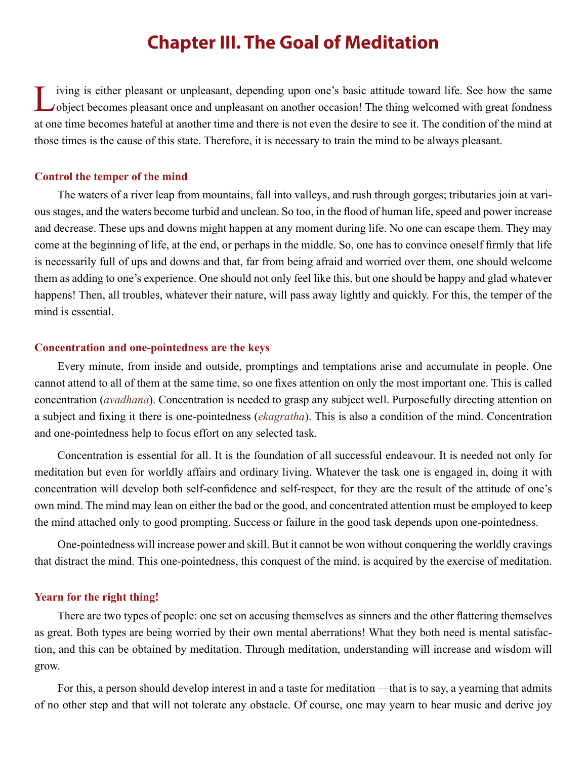# Chapter III. The Goal of Meditation

Living is either pleasant or unpleasant, depending upon one's basic attitude toward life. See how the same object becomes pleasant once and unpleasant on another occasion! The thing welcomed with great fondness at one time becomes hateful at another time and there is not even the desire to see it. The condition of the mind at those times is the cause of this state. Therefore, it is necessary to train the mind to be always pleasant.

### Control the temper of the mind

The waters of a river leap from mountains, fall into valleys, and rush through gorges; tributaries join at various stages, and the waters become turbid and unclean. So too, in the flood of human life, speed and power increase and decrease. These ups and downs might happen at any moment during life. No one can escape them. They may come at the beginning of life, at the end, or perhaps in the middle. So, one has to convince oneself firmly that life is necessarily full of ups and downs and that, far from being afraid and worried over them, one should welcome them as adding to one's experience. One should not only feel like this, but one should be happy and glad whatever happens! Then, all troubles, whatever their nature, will pass away lightly and quickly. For this, the temper of the mind is essential.

### Concentration and one-pointedness are the keys

Every minute, from inside and outside, promptings and temptations arise and accumulate in people. One cannot attend to all of them at the same time, so one fixes attention on only the most important one. This is called concentration (*avadhana*). Concentration is needed to grasp any subject well. Purposefully directing attention on a subject and fixing it there is one-pointedness (*ekagratha*). This is also a condition of the mind. Concentration and one-pointedness help to focus effort on any selected task.

Concentration is essential for all. It is the foundation of all successful endeavour. It is needed not only for meditation but even for worldly affairs and ordinary living. Whatever the task one is engaged in, doing it with concentration will develop both self-confidence and self-respect, for they are the result of the attitude of one's own mind. The mind may lean on either the bad or the good, and concentrated attention must be employed to keep the mind attached only to good prompting. Success or failure in the good task depends upon one-pointedness.

One-pointedness will increase power and skill. But it cannot be won without conquering the worldly cravings that distract the mind. This one-pointedness, this conquest of the mind, is acquired by the exercise of meditation.

### Yearn for the right thing!

There are two types of people: one set on accusing themselves as sinners and the other flattering themselves as great. Both types are being worried by their own mental aberrations! What they both need is mental satisfaction, and this can be obtained by meditation. Through meditation, understanding will increase and wisdom will grow.

For this, a person should develop interest in and a taste for meditation —that is to say, a yearning that admits of no other step and that will not tolerate any obstacle. Of course, one may yearn to hear music and derive joy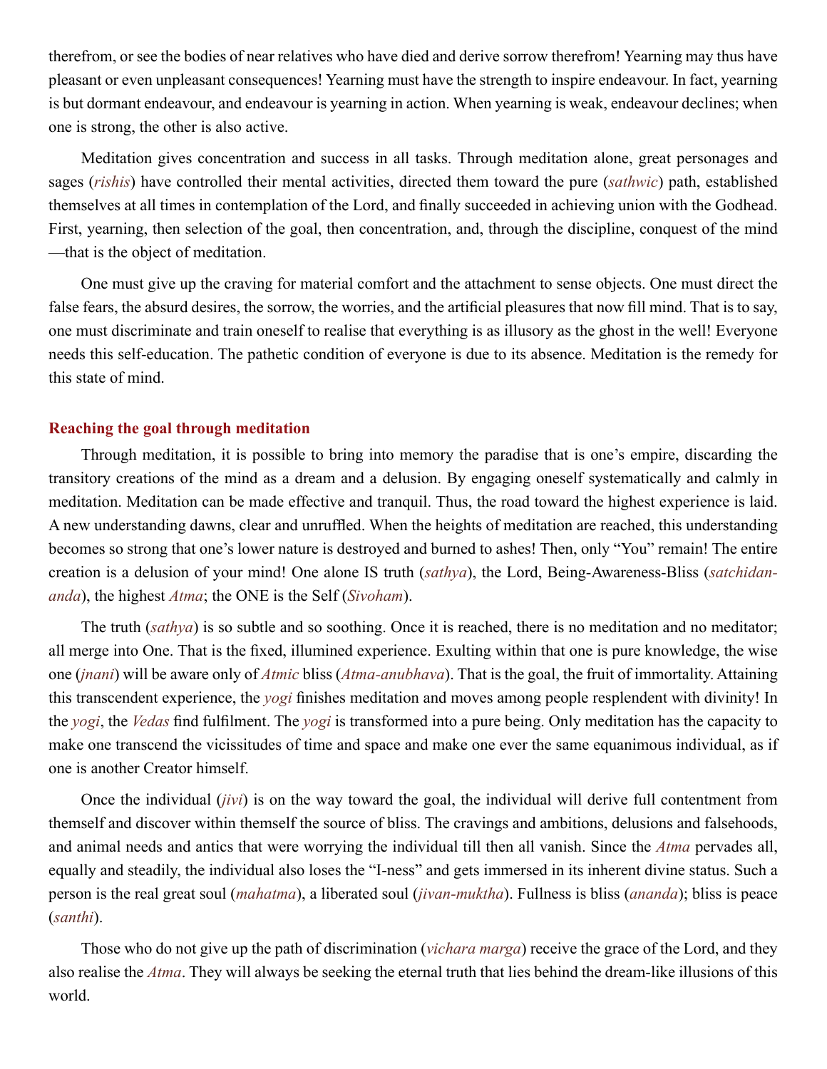therefrom, or see the bodies of near relatives who have died and derive sorrow therefrom! Yearning may thus have pleasant or even unpleasant consequences! Yearning must have the strength to inspire endeavour. In fact, yearning is but dormant endeavour, and endeavour is yearning in action. When yearning is weak, endeavour declines; when one is strong, the other is also active.

Meditation gives concentration and success in all tasks. Through meditation alone, great personages and sages (*rishis*) have controlled their mental activities, directed them toward the pure (*sathwic*) path, established themselves at all times in contemplation of the Lord, and finally succeeded in achieving union with the Godhead. First, yearning, then selection of the goal, then concentration, and, through the discipline, conquest of the mind—that is the object of meditation.

One must give up the craving for material comfort and the attachment to sense objects. One must direct the false fears, the absurd desires, the sorrow, the worries, and the artificial pleasures that now fill mind. That is to say, one must discriminate and train oneself to realise that everything is as illusory as the ghost in the well! Everyone needs this self-education. The pathetic condition of everyone is due to its absence. Meditation is the remedy for this state of mind.

### Reaching the goal through meditation

Through meditation, it is possible to bring into memory the paradise that is one's empire, discarding the transitory creations of the mind as a dream and a delusion. By engaging oneself systematically and calmly in meditation. Meditation can be made effective and tranquil. Thus, the road toward the highest experience is laid. A new understanding dawns, clear and unruffled. When the heights of meditation are reached, this understanding becomes so strong that one's lower nature is destroyed and burned to ashes! Then, only "You" remain! The entire creation is a delusion of your mind! One alone IS truth (*sathya*), the Lord, Being-Awareness-Bliss (*satchidananda*), the highest *Atma*; the ONE is the Self (*Sivoham*).

The truth (*sathya*) is so subtle and so soothing. Once it is reached, there is no meditation and no meditator; all merge into One. That is the fixed, illumined experience. Exulting within that one is pure knowledge, the wise one (*jnani*) will be aware only of *Atmic* bliss (*Atma-anubhava*). That is the goal, the fruit of immortality. Attaining this transcendent experience, the *yogi* finishes meditation and moves among people resplendent with divinity! In the *yogi*, the *Vedas* find fulfilment. The *yogi* is transformed into a pure being. Only meditation has the capacity to make one transcend the vicissitudes of time and space and make one ever the same equanimous individual, as if one is another Creator himself.

Once the individual (*jivi*) is on the way toward the goal, the individual will derive full contentment from themself and discover within themself the source of bliss. The cravings and ambitions, delusions and falsehoods, and animal needs and antics that were worrying the individual till then all vanish. Since the *Atma* pervades all, equally and steadily, the individual also loses the "I-ness" and gets immersed in its inherent divine status. Such a person is the real great soul (*mahatma*), a liberated soul (*jivan-muktha*). Fullness is bliss (*ananda*); bliss is peace (*santhi*).

Those who do not give up the path of discrimination (*vichara marga*) receive the grace of the Lord, and they also realise the *Atma*. They will always be seeking the eternal truth that lies behind the dream-like illusions of this world.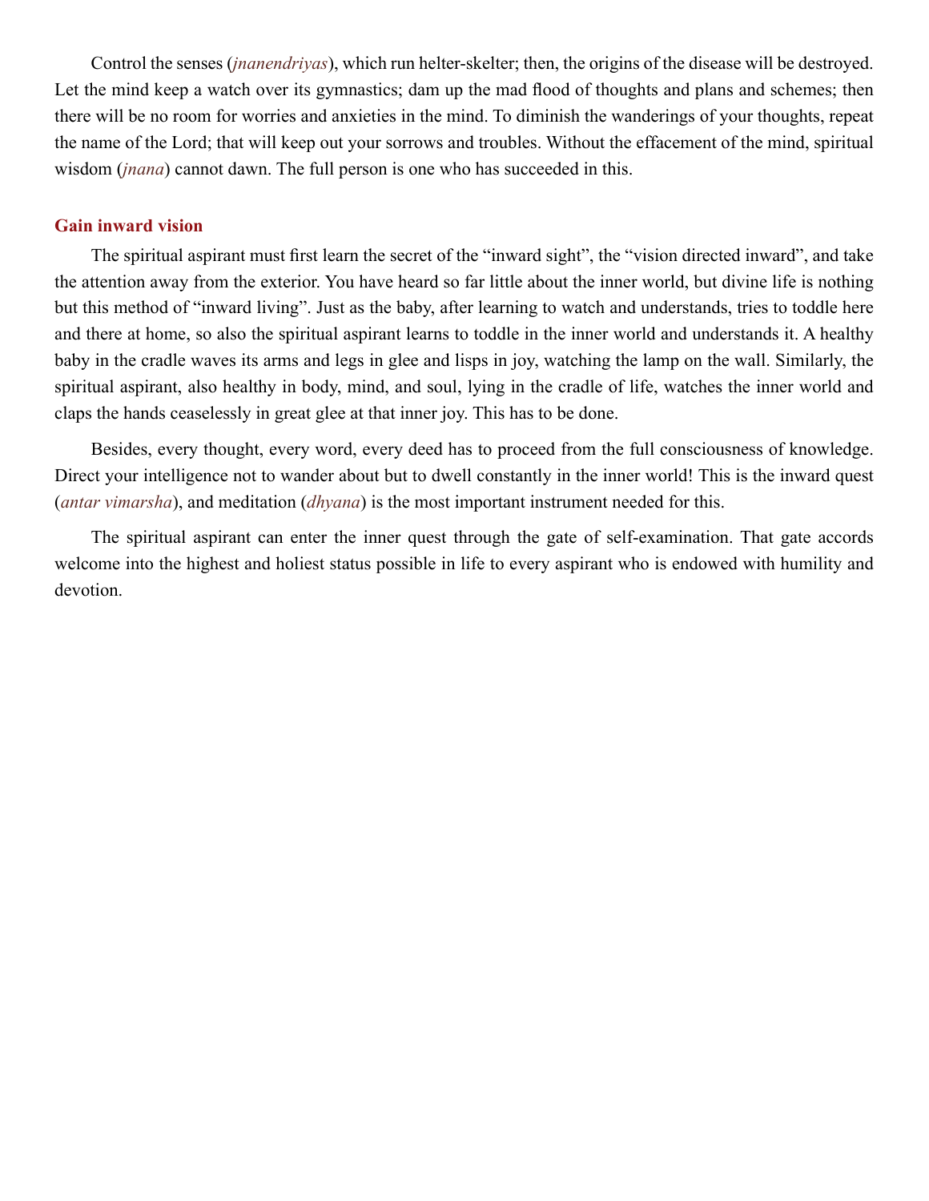Control the senses (*jnanendriyas*), which run helter-skelter; then, the origins of the disease will be destroyed. Let the mind keep a watch over its gymnastics; dam up the mad flood of thoughts and plans and schemes; then there will be no room for worries and anxieties in the mind. To diminish the wanderings of your thoughts, repeat the name of the Lord; that will keep out your sorrows and troubles. Without the effacement of the mind, spiritual wisdom (*jnana*) cannot dawn. The full person is one who has succeeded in this.

## Gain inward vision

The spiritual aspirant must first learn the secret of the "inward sight", the "vision directed inward", and take the attention away from the exterior. You have heard so far little about the inner world, but divine life is nothing but this method of "inward living". Just as the baby, after learning to watch and understands, tries to toddle here and there at home, so also the spiritual aspirant learns to toddle in the inner world and understands it. A healthy baby in the cradle waves its arms and legs in glee and lisps in joy, watching the lamp on the wall. Similarly, the spiritual aspirant, also healthy in body, mind, and soul, lying in the cradle of life, watches the inner world and claps the hands ceaselessly in great glee at that inner joy. This has to be done.

Besides, every thought, every word, every deed has to proceed from the full consciousness of knowledge. Direct your intelligence not to wander about but to dwell constantly in the inner world! This is the inward quest (*antar vimarsha*), and meditation (*dhyana*) is the most important instrument needed for this.

The spiritual aspirant can enter the inner quest through the gate of self-examination. That gate accords welcome into the highest and holiest status possible in life to every aspirant who is endowed with humility and devotion.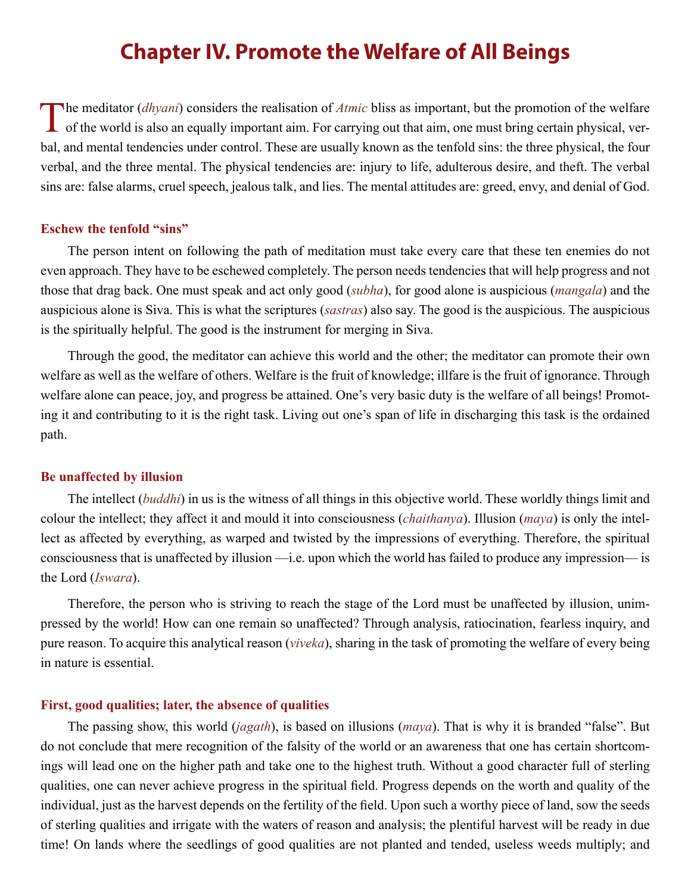# Chapter IV. Promote the Welfare of All Beings

The meditator (*dhyani*) considers the realisation of *Atmic* bliss as important, but the promotion of the welfare of the world is also an equally important aim. For carrying out that aim, one must bring certain physical, verbal, and mental tendencies under control. These are usually known as the tenfold sins: the three physical, the four verbal, and the three mental. The physical tendencies are: injury to life, adulterous desire, and theft. The verbal sins are: false alarms, cruel speech, jealous talk, and lies. The mental attitudes are: greed, envy, and denial of God.

### Eschew the tenfold "sins"

The person intent on following the path of meditation must take every care that these ten enemies do not even approach. They have to be eschewed completely. The person needs tendencies that will help progress and not those that drag back. One must speak and act only good (*subha*), for good alone is auspicious (*mangala*) and the auspicious alone is Siva. This is what the scriptures (*sastras*) also say. The good is the auspicious. The auspicious is the spiritually helpful. The good is the instrument for merging in Siva.

Through the good, the meditator can achieve this world and the other; the meditator can promote their own welfare as well as the welfare of others. Welfare is the fruit of knowledge; illfare is the fruit of ignorance. Through welfare alone can peace, joy, and progress be attained. One's very basic duty is the welfare of all beings! Promoting it and contributing to it is the right task. Living out one's span of life in discharging this task is the ordained path.

### Be unaffected by illusion

The intellect (*buddhi*) in us is the witness of all things in this objective world. These worldly things limit and colour the intellect; they affect it and mould it into consciousness (*chaithanya*). Illusion (*maya*) is only the intellect as affected by everything, as warped and twisted by the impressions of everything. Therefore, the spiritual consciousness that is unaffected by illusion —i.e. upon which the world has failed to produce any impression— is the Lord (*Iswara*).

Therefore, the person who is striving to reach the stage of the Lord must be unaffected by illusion, unimpressed by the world! How can one remain so unaffected? Through analysis, ratiocination, fearless inquiry, and pure reason. To acquire this analytical reason (*viveka*), sharing in the task of promoting the welfare of every being in nature is essential.

### First, good qualities; later, the absence of qualities

The passing show, this world (*jagath*), is based on illusions (*maya*). That is why it is branded "false". But do not conclude that mere recognition of the falsity of the world or an awareness that one has certain shortcomings will lead one on the higher path and take one to the highest truth. Without a good character full of sterling qualities, one can never achieve progress in the spiritual field. Progress depends on the worth and quality of the individual, just as the harvest depends on the fertility of the field. Upon such a worthy piece of land, sow the seeds of sterling qualities and irrigate with the waters of reason and analysis; the plentiful harvest will be ready in due time! On lands where the seedlings of good qualities are not planted and tended, useless weeds multiply; and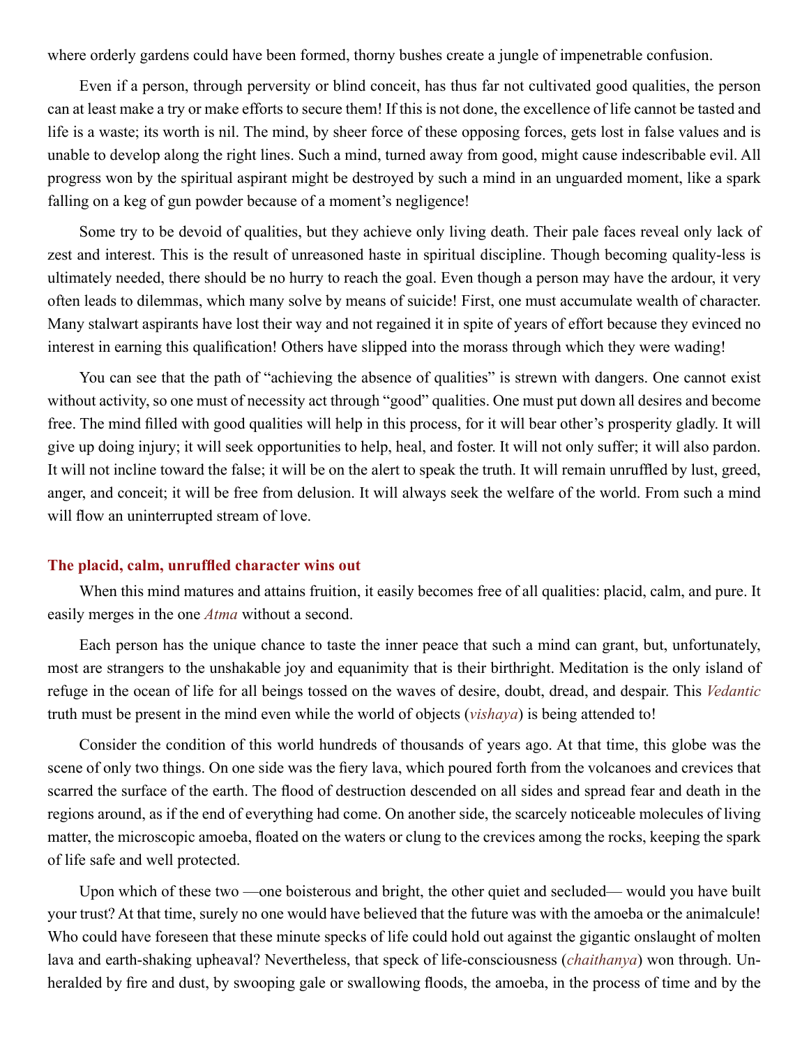where orderly gardens could have been formed, thorny bushes create a jungle of impenetrable confusion.

Even if a person, through perversity or blind conceit, has thus far not cultivated good qualities, the person can at least make a try or make efforts to secure them! If this is not done, the excellence of life cannot be tasted and life is a waste; its worth is nil. The mind, by sheer force of these opposing forces, gets lost in false values and is unable to develop along the right lines. Such a mind, turned away from good, might cause indescribable evil. All progress won by the spiritual aspirant might be destroyed by such a mind in an unguarded moment, like a spark falling on a keg of gun powder because of a moment's negligence!

Some try to be devoid of qualities, but they achieve only living death. Their pale faces reveal only lack of zest and interest. This is the result of unreasoned haste in spiritual discipline. Though becoming quality-less is ultimately needed, there should be no hurry to reach the goal. Even though a person may have the ardour, it very often leads to dilemmas, which many solve by means of suicide! First, one must accumulate wealth of character. Many stalwart aspirants have lost their way and not regained it in spite of years of effort because they evinced no interest in earning this qualification! Others have slipped into the morass through which they were wading!

You can see that the path of "achieving the absence of qualities" is strewn with dangers. One cannot exist without activity, so one must of necessity act through "good" qualities. One must put down all desires and become free. The mind filled with good qualities will help in this process, for it will bear other's prosperity gladly. It will give up doing injury; it will seek opportunities to help, heal, and foster. It will not only suffer; it will also pardon. It will not incline toward the false; it will be on the alert to speak the truth. It will remain unruffled by lust, greed, anger, and conceit; it will be free from delusion. It will always seek the welfare of the world. From such a mind will flow an uninterrupted stream of love.

### The placid, calm, unruffled character wins out

When this mind matures and attains fruition, it easily becomes free of all qualities: placid, calm, and pure. It easily merges in the one *Atma* without a second.

Each person has the unique chance to taste the inner peace that such a mind can grant, but, unfortunately, most are strangers to the unshakable joy and equanimity that is their birthright. Meditation is the only island of refuge in the ocean of life for all beings tossed on the waves of desire, doubt, dread, and despair. This *Vedantic* truth must be present in the mind even while the world of objects (*vishaya*) is being attended to!

Consider the condition of this world hundreds of thousands of years ago. At that time, this globe was the scene of only two things. On one side was the fiery lava, which poured forth from the volcanoes and crevices that scarred the surface of the earth. The flood of destruction descended on all sides and spread fear and death in the regions around, as if the end of everything had come. On another side, the scarcely noticeable molecules of living matter, the microscopic amoeba, floated on the waters or clung to the crevices among the rocks, keeping the spark of life safe and well protected.

Upon which of these two —one boisterous and bright, the other quiet and secluded— would you have built your trust? At that time, surely no one would have believed that the future was with the amoeba or the animalcule! Who could have foreseen that these minute specks of life could hold out against the gigantic onslaught of molten lava and earth-shaking upheaval? Nevertheless, that speck of life-consciousness (*chaithanya*) won through. Unheralded by fire and dust, by swooping gale or swallowing floods, the amoeba, in the process of time and by the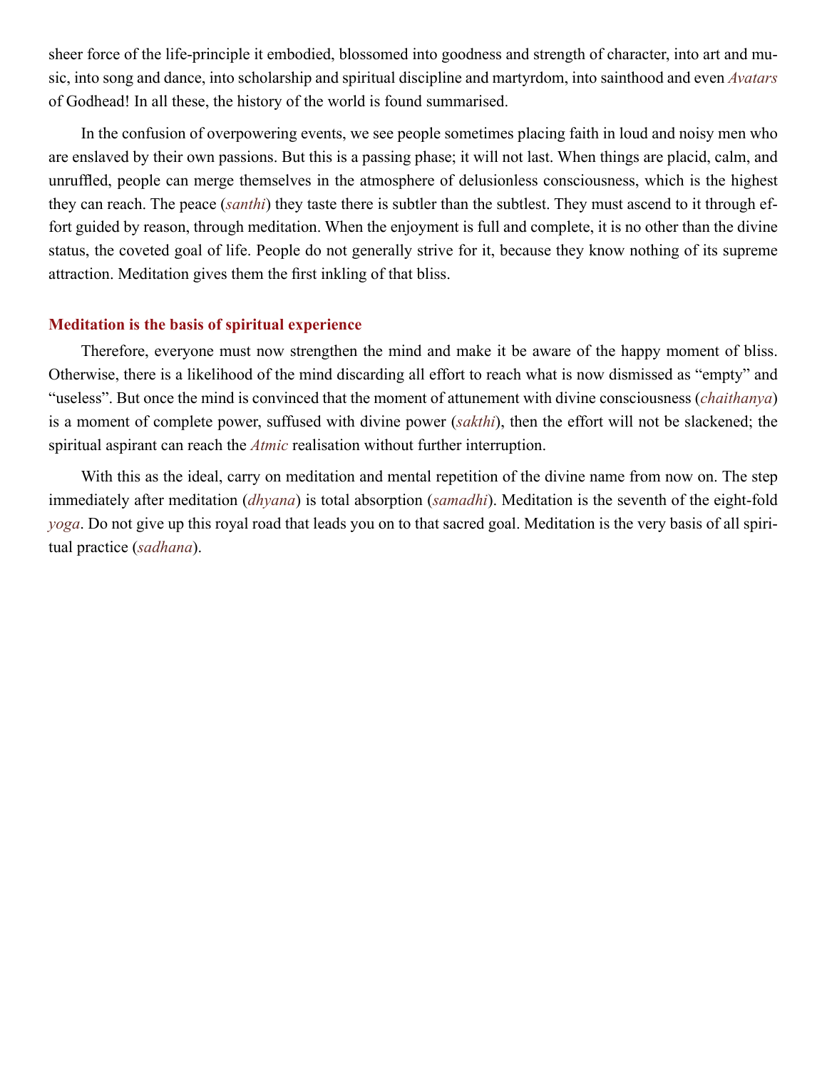sheer force of the life-principle it embodied, blossomed into goodness and strength of character, into art and music, into song and dance, into scholarship and spiritual discipline and martyrdom, into sainthood and even *Avatars* of Godhead! In all these, the history of the world is found summarised.

In the confusion of overpowering events, we see people sometimes placing faith in loud and noisy men who are enslaved by their own passions. But this is a passing phase; it will not last. When things are placid, calm, and unruffled, people can merge themselves in the atmosphere of delusionless consciousness, which is the highest they can reach. The peace (*santhi*) they taste there is subtler than the subtlest. They must ascend to it through effort guided by reason, through meditation. When the enjoyment is full and complete, it is no other than the divine status, the coveted goal of life. People do not generally strive for it, because they know nothing of its supreme attraction. Meditation gives them the first inkling of that bliss.

### Meditation is the basis of spiritual experience

Therefore, everyone must now strengthen the mind and make it be aware of the happy moment of bliss. Otherwise, there is a likelihood of the mind discarding all effort to reach what is now dismissed as "empty" and "useless". But once the mind is convinced that the moment of attunement with divine consciousness (*chaithanya*) is a moment of complete power, suffused with divine power (*sakthi*), then the effort will not be slackened; the spiritual aspirant can reach the *Atmic* realisation without further interruption.

With this as the ideal, carry on meditation and mental repetition of the divine name from now on. The step immediately after meditation (*dhyana*) is total absorption (*samadhi*). Meditation is the seventh of the eight-fold *yoga*. Do not give up this royal road that leads you on to that sacred goal. Meditation is the very basis of all spiritual practice (*sadhana*).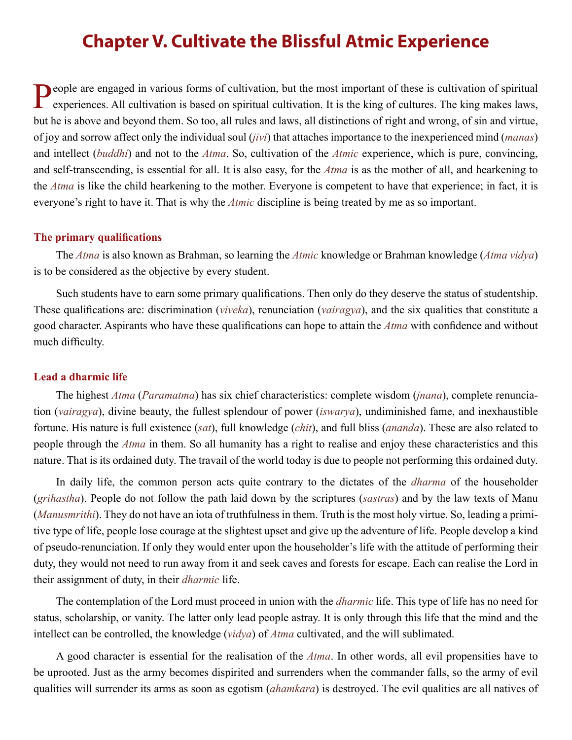# Chapter V. Cultivate the Blissful Atmic Experience

People are engaged in various forms of cultivation, but the most important of these is cultivation of spiritual experiences. All cultivation is based on spiritual cultivation. It is the king of cultures. The king makes laws, but he is above and beyond them. So too, all rules and laws, all distinctions of right and wrong, of sin and virtue, of joy and sorrow affect only the individual soul (*jivi*) that attaches importance to the inexperienced mind (*manas*) and intellect (*buddhi*) and not to the *Atma*. So, cultivation of the *Atmic* experience, which is pure, convincing, and self-transcending, is essential for all. It is also easy, for the *Atma* is as the mother of all, and hearkening to the *Atma* is like the child hearkening to the mother. Everyone is competent to have that experience; in fact, it is everyone's right to have it. That is why the *Atmic* discipline is being treated by me as so important.

### The primary qualifications

The *Atma* is also known as Brahman, so learning the *Atmic* knowledge or Brahman knowledge (*Atma vidya*) is to be considered as the objective by every student.

Such students have to earn some primary qualifications. Then only do they deserve the status of studentship. These qualifications are: discrimination (*viveka*), renunciation (*vairagya*), and the six qualities that constitute a good character. Aspirants who have these qualifications can hope to attain the *Atma* with confidence and without much difficulty.

### Lead a dharmic life

The highest *Atma* (*Paramatma*) has six chief characteristics: complete wisdom (*jnana*), complete renunciation (*vairagya*), divine beauty, the fullest splendour of power (*iswarya*), undiminished fame, and inexhaustible fortune. His nature is full existence (*sat*), full knowledge (*chit*), and full bliss (*ananda*). These are also related to people through the *Atma* in them. So all humanity has a right to realise and enjoy these characteristics and this nature. That is its ordained duty. The travail of the world today is due to people not performing this ordained duty.

In daily life, the common person acts quite contrary to the dictates of the *dharma* of the householder (*grihastha*). People do not follow the path laid down by the scriptures (*sastras*) and by the law texts of Manu (*Manusmrithi*). They do not have an iota of truthfulness in them. Truth is the most holy virtue. So, leading a primitive type of life, people lose courage at the slightest upset and give up the adventure of life. People develop a kind of pseudo-renunciation. If only they would enter upon the householder's life with the attitude of performing their duty, they would not need to run away from it and seek caves and forests for escape. Each can realise the Lord in their assignment of duty, in their *dharmic* life.

The contemplation of the Lord must proceed in union with the *dharmic* life. This type of life has no need for status, scholarship, or vanity. The latter only lead people astray. It is only through this life that the mind and the intellect can be controlled, the knowledge (*vidya*) of *Atma* cultivated, and the will sublimated.

A good character is essential for the realisation of the *Atma*. In other words, all evil propensities have to be uprooted. Just as the army becomes dispirited and surrenders when the commander falls, so the army of evil qualities will surrender its arms as soon as egotism (*ahamkara*) is destroyed. The evil qualities are all natives of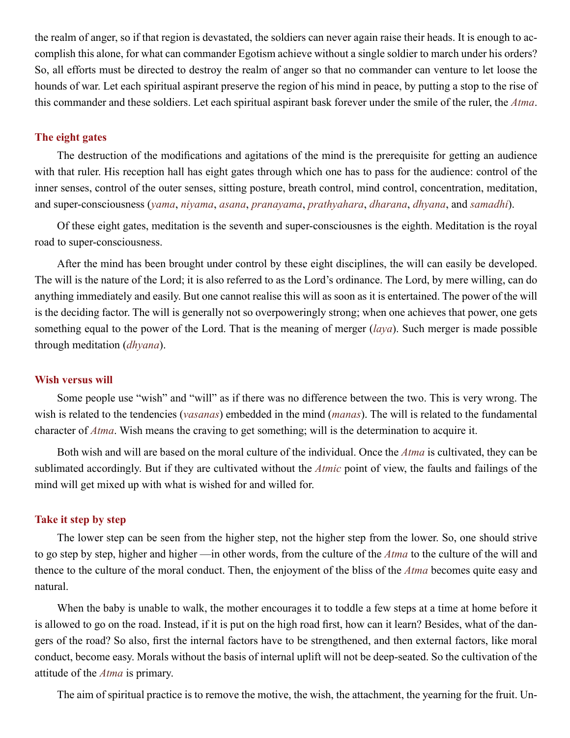the realm of anger, so if that region is devastated, the soldiers can never again raise their heads. It is enough to accomplish this alone, for what can commander Egotism achieve without a single soldier to march under his orders? So, all efforts must be directed to destroy the realm of anger so that no commander can venture to let loose the hounds of war. Let each spiritual aspirant preserve the region of his mind in peace, by putting a stop to the rise of this commander and these soldiers. Let each spiritual aspirant bask forever under the smile of the ruler, the *Atma*.

### The eight gates

The destruction of the modifications and agitations of the mind is the prerequisite for getting an audience with that ruler. His reception hall has eight gates through which one has to pass for the audience: control of the inner senses, control of the outer senses, sitting posture, breath control, mind control, concentration, meditation, and super-consciousness (*yama*, *niyama*, *asana*, *pranayama*, *prathyahara*, *dharana*, *dhyana*, and *samadhi*).

Of these eight gates, meditation is the seventh and super-consciousnes is the eighth. Meditation is the royal road to super-consciousness.

After the mind has been brought under control by these eight disciplines, the will can easily be developed. The will is the nature of the Lord; it is also referred to as the Lord's ordinance. The Lord, by mere willing, can do anything immediately and easily. But one cannot realise this will as soon as it is entertained. The power of the will is the deciding factor. The will is generally not so overpoweringly strong; when one achieves that power, one gets something equal to the power of the Lord. That is the meaning of merger (*laya*). Such merger is made possible through meditation (*dhyana*).

### Wish versus will

Some people use "wish" and "will" as if there was no difference between the two. This is very wrong. The wish is related to the tendencies (*vasanas*) embedded in the mind (*manas*). The will is related to the fundamental character of *Atma*. Wish means the craving to get something; will is the determination to acquire it.

Both wish and will are based on the moral culture of the individual. Once the *Atma* is cultivated, they can be sublimated accordingly. But if they are cultivated without the *Atmic* point of view, the faults and failings of the mind will get mixed up with what is wished for and willed for.

### Take it step by step

The lower step can be seen from the higher step, not the higher step from the lower. So, one should strive to go step by step, higher and higher —in other words, from the culture of the *Atma* to the culture of the will and thence to the culture of the moral conduct. Then, the enjoyment of the bliss of the *Atma* becomes quite easy and natural.

When the baby is unable to walk, the mother encourages it to toddle a few steps at a time at home before it is allowed to go on the road. Instead, if it is put on the high road first, how can it learn? Besides, what of the dangers of the road? So also, first the internal factors have to be strengthened, and then external factors, like moral conduct, become easy. Morals without the basis of internal uplift will not be deep-seated. So the cultivation of the attitude of the *Atma* is primary.

The aim of spiritual practice is to remove the motive, the wish, the attachment, the yearning for the fruit. Un-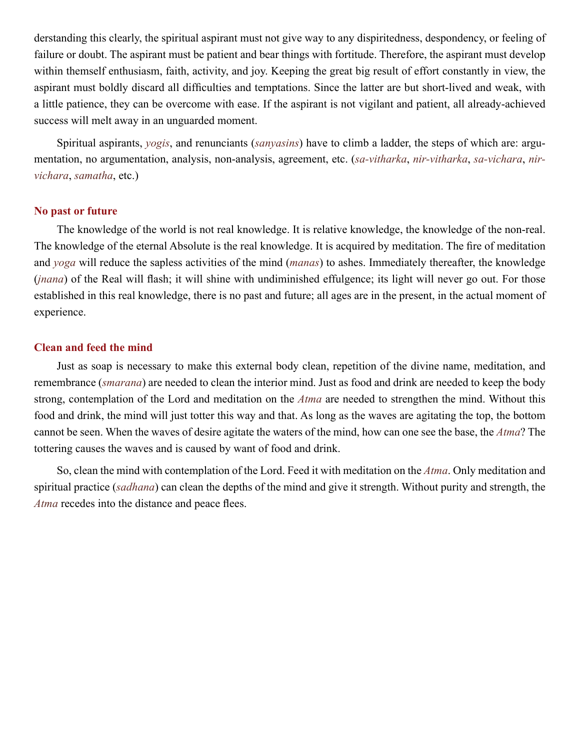derstanding this clearly, the spiritual aspirant must not give way to any dispiritedness, despondency, or feeling of failure or doubt. The aspirant must be patient and bear things with fortitude. Therefore, the aspirant must develop within themself enthusiasm, faith, activity, and joy. Keeping the great big result of effort constantly in view, the aspirant must boldly discard all difficulties and temptations. Since the latter are but short-lived and weak, with a little patience, they can be overcome with ease. If the aspirant is not vigilant and patient, all already-achieved success will melt away in an unguarded moment.

Spiritual aspirants, *yogis*, and renunciants (*sanyasins*) have to climb a ladder, the steps of which are: argumentation, no argumentation, analysis, non-analysis, agreement, etc. (*sa-vitharka*, *nir-vitharka*, *sa-vichara*, *nir-vichara*, *samatha*, etc.)

## No past or future

The knowledge of the world is not real knowledge. It is relative knowledge, the knowledge of the non-real. The knowledge of the eternal Absolute is the real knowledge. It is acquired by meditation. The fire of meditation and *yoga* will reduce the sapless activities of the mind (*manas*) to ashes. Immediately thereafter, the knowledge (*jnana*) of the Real will flash; it will shine with undiminished effulgence; its light will never go out. For those established in this real knowledge, there is no past and future; all ages are in the present, in the actual moment of experience.

## Clean and feed the mind

Just as soap is necessary to make this external body clean, repetition of the divine name, meditation, and remembrance (*smarana*) are needed to clean the interior mind. Just as food and drink are needed to keep the body strong, contemplation of the Lord and meditation on the *Atma* are needed to strengthen the mind. Without this food and drink, the mind will just totter this way and that. As long as the waves are agitating the top, the bottom cannot be seen. When the waves of desire agitate the waters of the mind, how can one see the base, the *Atma*? The tottering causes the waves and is caused by want of food and drink.

So, clean the mind with contemplation of the Lord. Feed it with meditation on the *Atma*. Only meditation and spiritual practice (*sadhana*) can clean the depths of the mind and give it strength. Without purity and strength, the *Atma* recedes into the distance and peace flees.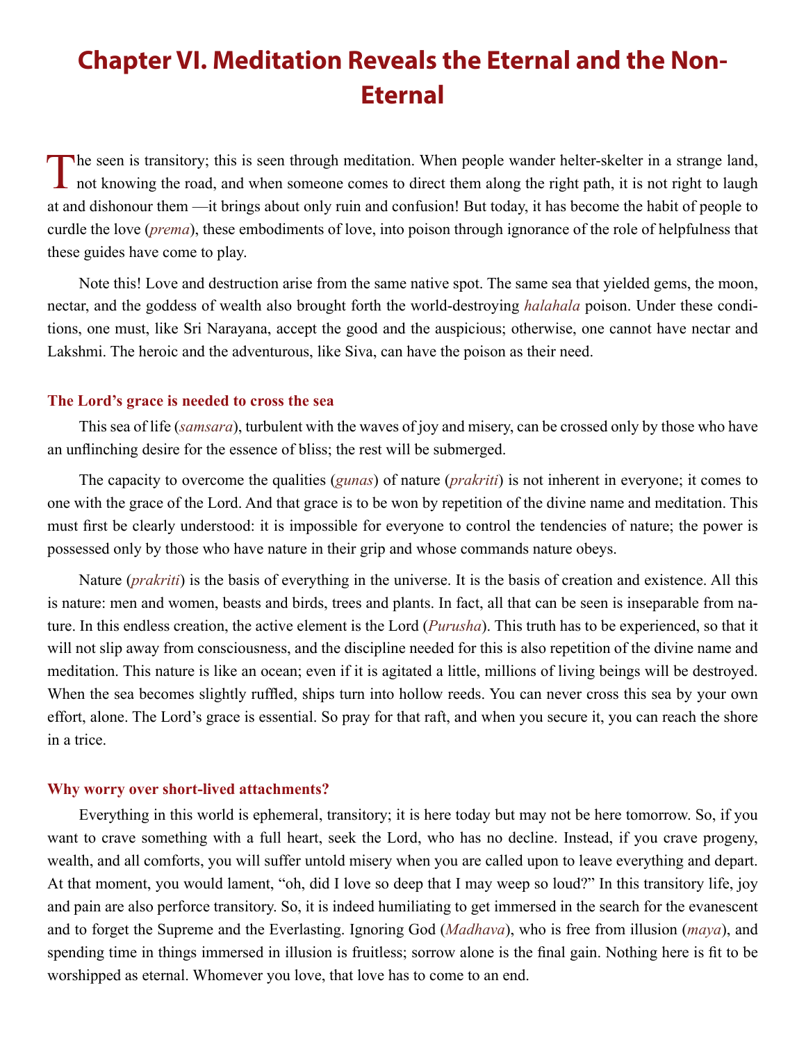# Chapter VI. Meditation Reveals the Eternal and the Non-Eternal

The seen is transitory; this is seen through meditation. When people wander helter-skelter in a strange land, not knowing the road, and when someone comes to direct them along the right path, it is not right to laugh at and dishonour them —it brings about only ruin and confusion! But today, it has become the habit of people to curdle the love (*prema*), these embodiments of love, into poison through ignorance of the role of helpfulness that these guides have come to play.

Note this! Love and destruction arise from the same native spot. The same sea that yielded gems, the moon, nectar, and the goddess of wealth also brought forth the world-destroying *halahala* poison. Under these conditions, one must, like Sri Narayana, accept the good and the auspicious; otherwise, one cannot have nectar and Lakshmi. The heroic and the adventurous, like Siva, can have the poison as their need.

### The Lord's grace is needed to cross the sea

This sea of life (*samsara*), turbulent with the waves of joy and misery, can be crossed only by those who have an unflinching desire for the essence of bliss; the rest will be submerged.

The capacity to overcome the qualities (*gunas*) of nature (*prakriti*) is not inherent in everyone; it comes to one with the grace of the Lord. And that grace is to be won by repetition of the divine name and meditation. This must first be clearly understood: it is impossible for everyone to control the tendencies of nature; the power is possessed only by those who have nature in their grip and whose commands nature obeys.

Nature (*prakriti*) is the basis of everything in the universe. It is the basis of creation and existence. All this is nature: men and women, beasts and birds, trees and plants. In fact, all that can be seen is inseparable from nature. In this endless creation, the active element is the Lord (*Purusha*). This truth has to be experienced, so that it will not slip away from consciousness, and the discipline needed for this is also repetition of the divine name and meditation. This nature is like an ocean; even if it is agitated a little, millions of living beings will be destroyed. When the sea becomes slightly ruffled, ships turn into hollow reeds. You can never cross this sea by your own effort, alone. The Lord's grace is essential. So pray for that raft, and when you secure it, you can reach the shore in a trice.

### Why worry over short-lived attachments?

Everything in this world is ephemeral, transitory; it is here today but may not be here tomorrow. So, if you want to crave something with a full heart, seek the Lord, who has no decline. Instead, if you crave progeny, wealth, and all comforts, you will suffer untold misery when you are called upon to leave everything and depart. At that moment, you would lament, "oh, did I love so deep that I may weep so loud?" In this transitory life, joy and pain are also perforce transitory. So, it is indeed humiliating to get immersed in the search for the evanescent and to forget the Supreme and the Everlasting. Ignoring God (*Madhava*), who is free from illusion (*maya*), and spending time in things immersed in illusion is fruitless; sorrow alone is the final gain. Nothing here is fit to be worshipped as eternal. Whomever you love, that love has to come to an end.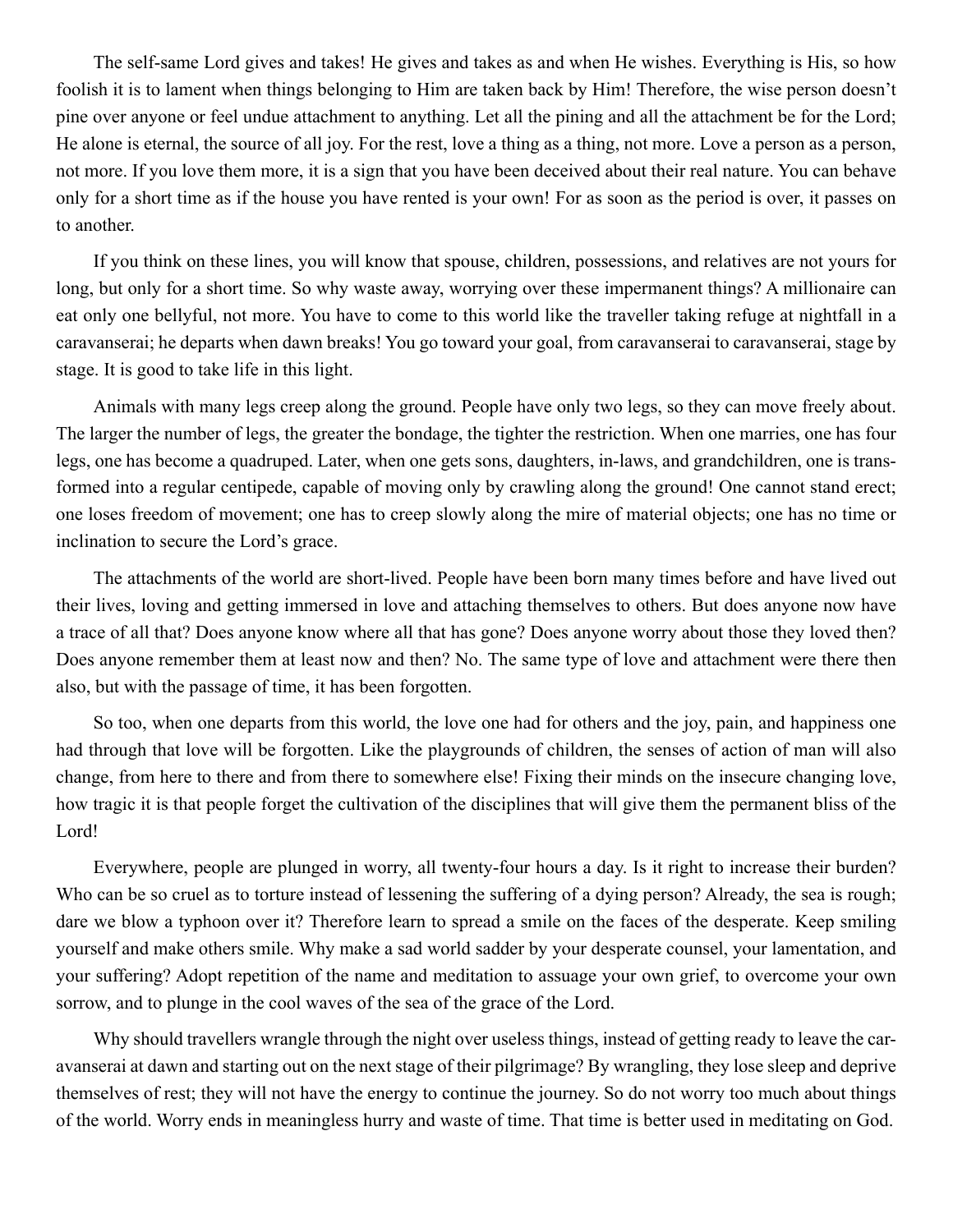The self-same Lord gives and takes! He gives and takes as and when He wishes. Everything is His, so how foolish it is to lament when things belonging to Him are taken back by Him! Therefore, the wise person doesn't pine over anyone or feel undue attachment to anything. Let all the pining and all the attachment be for the Lord; He alone is eternal, the source of all joy. For the rest, love a thing as a thing, not more. Love a person as a person, not more. If you love them more, it is a sign that you have been deceived about their real nature. You can behave only for a short time as if the house you have rented is your own! For as soon as the period is over, it passes on to another.

If you think on these lines, you will know that spouse, children, possessions, and relatives are not yours for long, but only for a short time. So why waste away, worrying over these impermanent things? A millionaire can eat only one bellyful, not more. You have to come to this world like the traveller taking refuge at nightfall in a caravanserai; he departs when dawn breaks! You go toward your goal, from caravanserai to caravanserai, stage by stage. It is good to take life in this light.

Animals with many legs creep along the ground. People have only two legs, so they can move freely about. The larger the number of legs, the greater the bondage, the tighter the restriction. When one marries, one has four legs, one has become a quadruped. Later, when one gets sons, daughters, in-laws, and grandchildren, one is transformed into a regular centipede, capable of moving only by crawling along the ground! One cannot stand erect; one loses freedom of movement; one has to creep slowly along the mire of material objects; one has no time or inclination to secure the Lord's grace.

The attachments of the world are short-lived. People have been born many times before and have lived out their lives, loving and getting immersed in love and attaching themselves to others. But does anyone now have a trace of all that? Does anyone know where all that has gone? Does anyone worry about those they loved then? Does anyone remember them at least now and then? No. The same type of love and attachment were there then also, but with the passage of time, it has been forgotten.

So too, when one departs from this world, the love one had for others and the joy, pain, and happiness one had through that love will be forgotten. Like the playgrounds of children, the senses of action of man will also change, from here to there and from there to somewhere else! Fixing their minds on the insecure changing love, how tragic it is that people forget the cultivation of the disciplines that will give them the permanent bliss of the Lord!

Everywhere, people are plunged in worry, all twenty-four hours a day. Is it right to increase their burden? Who can be so cruel as to torture instead of lessening the suffering of a dying person? Already, the sea is rough; dare we blow a typhoon over it? Therefore learn to spread a smile on the faces of the desperate. Keep smiling yourself and make others smile. Why make a sad world sadder by your desperate counsel, your lamentation, and your suffering? Adopt repetition of the name and meditation to assuage your own grief, to overcome your own sorrow, and to plunge in the cool waves of the sea of the grace of the Lord.

Why should travellers wrangle through the night over useless things, instead of getting ready to leave the caravanserai at dawn and starting out on the next stage of their pilgrimage? By wrangling, they lose sleep and deprive themselves of rest; they will not have the energy to continue the journey. So do not worry too much about things of the world. Worry ends in meaningless hurry and waste of time. That time is better used in meditating on God.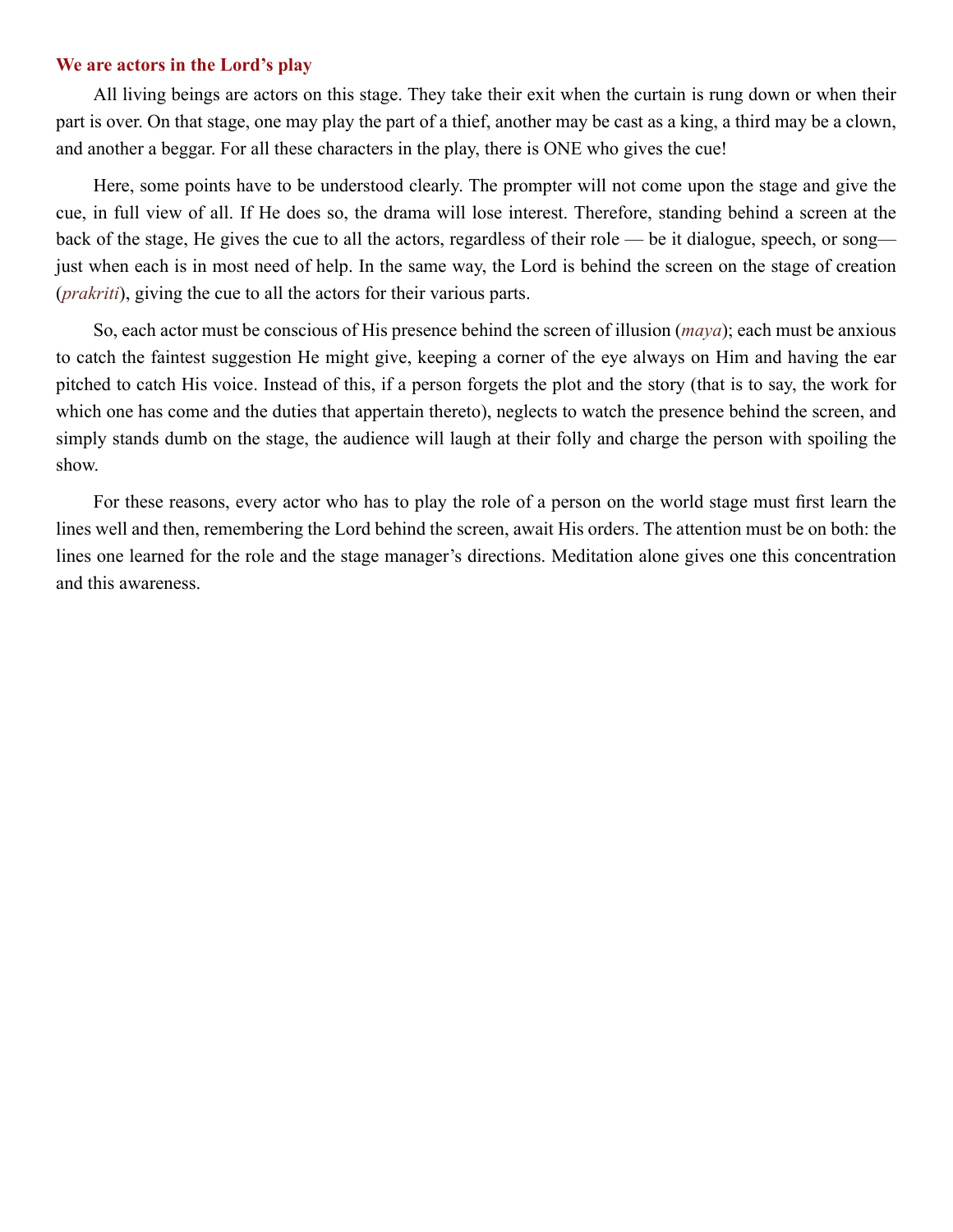### We are actors in the Lord’s play

All living beings are actors on this stage. They take their exit when the curtain is rung down or when their part is over. On that stage, one may play the part of a thief, another may be cast as a king, a third may be a clown, and another a beggar. For all these characters in the play, there is ONE who gives the cue!

Here, some points have to be understood clearly. The prompter will not come upon the stage and give the cue, in full view of all. If He does so, the drama will lose interest. Therefore, standing behind a screen at the back of the stage, He gives the cue to all the actors, regardless of their role — be it dialogue, speech, or song— just when each is in most need of help. In the same way, the Lord is behind the screen on the stage of creation (*prakriti*), giving the cue to all the actors for their various parts.

So, each actor must be conscious of His presence behind the screen of illusion (*maya*); each must be anxious to catch the faintest suggestion He might give, keeping a corner of the eye always on Him and having the ear pitched to catch His voice. Instead of this, if a person forgets the plot and the story (that is to say, the work for which one has come and the duties that appertain thereto), neglects to watch the presence behind the screen, and simply stands dumb on the stage, the audience will laugh at their folly and charge the person with spoiling the show.

For these reasons, every actor who has to play the role of a person on the world stage must first learn the lines well and then, remembering the Lord behind the screen, await His orders. The attention must be on both: the lines one learned for the role and the stage manager’s directions. Meditation alone gives one this concentration and this awareness.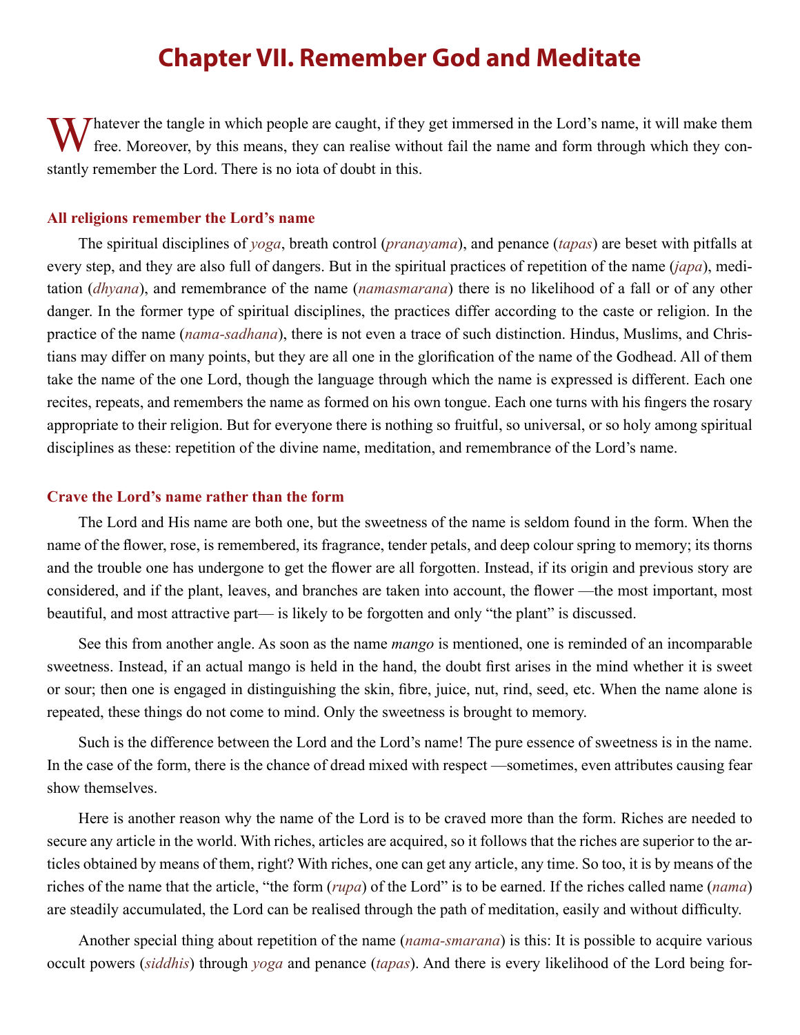# Chapter VII. Remember God and Meditate

Whatever the tangle in which people are caught, if they get immersed in the Lord's name, it will make them free. Moreover, by this means, they can realise without fail the name and form through which they constantly remember the Lord. There is no iota of doubt in this.

### All religions remember the Lord's name

The spiritual disciplines of *yoga*, breath control (*pranayama*), and penance (*tapas*) are beset with pitfalls at every step, and they are also full of dangers. But in the spiritual practices of repetition of the name (*japa*), meditation (*dhyana*), and remembrance of the name (*namasmarana*) there is no likelihood of a fall or of any other danger. In the former type of spiritual disciplines, the practices differ according to the caste or religion. In the practice of the name (*nama-sadhana*), there is not even a trace of such distinction. Hindus, Muslims, and Christians may differ on many points, but they are all one in the glorification of the name of the Godhead. All of them take the name of the one Lord, though the language through which the name is expressed is different. Each one recites, repeats, and remembers the name as formed on his own tongue. Each one turns with his fingers the rosary appropriate to their religion. But for everyone there is nothing so fruitful, so universal, or so holy among spiritual disciplines as these: repetition of the divine name, meditation, and remembrance of the Lord's name.

### Crave the Lord's name rather than the form

The Lord and His name are both one, but the sweetness of the name is seldom found in the form. When the name of the flower, rose, is remembered, its fragrance, tender petals, and deep colour spring to memory; its thorns and the trouble one has undergone to get the flower are all forgotten. Instead, if its origin and previous story are considered, and if the plant, leaves, and branches are taken into account, the flower —the most important, most beautiful, and most attractive part— is likely to be forgotten and only "the plant" is discussed.

See this from another angle. As soon as the name *mango* is mentioned, one is reminded of an incomparable sweetness. Instead, if an actual mango is held in the hand, the doubt first arises in the mind whether it is sweet or sour; then one is engaged in distinguishing the skin, fibre, juice, nut, rind, seed, etc. When the name alone is repeated, these things do not come to mind. Only the sweetness is brought to memory.

Such is the difference between the Lord and the Lord's name! The pure essence of sweetness is in the name. In the case of the form, there is the chance of dread mixed with respect —sometimes, even attributes causing fear show themselves.

Here is another reason why the name of the Lord is to be craved more than the form. Riches are needed to secure any article in the world. With riches, articles are acquired, so it follows that the riches are superior to the articles obtained by means of them, right? With riches, one can get any article, any time. So too, it is by means of the riches of the name that the article, "the form (*rupa*) of the Lord" is to be earned. If the riches called name (*nama*) are steadily accumulated, the Lord can be realised through the path of meditation, easily and without difficulty.

Another special thing about repetition of the name (*nama-smarana*) is this: It is possible to acquire various occult powers (*siddhis*) through *yoga* and penance (*tapas*). And there is every likelihood of the Lord being for-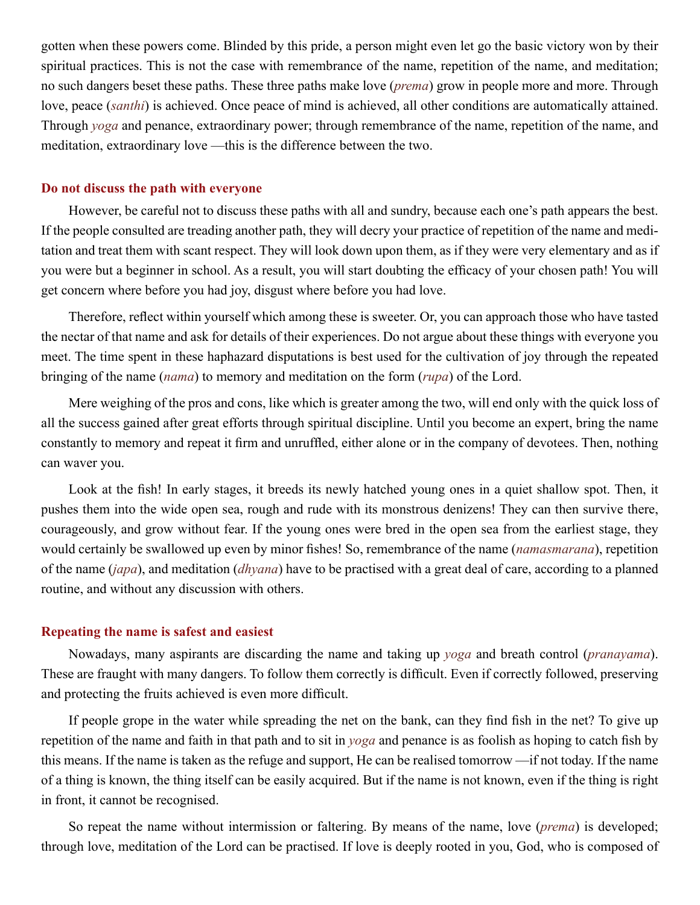gotten when these powers come. Blinded by this pride, a person might even let go the basic victory won by their spiritual practices. This is not the case with remembrance of the name, repetition of the name, and meditation; no such dangers beset these paths. These three paths make love (*prema*) grow in people more and more. Through love, peace (*santhi*) is achieved. Once peace of mind is achieved, all other conditions are automatically attained. Through *yoga* and penance, extraordinary power; through remembrance of the name, repetition of the name, and meditation, extraordinary love —this is the difference between the two.

### Do not discuss the path with everyone

However, be careful not to discuss these paths with all and sundry, because each one's path appears the best. If the people consulted are treading another path, they will decry your practice of repetition of the name and meditation and treat them with scant respect. They will look down upon them, as if they were very elementary and as if you were but a beginner in school. As a result, you will start doubting the efficacy of your chosen path! You will get concern where before you had joy, disgust where before you had love.

Therefore, reflect within yourself which among these is sweeter. Or, you can approach those who have tasted the nectar of that name and ask for details of their experiences. Do not argue about these things with everyone you meet. The time spent in these haphazard disputations is best used for the cultivation of joy through the repeated bringing of the name (*nama*) to memory and meditation on the form (*rupa*) of the Lord.

Mere weighing of the pros and cons, like which is greater among the two, will end only with the quick loss of all the success gained after great efforts through spiritual discipline. Until you become an expert, bring the name constantly to memory and repeat it firm and unruffled, either alone or in the company of devotees. Then, nothing can waver you.

Look at the fish! In early stages, it breeds its newly hatched young ones in a quiet shallow spot. Then, it pushes them into the wide open sea, rough and rude with its monstrous denizens! They can then survive there, courageously, and grow without fear. If the young ones were bred in the open sea from the earliest stage, they would certainly be swallowed up even by minor fishes! So, remembrance of the name (*namasmarana*), repetition of the name (*japa*), and meditation (*dhyana*) have to be practised with a great deal of care, according to a planned routine, and without any discussion with others.

### Repeating the name is safest and easiest

Nowadays, many aspirants are discarding the name and taking up *yoga* and breath control (*pranayama*). These are fraught with many dangers. To follow them correctly is difficult. Even if correctly followed, preserving and protecting the fruits achieved is even more difficult.

If people grope in the water while spreading the net on the bank, can they find fish in the net? To give up repetition of the name and faith in that path and to sit in *yoga* and penance is as foolish as hoping to catch fish by this means. If the name is taken as the refuge and support, He can be realised tomorrow —if not today. If the name of a thing is known, the thing itself can be easily acquired. But if the name is not known, even if the thing is right in front, it cannot be recognised.

So repeat the name without intermission or faltering. By means of the name, love (*prema*) is developed; through love, meditation of the Lord can be practised. If love is deeply rooted in you, God, who is composed of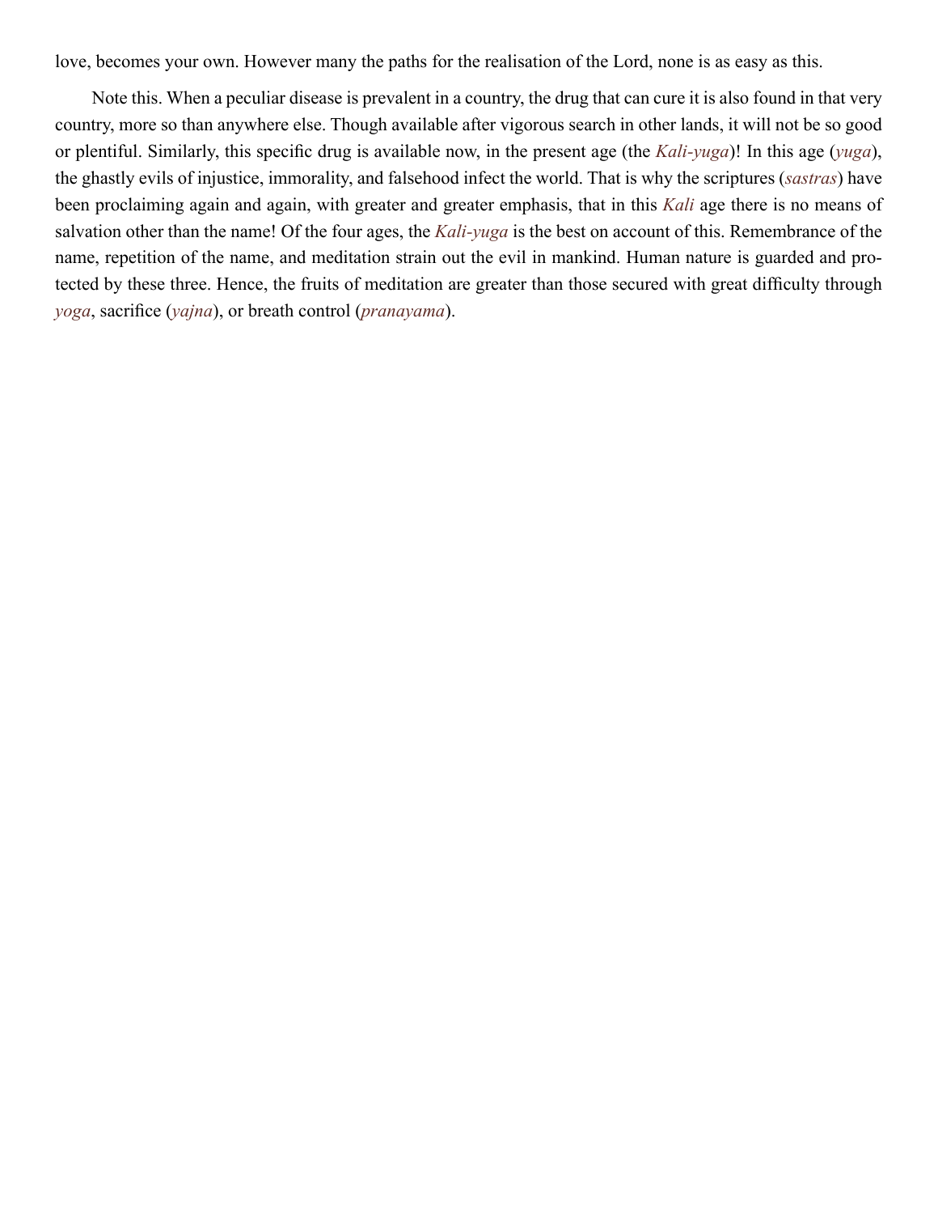love, becomes your own. However many the paths for the realisation of the Lord, none is as easy as this.

Note this. When a peculiar disease is prevalent in a country, the drug that can cure it is also found in that very country, more so than anywhere else. Though available after vigorous search in other lands, it will not be so good or plentiful. Similarly, this specific drug is available now, in the present age (the *Kali-yuga*)! In this age (*yuga*), the ghastly evils of injustice, immorality, and falsehood infect the world. That is why the scriptures (*sastras*) have been proclaiming again and again, with greater and greater emphasis, that in this *Kali* age there is no means of salvation other than the name! Of the four ages, the *Kali-yuga* is the best on account of this. Remembrance of the name, repetition of the name, and meditation strain out the evil in mankind. Human nature is guarded and protected by these three. Hence, the fruits of meditation are greater than those secured with great difficulty through *yoga*, sacrifice (*yajna*), or breath control (*pranayama*).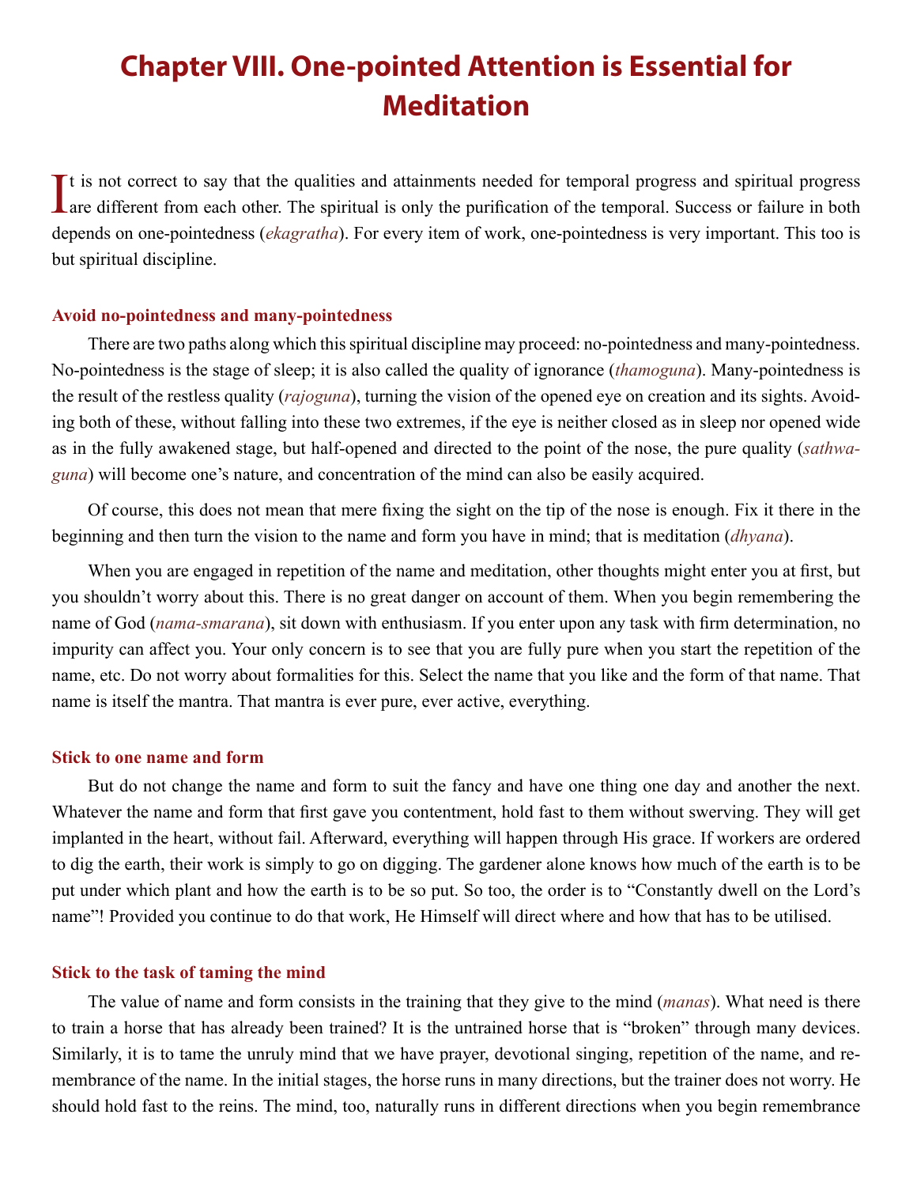# Chapter VIII. One-pointed Attention is Essential for Meditation

It is not correct to say that the qualities and attainments needed for temporal progress and spiritual progress are different from each other. The spiritual is only the purification of the temporal. Success or failure in both depends on one-pointedness (*ekagratha*). For every item of work, one-pointedness is very important. This too is but spiritual discipline.

### Avoid no-pointedness and many-pointedness

There are two paths along which this spiritual discipline may proceed: no-pointedness and many-pointedness. No-pointedness is the stage of sleep; it is also called the quality of ignorance (*thamoguna*). Many-pointedness is the result of the restless quality (*rajoguna*), turning the vision of the opened eye on creation and its sights. Avoiding both of these, without falling into these two extremes, if the eye is neither closed as in sleep nor opened wide as in the fully awakened stage, but half-opened and directed to the point of the nose, the pure quality (*sathwaguna*) will become one's nature, and concentration of the mind can also be easily acquired.

Of course, this does not mean that mere fixing the sight on the tip of the nose is enough. Fix it there in the beginning and then turn the vision to the name and form you have in mind; that is meditation (*dhyana*).

When you are engaged in repetition of the name and meditation, other thoughts might enter you at first, but you shouldn't worry about this. There is no great danger on account of them. When you begin remembering the name of God (*nama-smarana*), sit down with enthusiasm. If you enter upon any task with firm determination, no impurity can affect you. Your only concern is to see that you are fully pure when you start the repetition of the name, etc. Do not worry about formalities for this. Select the name that you like and the form of that name. That name is itself the mantra. That mantra is ever pure, ever active, everything.

### Stick to one name and form

But do not change the name and form to suit the fancy and have one thing one day and another the next. Whatever the name and form that first gave you contentment, hold fast to them without swerving. They will get implanted in the heart, without fail. Afterward, everything will happen through His grace. If workers are ordered to dig the earth, their work is simply to go on digging. The gardener alone knows how much of the earth is to be put under which plant and how the earth is to be so put. So too, the order is to "Constantly dwell on the Lord's name"! Provided you continue to do that work, He Himself will direct where and how that has to be utilised.

### Stick to the task of taming the mind

The value of name and form consists in the training that they give to the mind (*manas*). What need is there to train a horse that has already been trained? It is the untrained horse that is "broken" through many devices. Similarly, it is to tame the unruly mind that we have prayer, devotional singing, repetition of the name, and remembrance of the name. In the initial stages, the horse runs in many directions, but the trainer does not worry. He should hold fast to the reins. The mind, too, naturally runs in different directions when you begin remembrance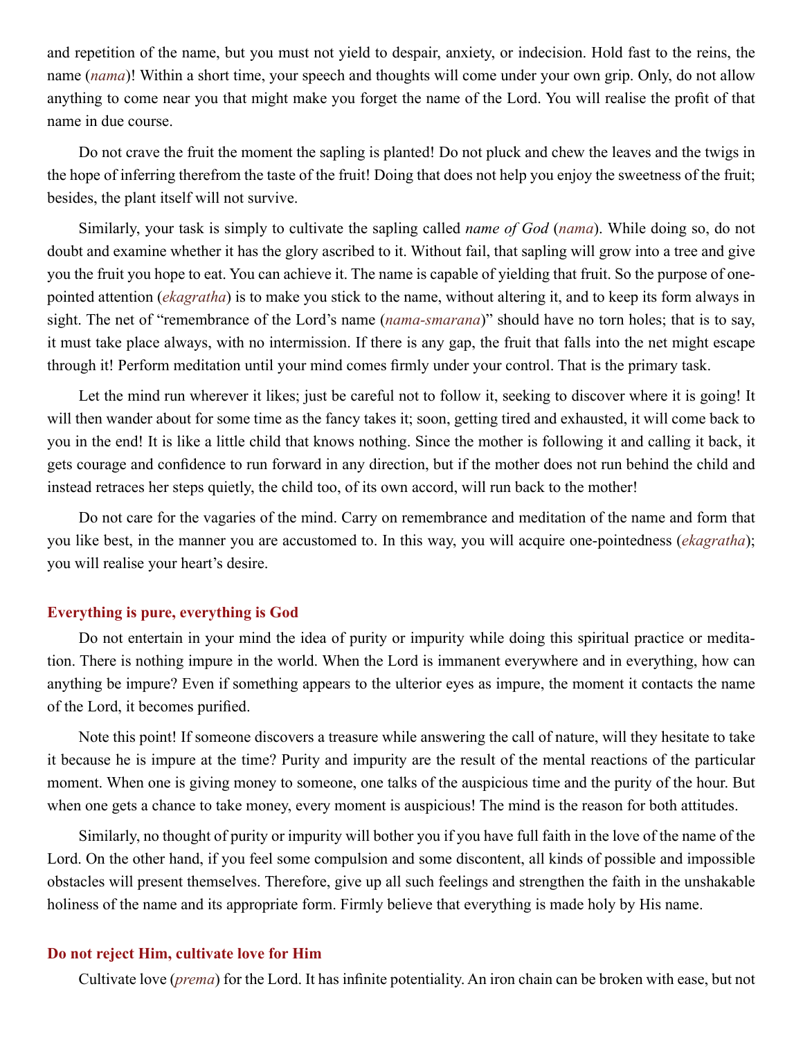and repetition of the name, but you must not yield to despair, anxiety, or indecision. Hold fast to the reins, the name (*nama*)! Within a short time, your speech and thoughts will come under your own grip. Only, do not allow anything to come near you that might make you forget the name of the Lord. You will realise the profit of that name in due course.

Do not crave the fruit the moment the sapling is planted! Do not pluck and chew the leaves and the twigs in the hope of inferring therefrom the taste of the fruit! Doing that does not help you enjoy the sweetness of the fruit; besides, the plant itself will not survive.

Similarly, your task is simply to cultivate the sapling called *name of God* (*nama*). While doing so, do not doubt and examine whether it has the glory ascribed to it. Without fail, that sapling will grow into a tree and give you the fruit you hope to eat. You can achieve it. The name is capable of yielding that fruit. So the purpose of one-pointed attention (*ekagratha*) is to make you stick to the name, without altering it, and to keep its form always in sight. The net of "remembrance of the Lord's name (*nama-smarana*)" should have no torn holes; that is to say, it must take place always, with no intermission. If there is any gap, the fruit that falls into the net might escape through it! Perform meditation until your mind comes firmly under your control. That is the primary task.

Let the mind run wherever it likes; just be careful not to follow it, seeking to discover where it is going! It will then wander about for some time as the fancy takes it; soon, getting tired and exhausted, it will come back to you in the end! It is like a little child that knows nothing. Since the mother is following it and calling it back, it gets courage and confidence to run forward in any direction, but if the mother does not run behind the child and instead retraces her steps quietly, the child too, of its own accord, will run back to the mother!

Do not care for the vagaries of the mind. Carry on remembrance and meditation of the name and form that you like best, in the manner you are accustomed to. In this way, you will acquire one-pointedness (*ekagratha*); you will realise your heart's desire.

### Everything is pure, everything is God

Do not entertain in your mind the idea of purity or impurity while doing this spiritual practice or meditation. There is nothing impure in the world. When the Lord is immanent everywhere and in everything, how can anything be impure? Even if something appears to the ulterior eyes as impure, the moment it contacts the name of the Lord, it becomes purified.

Note this point! If someone discovers a treasure while answering the call of nature, will they hesitate to take it because he is impure at the time? Purity and impurity are the result of the mental reactions of the particular moment. When one is giving money to someone, one talks of the auspicious time and the purity of the hour. But when one gets a chance to take money, every moment is auspicious! The mind is the reason for both attitudes.

Similarly, no thought of purity or impurity will bother you if you have full faith in the love of the name of the Lord. On the other hand, if you feel some compulsion and some discontent, all kinds of possible and impossible obstacles will present themselves. Therefore, give up all such feelings and strengthen the faith in the unshakable holiness of the name and its appropriate form. Firmly believe that everything is made holy by His name.

### Do not reject Him, cultivate love for Him

Cultivate love (*prema*) for the Lord. It has infinite potentiality. An iron chain can be broken with ease, but not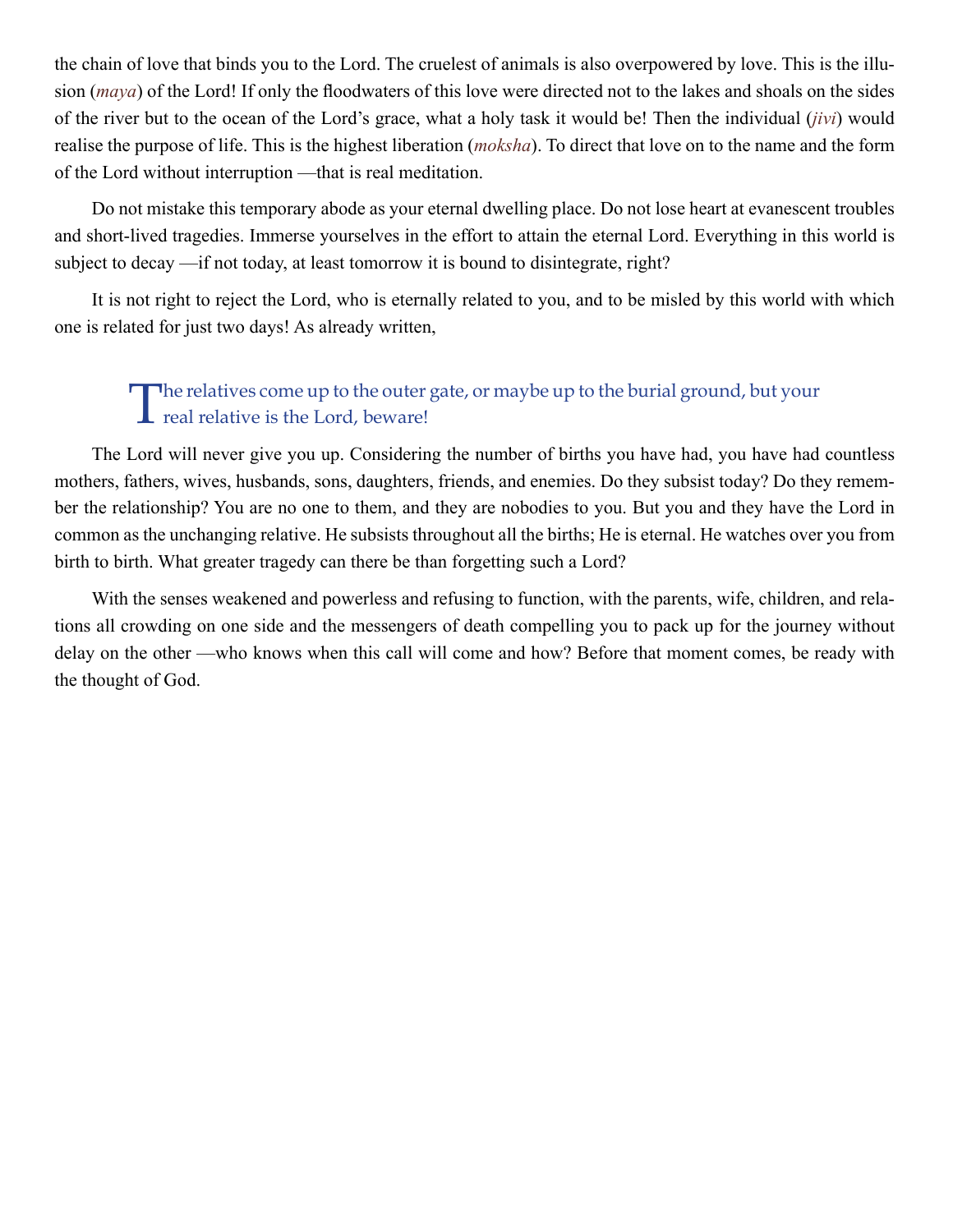the chain of love that binds you to the Lord. The cruelest of animals is also overpowered by love. This is the illusion (*maya*) of the Lord! If only the floodwaters of this love were directed not to the lakes and shoals on the sides of the river but to the ocean of the Lord's grace, what a holy task it would be! Then the individual (*jivi*) would realise the purpose of life. This is the highest liberation (*moksha*). To direct that love on to the name and the form of the Lord without interruption —that is real meditation.

Do not mistake this temporary abode as your eternal dwelling place. Do not lose heart at evanescent troubles and short-lived tragedies. Immerse yourselves in the effort to attain the eternal Lord. Everything in this world is subject to decay —if not today, at least tomorrow it is bound to disintegrate, right?

It is not right to reject the Lord, who is eternally related to you, and to be misled by this world with which one is related for just two days! As already written,

> The relatives come up to the outer gate, or maybe up to the burial ground, but your real relative is the Lord, beware!

The Lord will never give you up. Considering the number of births you have had, you have had countless mothers, fathers, wives, husbands, sons, daughters, friends, and enemies. Do they subsist today? Do they remember the relationship? You are no one to them, and they are nobodies to you. But you and they have the Lord in common as the unchanging relative. He subsists throughout all the births; He is eternal. He watches over you from birth to birth. What greater tragedy can there be than forgetting such a Lord?

With the senses weakened and powerless and refusing to function, with the parents, wife, children, and relations all crowding on one side and the messengers of death compelling you to pack up for the journey without delay on the other —who knows when this call will come and how? Before that moment comes, be ready with the thought of God.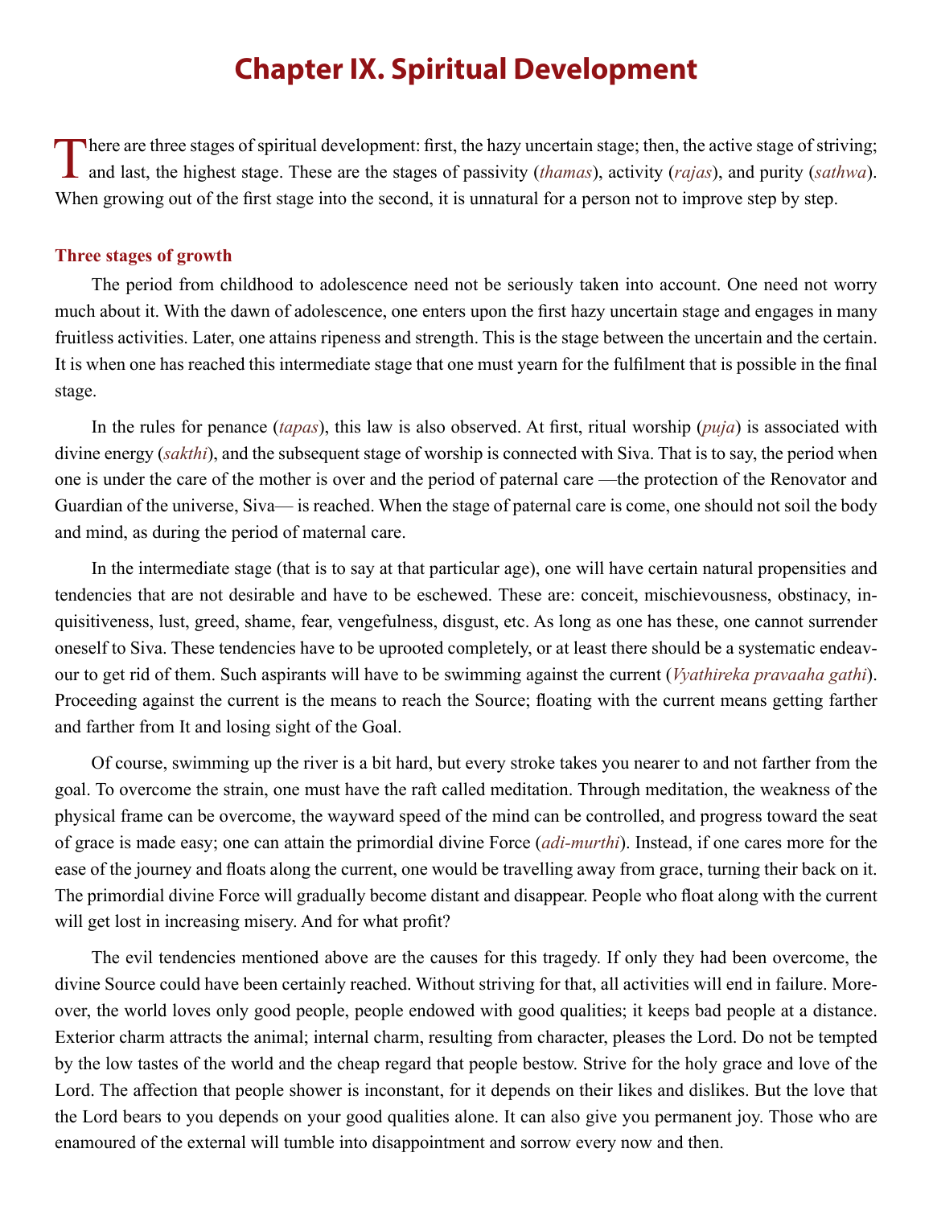# Chapter IX. Spiritual Development

There are three stages of spiritual development: first, the hazy uncertain stage; then, the active stage of striving; and last, the highest stage. These are the stages of passivity (*thamas*), activity (*rajas*), and purity (*sathwa*). When growing out of the first stage into the second, it is unnatural for a person not to improve step by step.

### Three stages of growth

The period from childhood to adolescence need not be seriously taken into account. One need not worry much about it. With the dawn of adolescence, one enters upon the first hazy uncertain stage and engages in many fruitless activities. Later, one attains ripeness and strength. This is the stage between the uncertain and the certain. It is when one has reached this intermediate stage that one must yearn for the fulfilment that is possible in the final stage.

In the rules for penance (*tapas*), this law is also observed. At first, ritual worship (*puja*) is associated with divine energy (*sakthi*), and the subsequent stage of worship is connected with Siva. That is to say, the period when one is under the care of the mother is over and the period of paternal care —the protection of the Renovator and Guardian of the universe, Siva— is reached. When the stage of paternal care is come, one should not soil the body and mind, as during the period of maternal care.

In the intermediate stage (that is to say at that particular age), one will have certain natural propensities and tendencies that are not desirable and have to be eschewed. These are: conceit, mischievousness, obstinacy, inquisitiveness, lust, greed, shame, fear, vengefulness, disgust, etc. As long as one has these, one cannot surrender oneself to Siva. These tendencies have to be uprooted completely, or at least there should be a systematic endeavour to get rid of them. Such aspirants will have to be swimming against the current (*Vyathireka pravaaha gathi*). Proceeding against the current is the means to reach the Source; floating with the current means getting farther and farther from It and losing sight of the Goal.

Of course, swimming up the river is a bit hard, but every stroke takes you nearer to and not farther from the goal. To overcome the strain, one must have the raft called meditation. Through meditation, the weakness of the physical frame can be overcome, the wayward speed of the mind can be controlled, and progress toward the seat of grace is made easy; one can attain the primordial divine Force (*adi-murthi*). Instead, if one cares more for the ease of the journey and floats along the current, one would be travelling away from grace, turning their back on it. The primordial divine Force will gradually become distant and disappear. People who float along with the current will get lost in increasing misery. And for what profit?

The evil tendencies mentioned above are the causes for this tragedy. If only they had been overcome, the divine Source could have been certainly reached. Without striving for that, all activities will end in failure. Moreover, the world loves only good people, people endowed with good qualities; it keeps bad people at a distance. Exterior charm attracts the animal; internal charm, resulting from character, pleases the Lord. Do not be tempted by the low tastes of the world and the cheap regard that people bestow. Strive for the holy grace and love of the Lord. The affection that people shower is inconstant, for it depends on their likes and dislikes. But the love that the Lord bears to you depends on your good qualities alone. It can also give you permanent joy. Those who are enamoured of the external will tumble into disappointment and sorrow every now and then.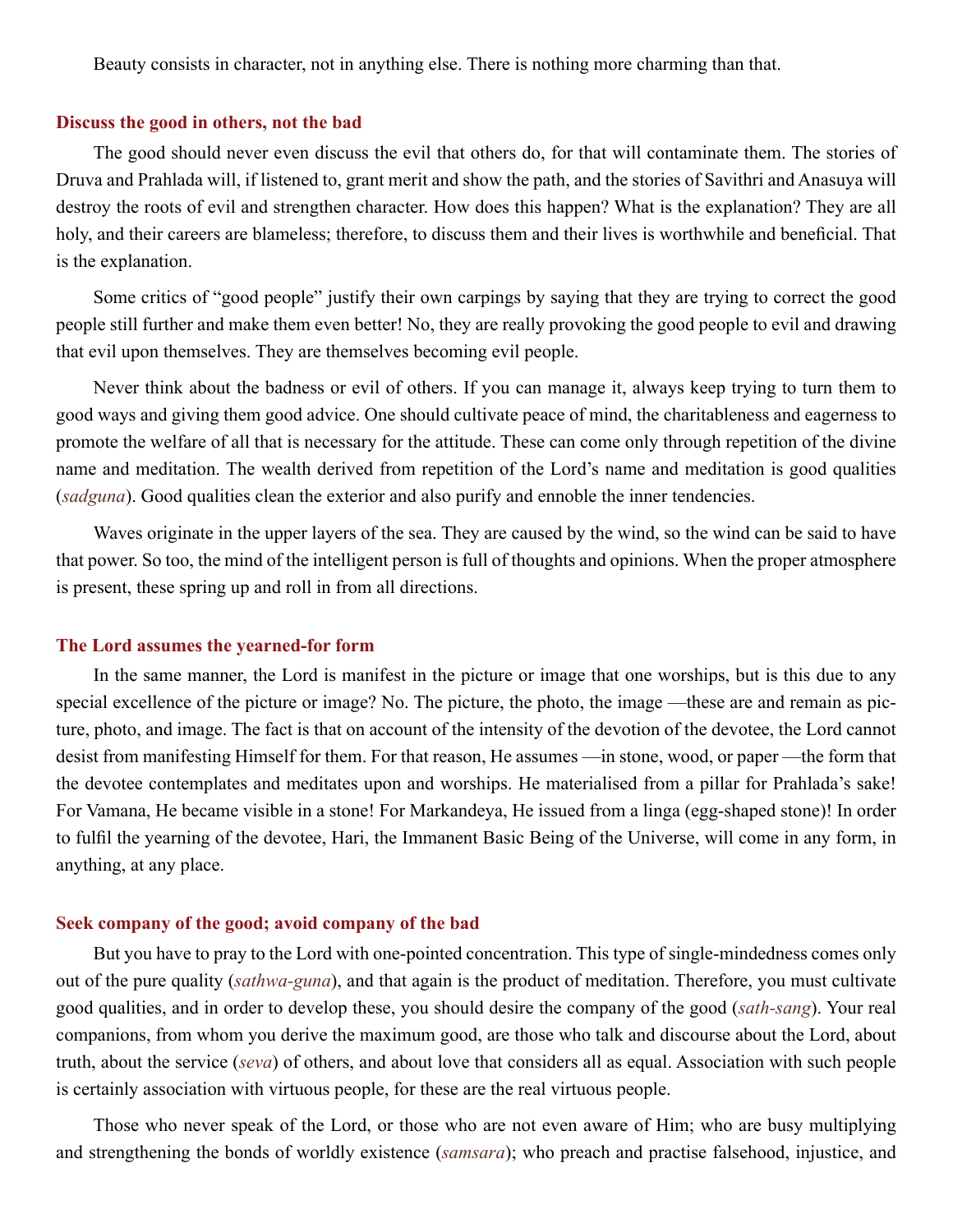Beauty consists in character, not in anything else. There is nothing more charming than that.

### Discuss the good in others, not the bad

The good should never even discuss the evil that others do, for that will contaminate them. The stories of Druva and Prahlada will, if listened to, grant merit and show the path, and the stories of Savithri and Anasuya will destroy the roots of evil and strengthen character. How does this happen? What is the explanation? They are all holy, and their careers are blameless; therefore, to discuss them and their lives is worthwhile and beneficial. That is the explanation.

Some critics of "good people" justify their own carpings by saying that they are trying to correct the good people still further and make them even better! No, they are really provoking the good people to evil and drawing that evil upon themselves. They are themselves becoming evil people.

Never think about the badness or evil of others. If you can manage it, always keep trying to turn them to good ways and giving them good advice. One should cultivate peace of mind, the charitableness and eagerness to promote the welfare of all that is necessary for the attitude. These can come only through repetition of the divine name and meditation. The wealth derived from repetition of the Lord's name and meditation is good qualities (*sadguna*). Good qualities clean the exterior and also purify and ennoble the inner tendencies.

Waves originate in the upper layers of the sea. They are caused by the wind, so the wind can be said to have that power. So too, the mind of the intelligent person is full of thoughts and opinions. When the proper atmosphere is present, these spring up and roll in from all directions.

### The Lord assumes the yearned-for form

In the same manner, the Lord is manifest in the picture or image that one worships, but is this due to any special excellence of the picture or image? No. The picture, the photo, the image —these are and remain as picture, photo, and image. The fact is that on account of the intensity of the devotion of the devotee, the Lord cannot desist from manifesting Himself for them. For that reason, He assumes —in stone, wood, or paper —the form that the devotee contemplates and meditates upon and worships. He materialised from a pillar for Prahlada's sake! For Vamana, He became visible in a stone! For Markandeya, He issued from a linga (egg-shaped stone)! In order to fulfil the yearning of the devotee, Hari, the Immanent Basic Being of the Universe, will come in any form, in anything, at any place.

### Seek company of the good; avoid company of the bad

But you have to pray to the Lord with one-pointed concentration. This type of single-mindedness comes only out of the pure quality (*sathwa-guna*), and that again is the product of meditation. Therefore, you must cultivate good qualities, and in order to develop these, you should desire the company of the good (*sath-sang*). Your real companions, from whom you derive the maximum good, are those who talk and discourse about the Lord, about truth, about the service (*seva*) of others, and about love that considers all as equal. Association with such people is certainly association with virtuous people, for these are the real virtuous people.

Those who never speak of the Lord, or those who are not even aware of Him; who are busy multiplying and strengthening the bonds of worldly existence (*samsara*); who preach and practise falsehood, injustice, and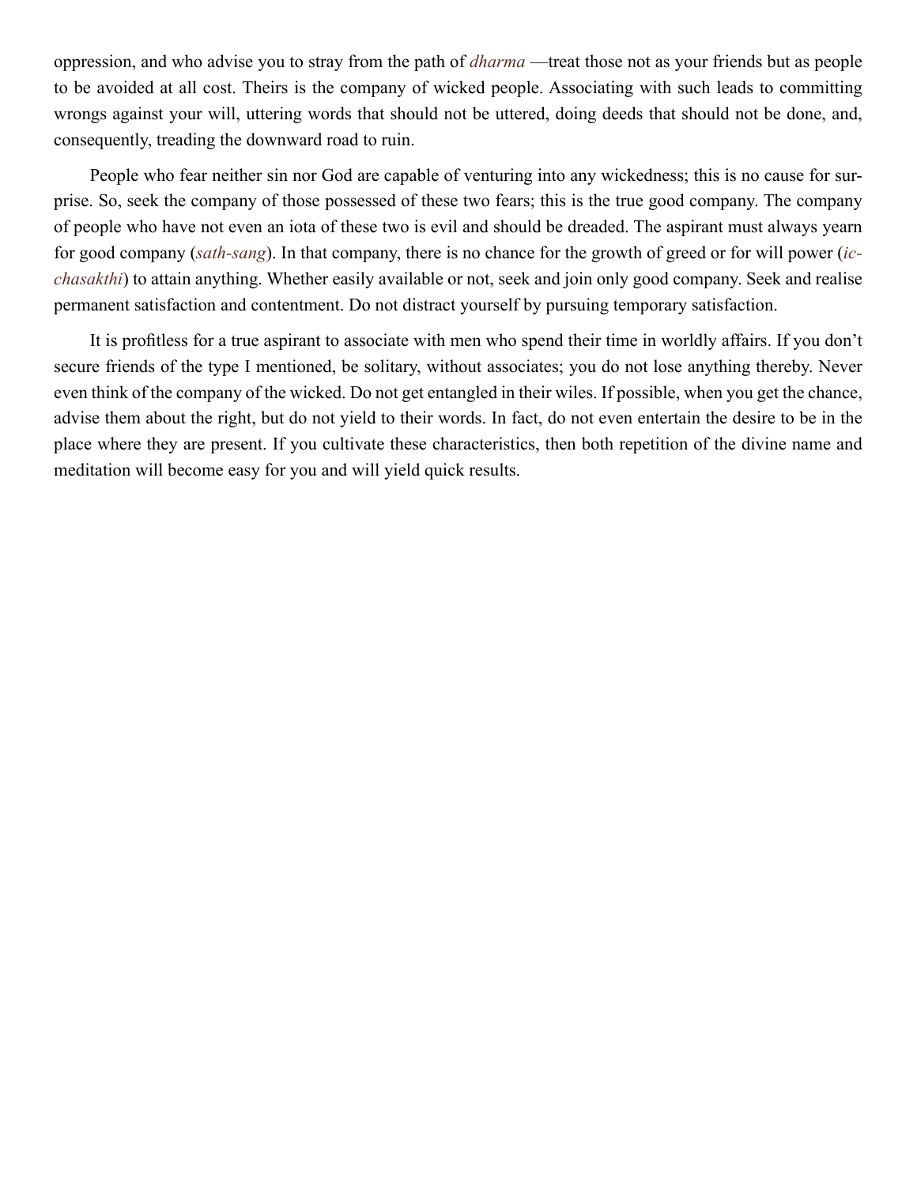oppression, and who advise you to stray from the path of *dharma* —treat those not as your friends but as people to be avoided at all cost. Theirs is the company of wicked people. Associating with such leads to committing wrongs against your will, uttering words that should not be uttered, doing deeds that should not be done, and, consequently, treading the downward road to ruin.

People who fear neither sin nor God are capable of venturing into any wickedness; this is no cause for surprise. So, seek the company of those possessed of these two fears; this is the true good company. The company of people who have not even an iota of these two is evil and should be dreaded. The aspirant must always yearn for good company (*sath-sang*). In that company, there is no chance for the growth of greed or for will power (*icchasakthi*) to attain anything. Whether easily available or not, seek and join only good company. Seek and realise permanent satisfaction and contentment. Do not distract yourself by pursuing temporary satisfaction.

It is profitless for a true aspirant to associate with men who spend their time in worldly affairs. If you don't secure friends of the type I mentioned, be solitary, without associates; you do not lose anything thereby. Never even think of the company of the wicked. Do not get entangled in their wiles. If possible, when you get the chance, advise them about the right, but do not yield to their words. In fact, do not even entertain the desire to be in the place where they are present. If you cultivate these characteristics, then both repetition of the divine name and meditation will become easy for you and will yield quick results.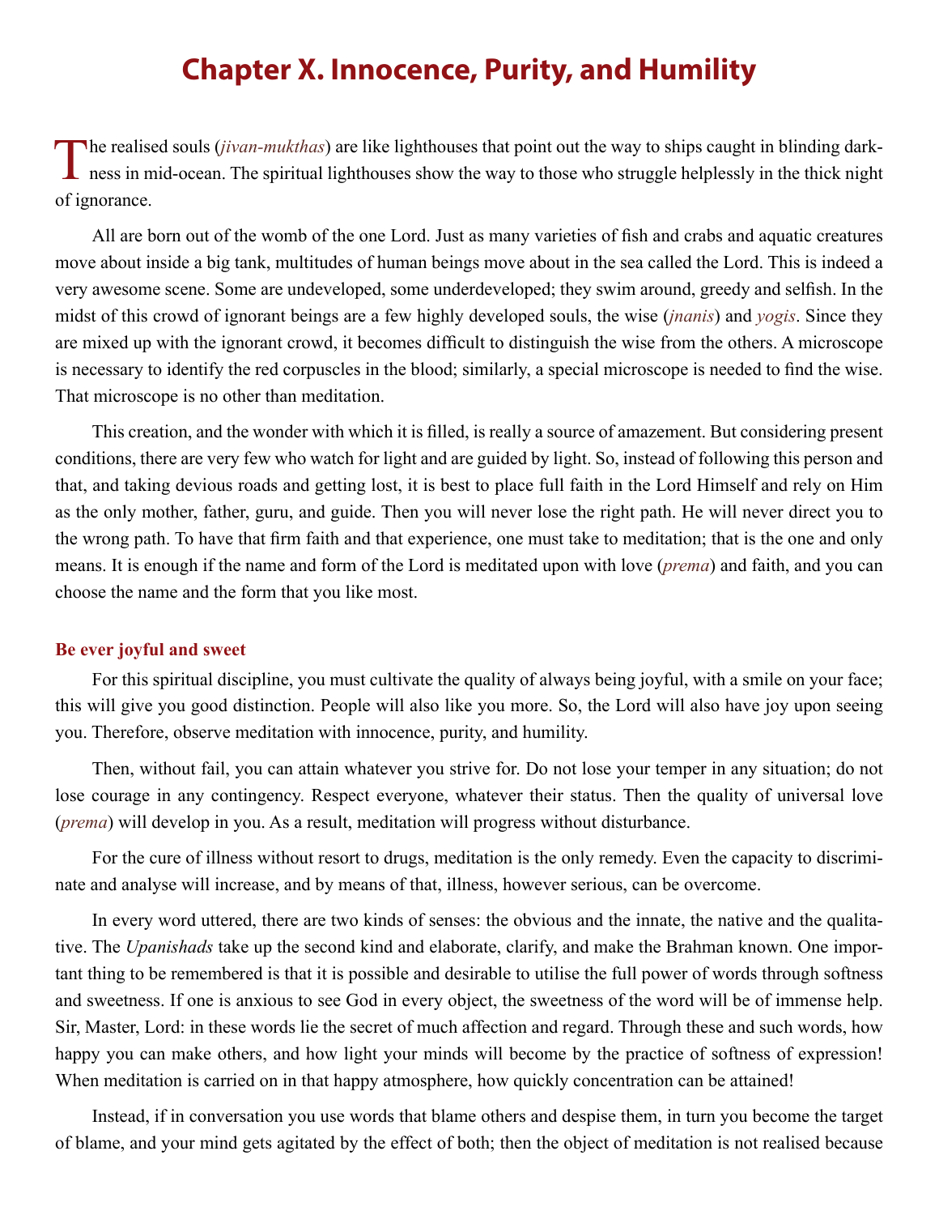# Chapter X. Innocence, Purity, and Humility

The realised souls (*jivan-mukthas*) are like lighthouses that point out the way to ships caught in blinding darkness in mid-ocean. The spiritual lighthouses show the way to those who struggle helplessly in the thick night of ignorance.

All are born out of the womb of the one Lord. Just as many varieties of fish and crabs and aquatic creatures move about inside a big tank, multitudes of human beings move about in the sea called the Lord. This is indeed a very awesome scene. Some are undeveloped, some underdeveloped; they swim around, greedy and selfish. In the midst of this crowd of ignorant beings are a few highly developed souls, the wise (*jnanis*) and *yogis*. Since they are mixed up with the ignorant crowd, it becomes difficult to distinguish the wise from the others. A microscope is necessary to identify the red corpuscles in the blood; similarly, a special microscope is needed to find the wise. That microscope is no other than meditation.

This creation, and the wonder with which it is filled, is really a source of amazement. But considering present conditions, there are very few who watch for light and are guided by light. So, instead of following this person and that, and taking devious roads and getting lost, it is best to place full faith in the Lord Himself and rely on Him as the only mother, father, guru, and guide. Then you will never lose the right path. He will never direct you to the wrong path. To have that firm faith and that experience, one must take to meditation; that is the one and only means. It is enough if the name and form of the Lord is meditated upon with love (*prema*) and faith, and you can choose the name and the form that you like most.

### Be ever joyful and sweet

For this spiritual discipline, you must cultivate the quality of always being joyful, with a smile on your face; this will give you good distinction. People will also like you more. So, the Lord will also have joy upon seeing you. Therefore, observe meditation with innocence, purity, and humility.

Then, without fail, you can attain whatever you strive for. Do not lose your temper in any situation; do not lose courage in any contingency. Respect everyone, whatever their status. Then the quality of universal love (*prema*) will develop in you. As a result, meditation will progress without disturbance.

For the cure of illness without resort to drugs, meditation is the only remedy. Even the capacity to discriminate and analyse will increase, and by means of that, illness, however serious, can be overcome.

In every word uttered, there are two kinds of senses: the obvious and the innate, the native and the qualitative. The *Upanishads* take up the second kind and elaborate, clarify, and make the Brahman known. One important thing to be remembered is that it is possible and desirable to utilise the full power of words through softness and sweetness. If one is anxious to see God in every object, the sweetness of the word will be of immense help. Sir, Master, Lord: in these words lie the secret of much affection and regard. Through these and such words, how happy you can make others, and how light your minds will become by the practice of softness of expression! When meditation is carried on in that happy atmosphere, how quickly concentration can be attained!

Instead, if in conversation you use words that blame others and despise them, in turn you become the target of blame, and your mind gets agitated by the effect of both; then the object of meditation is not realised because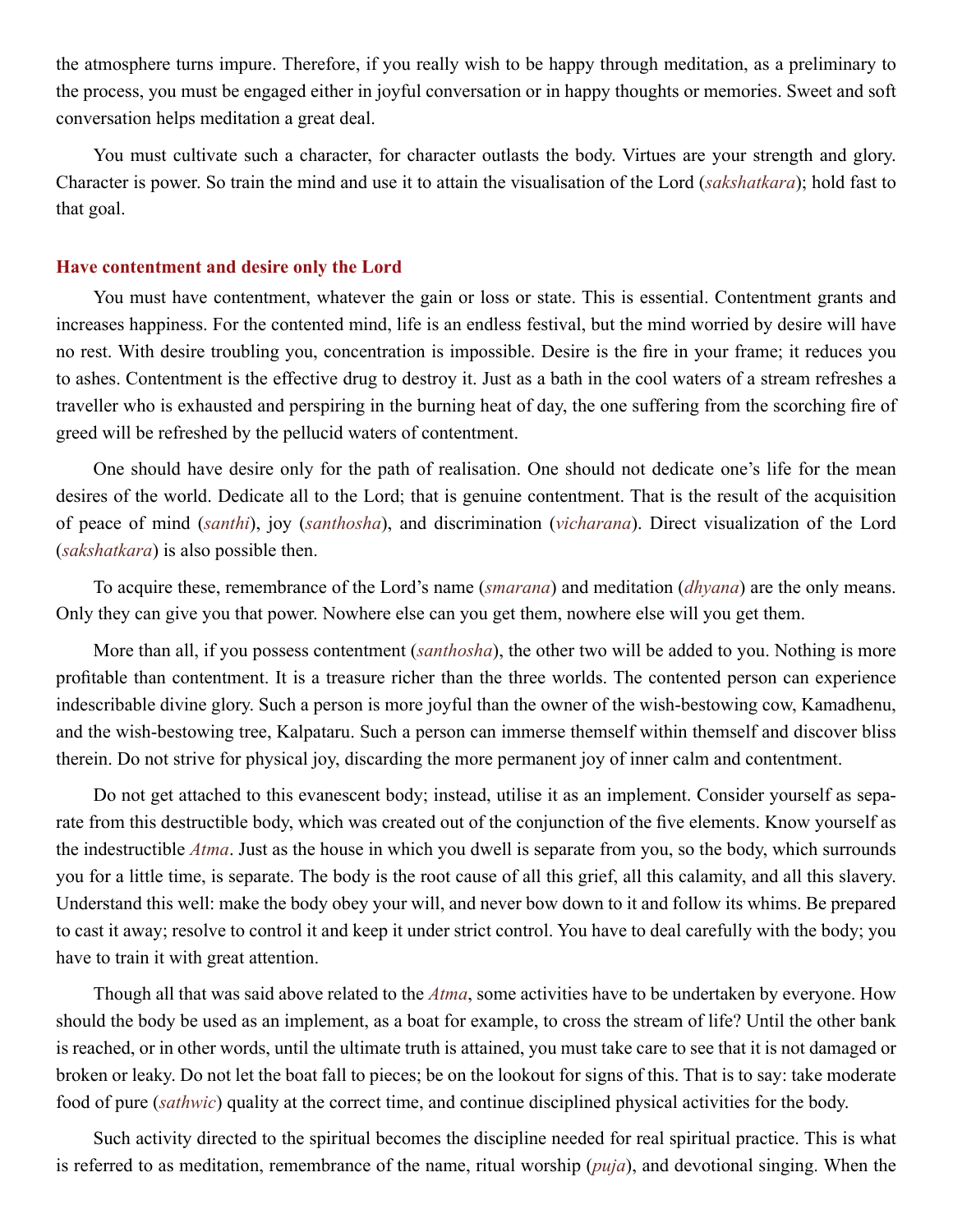the atmosphere turns impure. Therefore, if you really wish to be happy through meditation, as a preliminary to the process, you must be engaged either in joyful conversation or in happy thoughts or memories. Sweet and soft conversation helps meditation a great deal.

You must cultivate such a character, for character outlasts the body. Virtues are your strength and glory. Character is power. So train the mind and use it to attain the visualisation of the Lord (*sakshatkara*); hold fast to that goal.

### Have contentment and desire only the Lord

You must have contentment, whatever the gain or loss or state. This is essential. Contentment grants and increases happiness. For the contented mind, life is an endless festival, but the mind worried by desire will have no rest. With desire troubling you, concentration is impossible. Desire is the fire in your frame; it reduces you to ashes. Contentment is the effective drug to destroy it. Just as a bath in the cool waters of a stream refreshes a traveller who is exhausted and perspiring in the burning heat of day, the one suffering from the scorching fire of greed will be refreshed by the pellucid waters of contentment.

One should have desire only for the path of realisation. One should not dedicate one's life for the mean desires of the world. Dedicate all to the Lord; that is genuine contentment. That is the result of the acquisition of peace of mind (*santhi*), joy (*santhosha*), and discrimination (*vicharana*). Direct visualization of the Lord (*sakshatkara*) is also possible then.

To acquire these, remembrance of the Lord's name (*smarana*) and meditation (*dhyana*) are the only means. Only they can give you that power. Nowhere else can you get them, nowhere else will you get them.

More than all, if you possess contentment (*santhosha*), the other two will be added to you. Nothing is more profitable than contentment. It is a treasure richer than the three worlds. The contented person can experience indescribable divine glory. Such a person is more joyful than the owner of the wish-bestowing cow, Kamadhenu, and the wish-bestowing tree, Kalpataru. Such a person can immerse themself within themself and discover bliss therein. Do not strive for physical joy, discarding the more permanent joy of inner calm and contentment.

Do not get attached to this evanescent body; instead, utilise it as an implement. Consider yourself as separate from this destructible body, which was created out of the conjunction of the five elements. Know yourself as the indestructible *Atma*. Just as the house in which you dwell is separate from you, so the body, which surrounds you for a little time, is separate. The body is the root cause of all this grief, all this calamity, and all this slavery. Understand this well: make the body obey your will, and never bow down to it and follow its whims. Be prepared to cast it away; resolve to control it and keep it under strict control. You have to deal carefully with the body; you have to train it with great attention.

Though all that was said above related to the *Atma*, some activities have to be undertaken by everyone. How should the body be used as an implement, as a boat for example, to cross the stream of life? Until the other bank is reached, or in other words, until the ultimate truth is attained, you must take care to see that it is not damaged or broken or leaky. Do not let the boat fall to pieces; be on the lookout for signs of this. That is to say: take moderate food of pure (*sathwic*) quality at the correct time, and continue disciplined physical activities for the body.

Such activity directed to the spiritual becomes the discipline needed for real spiritual practice. This is what is referred to as meditation, remembrance of the name, ritual worship (*puja*), and devotional singing. When the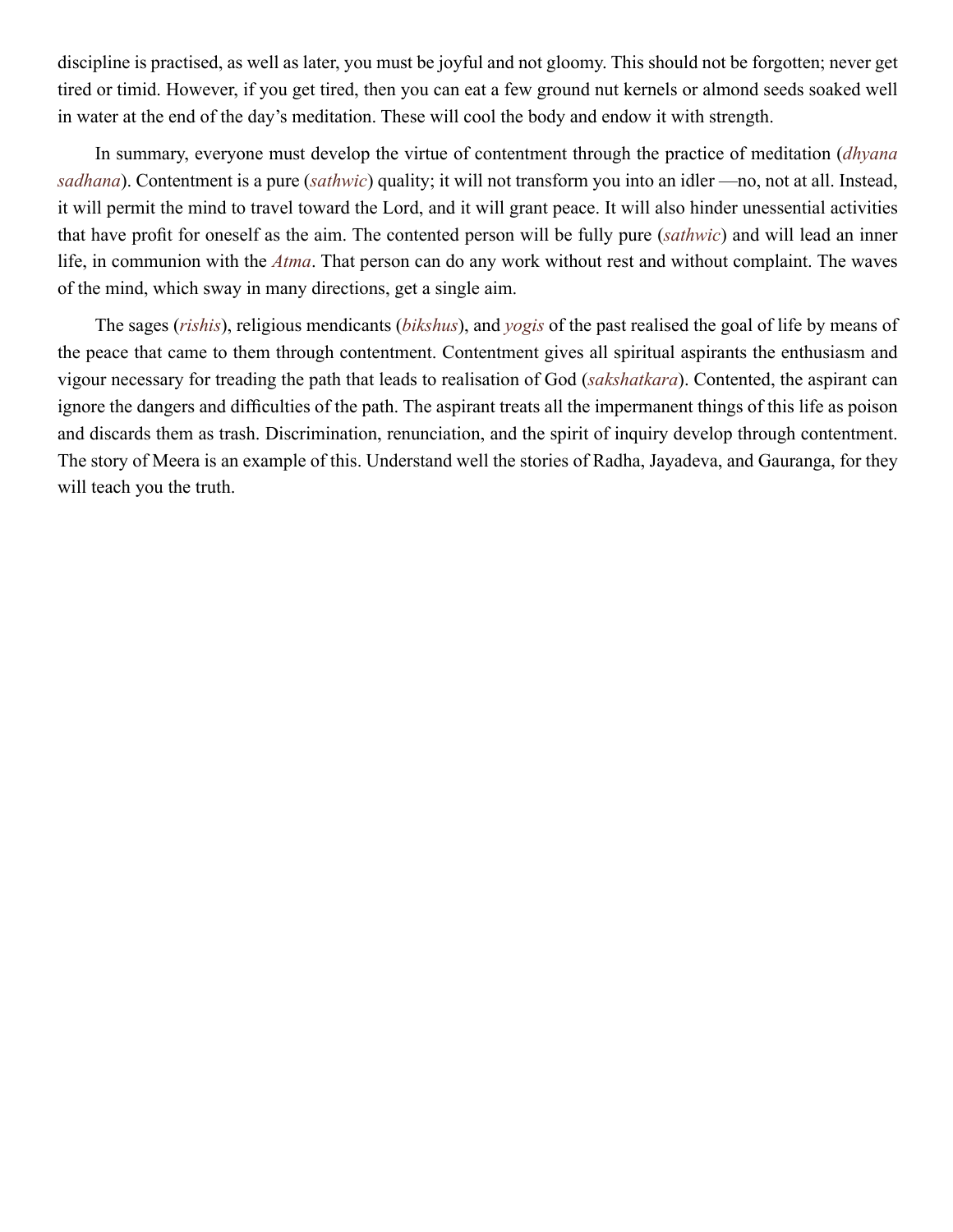discipline is practised, as well as later, you must be joyful and not gloomy. This should not be forgotten; never get tired or timid. However, if you get tired, then you can eat a few ground nut kernels or almond seeds soaked well in water at the end of the day's meditation. These will cool the body and endow it with strength.

In summary, everyone must develop the virtue of contentment through the practice of meditation (*dhyana sadhana*). Contentment is a pure (*sathwic*) quality; it will not transform you into an idler —no, not at all. Instead, it will permit the mind to travel toward the Lord, and it will grant peace. It will also hinder unessential activities that have profit for oneself as the aim. The contented person will be fully pure (*sathwic*) and will lead an inner life, in communion with the *Atma*. That person can do any work without rest and without complaint. The waves of the mind, which sway in many directions, get a single aim.

The sages (*rishis*), religious mendicants (*bikshus*), and *yogis* of the past realised the goal of life by means of the peace that came to them through contentment. Contentment gives all spiritual aspirants the enthusiasm and vigour necessary for treading the path that leads to realisation of God (*sakshatkara*). Contented, the aspirant can ignore the dangers and difficulties of the path. The aspirant treats all the impermanent things of this life as poison and discards them as trash. Discrimination, renunciation, and the spirit of inquiry develop through contentment. The story of Meera is an example of this. Understand well the stories of Radha, Jayadeva, and Gauranga, for they will teach you the truth.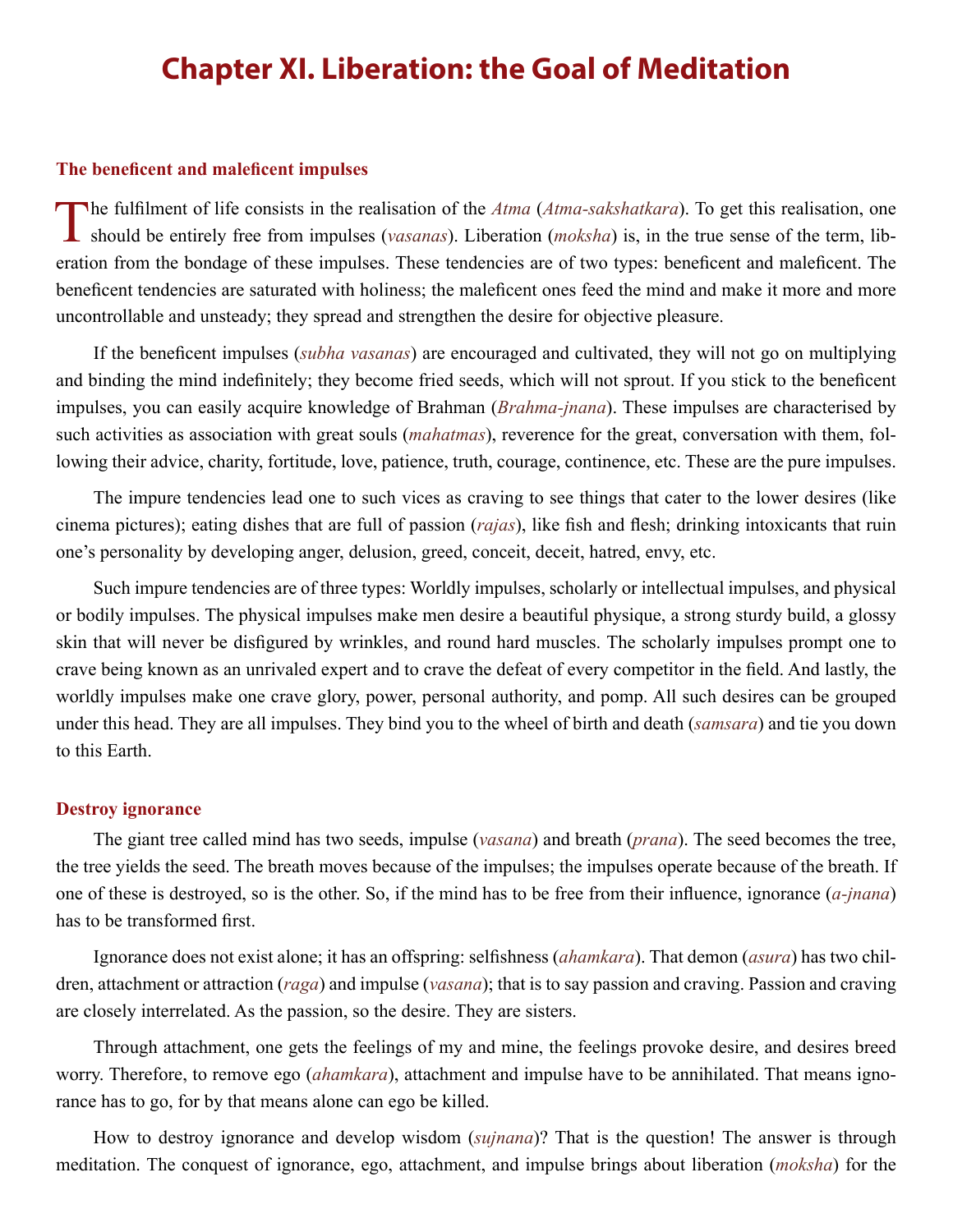# Chapter XI. Liberation: the Goal of Meditation

## The beneficent and maleficent impulses

The fulfilment of life consists in the realisation of the *Atma* (*Atma-sakshatkara*). To get this realisation, one should be entirely free from impulses (*vasanas*). Liberation (*moksha*) is, in the true sense of the term, liberation from the bondage of these impulses. These tendencies are of two types: beneficent and maleficent. The beneficent tendencies are saturated with holiness; the maleficent ones feed the mind and make it more and more uncontrollable and unsteady; they spread and strengthen the desire for objective pleasure.

If the beneficent impulses (*subha vasanas*) are encouraged and cultivated, they will not go on multiplying and binding the mind indefinitely; they become fried seeds, which will not sprout. If you stick to the beneficent impulses, you can easily acquire knowledge of Brahman (*Brahma-jnana*). These impulses are characterised by such activities as association with great souls (*mahatmas*), reverence for the great, conversation with them, following their advice, charity, fortitude, love, patience, truth, courage, continence, etc. These are the pure impulses.

The impure tendencies lead one to such vices as craving to see things that cater to the lower desires (like cinema pictures); eating dishes that are full of passion (*rajas*), like fish and flesh; drinking intoxicants that ruin one's personality by developing anger, delusion, greed, conceit, deceit, hatred, envy, etc.

Such impure tendencies are of three types: Worldly impulses, scholarly or intellectual impulses, and physical or bodily impulses. The physical impulses make men desire a beautiful physique, a strong sturdy build, a glossy skin that will never be disfigured by wrinkles, and round hard muscles. The scholarly impulses prompt one to crave being known as an unrivaled expert and to crave the defeat of every competitor in the field. And lastly, the worldly impulses make one crave glory, power, personal authority, and pomp. All such desires can be grouped under this head. They are all impulses. They bind you to the wheel of birth and death (*samsara*) and tie you down to this Earth.

## Destroy ignorance

The giant tree called mind has two seeds, impulse (*vasana*) and breath (*prana*). The seed becomes the tree, the tree yields the seed. The breath moves because of the impulses; the impulses operate because of the breath. If one of these is destroyed, so is the other. So, if the mind has to be free from their influence, ignorance (*a-jnana*) has to be transformed first.

Ignorance does not exist alone; it has an offspring: selfishness (*ahamkara*). That demon (*asura*) has two children, attachment or attraction (*raga*) and impulse (*vasana*); that is to say passion and craving. Passion and craving are closely interrelated. As the passion, so the desire. They are sisters.

Through attachment, one gets the feelings of my and mine, the feelings provoke desire, and desires breed worry. Therefore, to remove ego (*ahamkara*), attachment and impulse have to be annihilated. That means ignorance has to go, for by that means alone can ego be killed.

How to destroy ignorance and develop wisdom (*sujnana*)? That is the question! The answer is through meditation. The conquest of ignorance, ego, attachment, and impulse brings about liberation (*moksha*) for the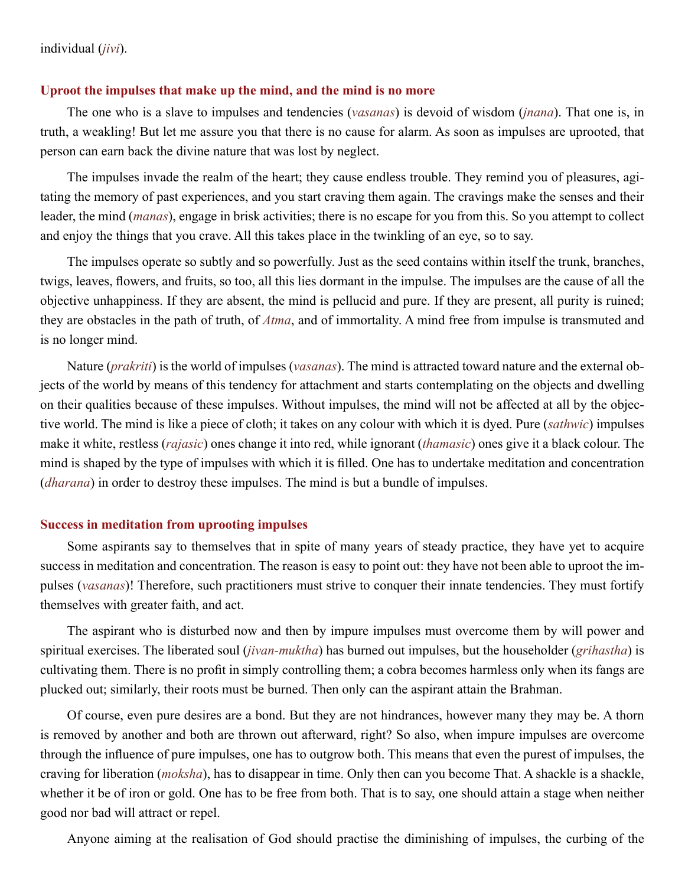individual (*jivi*).

### Uproot the impulses that make up the mind, and the mind is no more

The one who is a slave to impulses and tendencies (*vasanas*) is devoid of wisdom (*jnana*). That one is, in truth, a weakling! But let me assure you that there is no cause for alarm. As soon as impulses are uprooted, that person can earn back the divine nature that was lost by neglect.

The impulses invade the realm of the heart; they cause endless trouble. They remind you of pleasures, agitating the memory of past experiences, and you start craving them again. The cravings make the senses and their leader, the mind (*manas*), engage in brisk activities; there is no escape for you from this. So you attempt to collect and enjoy the things that you crave. All this takes place in the twinkling of an eye, so to say.

The impulses operate so subtly and so powerfully. Just as the seed contains within itself the trunk, branches, twigs, leaves, flowers, and fruits, so too, all this lies dormant in the impulse. The impulses are the cause of all the objective unhappiness. If they are absent, the mind is pellucid and pure. If they are present, all purity is ruined; they are obstacles in the path of truth, of *Atma*, and of immortality. A mind free from impulse is transmuted and is no longer mind.

Nature (*prakriti*) is the world of impulses (*vasanas*). The mind is attracted toward nature and the external objects of the world by means of this tendency for attachment and starts contemplating on the objects and dwelling on their qualities because of these impulses. Without impulses, the mind will not be affected at all by the objective world. The mind is like a piece of cloth; it takes on any colour with which it is dyed. Pure (*sathwic*) impulses make it white, restless (*rajasic*) ones change it into red, while ignorant (*thamasic*) ones give it a black colour. The mind is shaped by the type of impulses with which it is filled. One has to undertake meditation and concentration (*dharana*) in order to destroy these impulses. The mind is but a bundle of impulses.

### Success in meditation from uprooting impulses

Some aspirants say to themselves that in spite of many years of steady practice, they have yet to acquire success in meditation and concentration. The reason is easy to point out: they have not been able to uproot the impulses (*vasanas*)! Therefore, such practitioners must strive to conquer their innate tendencies. They must fortify themselves with greater faith, and act.

The aspirant who is disturbed now and then by impure impulses must overcome them by will power and spiritual exercises. The liberated soul (*jivan-muktha*) has burned out impulses, but the householder (*grihastha*) is cultivating them. There is no profit in simply controlling them; a cobra becomes harmless only when its fangs are plucked out; similarly, their roots must be burned. Then only can the aspirant attain the Brahman.

Of course, even pure desires are a bond. But they are not hindrances, however many they may be. A thorn is removed by another and both are thrown out afterward, right? So also, when impure impulses are overcome through the influence of pure impulses, one has to outgrow both. This means that even the purest of impulses, the craving for liberation (*moksha*), has to disappear in time. Only then can you become That. A shackle is a shackle, whether it be of iron or gold. One has to be free from both. That is to say, one should attain a stage when neither good nor bad will attract or repel.

Anyone aiming at the realisation of God should practise the diminishing of impulses, the curbing of the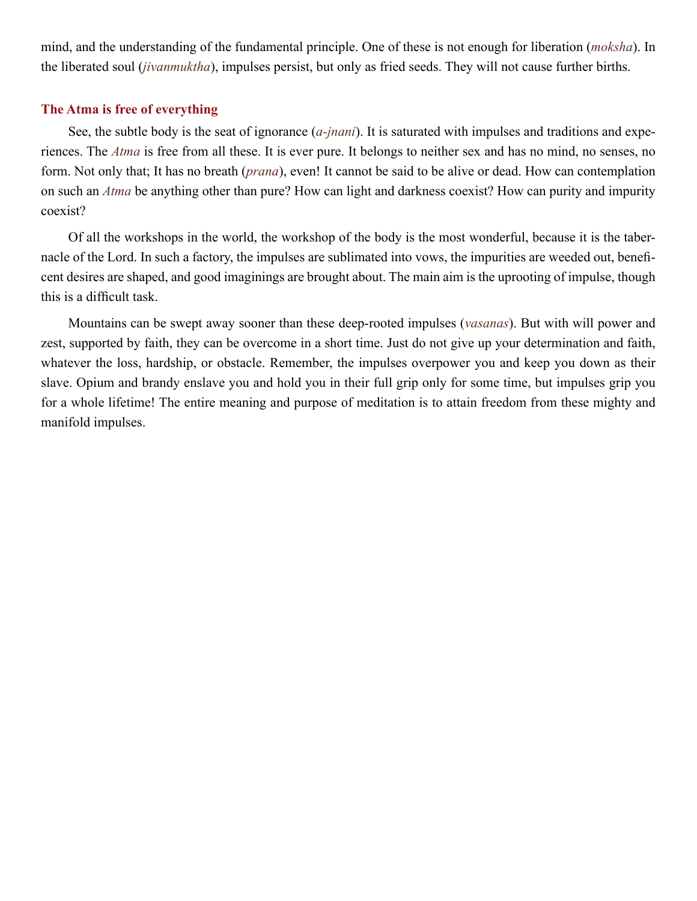mind, and the understanding of the fundamental principle. One of these is not enough for liberation (*moksha*). In the liberated soul (*jivanmuktha*), impulses persist, but only as fried seeds. They will not cause further births.

### The Atma is free of everything

See, the subtle body is the seat of ignorance (*a-jnani*). It is saturated with impulses and traditions and experiences. The *Atma* is free from all these. It is ever pure. It belongs to neither sex and has no mind, no senses, no form. Not only that; It has no breath (*prana*), even! It cannot be said to be alive or dead. How can contemplation on such an *Atma* be anything other than pure? How can light and darkness coexist? How can purity and impurity coexist?

Of all the workshops in the world, the workshop of the body is the most wonderful, because it is the tabernacle of the Lord. In such a factory, the impulses are sublimated into vows, the impurities are weeded out, beneficent desires are shaped, and good imaginings are brought about. The main aim is the uprooting of impulse, though this is a difficult task.

Mountains can be swept away sooner than these deep-rooted impulses (*vasanas*). But with will power and zest, supported by faith, they can be overcome in a short time. Just do not give up your determination and faith, whatever the loss, hardship, or obstacle. Remember, the impulses overpower you and keep you down as their slave. Opium and brandy enslave you and hold you in their full grip only for some time, but impulses grip you for a whole lifetime! The entire meaning and purpose of meditation is to attain freedom from these mighty and manifold impulses.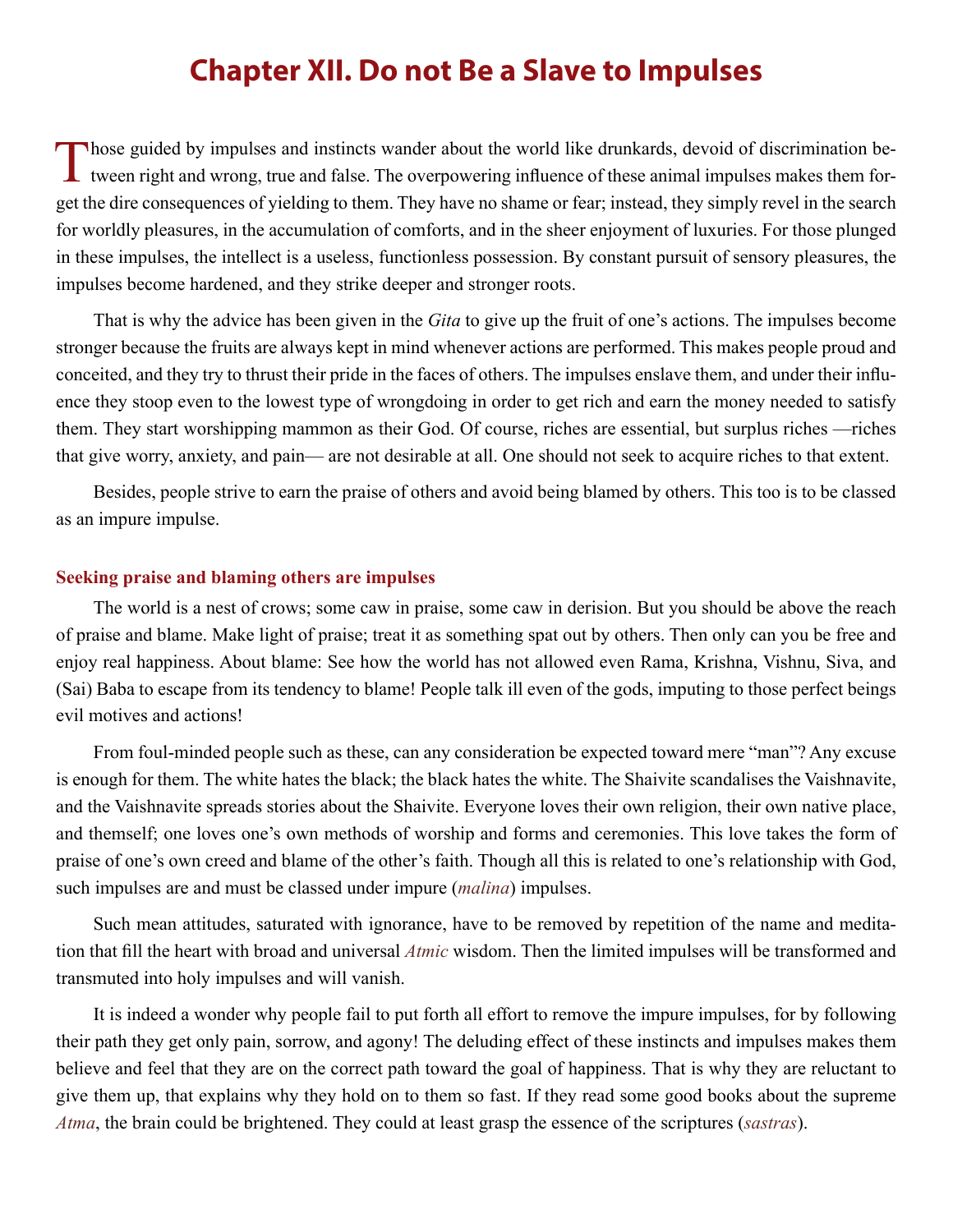# Chapter XII. Do not Be a Slave to Impulses

Those guided by impulses and instincts wander about the world like drunkards, devoid of discrimination between right and wrong, true and false. The overpowering influence of these animal impulses makes them forget the dire consequences of yielding to them. They have no shame or fear; instead, they simply revel in the search for worldly pleasures, in the accumulation of comforts, and in the sheer enjoyment of luxuries. For those plunged in these impulses, the intellect is a useless, functionless possession. By constant pursuit of sensory pleasures, the impulses become hardened, and they strike deeper and stronger roots.

That is why the advice has been given in the *Gita* to give up the fruit of one's actions. The impulses become stronger because the fruits are always kept in mind whenever actions are performed. This makes people proud and conceited, and they try to thrust their pride in the faces of others. The impulses enslave them, and under their influence they stoop even to the lowest type of wrongdoing in order to get rich and earn the money needed to satisfy them. They start worshipping mammon as their God. Of course, riches are essential, but surplus riches —riches that give worry, anxiety, and pain— are not desirable at all. One should not seek to acquire riches to that extent.

Besides, people strive to earn the praise of others and avoid being blamed by others. This too is to be classed as an impure impulse.

### Seeking praise and blaming others are impulses

The world is a nest of crows; some caw in praise, some caw in derision. But you should be above the reach of praise and blame. Make light of praise; treat it as something spat out by others. Then only can you be free and enjoy real happiness. About blame: See how the world has not allowed even Rama, Krishna, Vishnu, Siva, and (Sai) Baba to escape from its tendency to blame! People talk ill even of the gods, imputing to those perfect beings evil motives and actions!

From foul-minded people such as these, can any consideration be expected toward mere "man"? Any excuse is enough for them. The white hates the black; the black hates the white. The Shaivite scandalises the Vaishnavite, and the Vaishnavite spreads stories about the Shaivite. Everyone loves their own religion, their own native place, and themself; one loves one's own methods of worship and forms and ceremonies. This love takes the form of praise of one's own creed and blame of the other's faith. Though all this is related to one's relationship with God, such impulses are and must be classed under impure (*malina*) impulses.

Such mean attitudes, saturated with ignorance, have to be removed by repetition of the name and meditation that fill the heart with broad and universal *Atmic* wisdom. Then the limited impulses will be transformed and transmuted into holy impulses and will vanish.

It is indeed a wonder why people fail to put forth all effort to remove the impure impulses, for by following their path they get only pain, sorrow, and agony! The deluding effect of these instincts and impulses makes them believe and feel that they are on the correct path toward the goal of happiness. That is why they are reluctant to give them up, that explains why they hold on to them so fast. If they read some good books about the supreme *Atma*, the brain could be brightened. They could at least grasp the essence of the scriptures (*sastras*).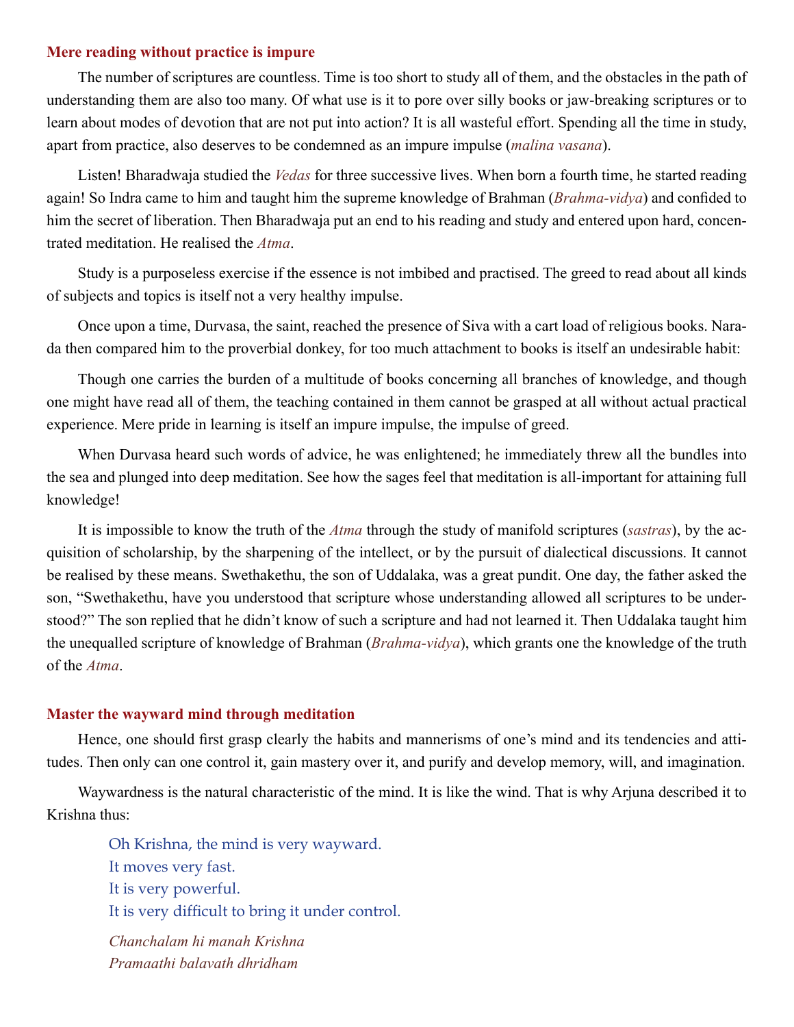## Mere reading without practice is impure

The number of scriptures are countless. Time is too short to study all of them, and the obstacles in the path of understanding them are also too many. Of what use is it to pore over silly books or jaw-breaking scriptures or to learn about modes of devotion that are not put into action? It is all wasteful effort. Spending all the time in study, apart from practice, also deserves to be condemned as an impure impulse (*malina vasana*).

Listen! Bharadwaja studied the *Vedas* for three successive lives. When born a fourth time, he started reading again! So Indra came to him and taught him the supreme knowledge of Brahman (*Brahma-vidya*) and confided to him the secret of liberation. Then Bharadwaja put an end to his reading and study and entered upon hard, concentrated meditation. He realised the *Atma*.

Study is a purposeless exercise if the essence is not imbibed and practised. The greed to read about all kinds of subjects and topics is itself not a very healthy impulse.

Once upon a time, Durvasa, the saint, reached the presence of Siva with a cart load of religious books. Narada then compared him to the proverbial donkey, for too much attachment to books is itself an undesirable habit:

Though one carries the burden of a multitude of books concerning all branches of knowledge, and though one might have read all of them, the teaching contained in them cannot be grasped at all without actual practical experience. Mere pride in learning is itself an impure impulse, the impulse of greed.

When Durvasa heard such words of advice, he was enlightened; he immediately threw all the bundles into the sea and plunged into deep meditation. See how the sages feel that meditation is all-important for attaining full knowledge!

It is impossible to know the truth of the *Atma* through the study of manifold scriptures (*sastras*), by the acquisition of scholarship, by the sharpening of the intellect, or by the pursuit of dialectical discussions. It cannot be realised by these means. Swethakethu, the son of Uddalaka, was a great pundit. One day, the father asked the son, "Swethakethu, have you understood that scripture whose understanding allowed all scriptures to be understood?" The son replied that he didn't know of such a scripture and had not learned it. Then Uddalaka taught him the unequalled scripture of knowledge of Brahman (*Brahma-vidya*), which grants one the knowledge of the truth of the *Atma*.

## Master the wayward mind through meditation

Hence, one should first grasp clearly the habits and mannerisms of one's mind and its tendencies and attitudes. Then only can one control it, gain mastery over it, and purify and develop memory, will, and imagination.

Waywardness is the natural characteristic of the mind. It is like the wind. That is why Arjuna described it to Krishna thus:

> Oh Krishna, the mind is very wayward.
> It moves very fast.
> It is very powerful.
> It is very difficult to bring it under control.
>
> *Chanchalam hi manah Krishna*
> *Pramaathi balavath dhridham*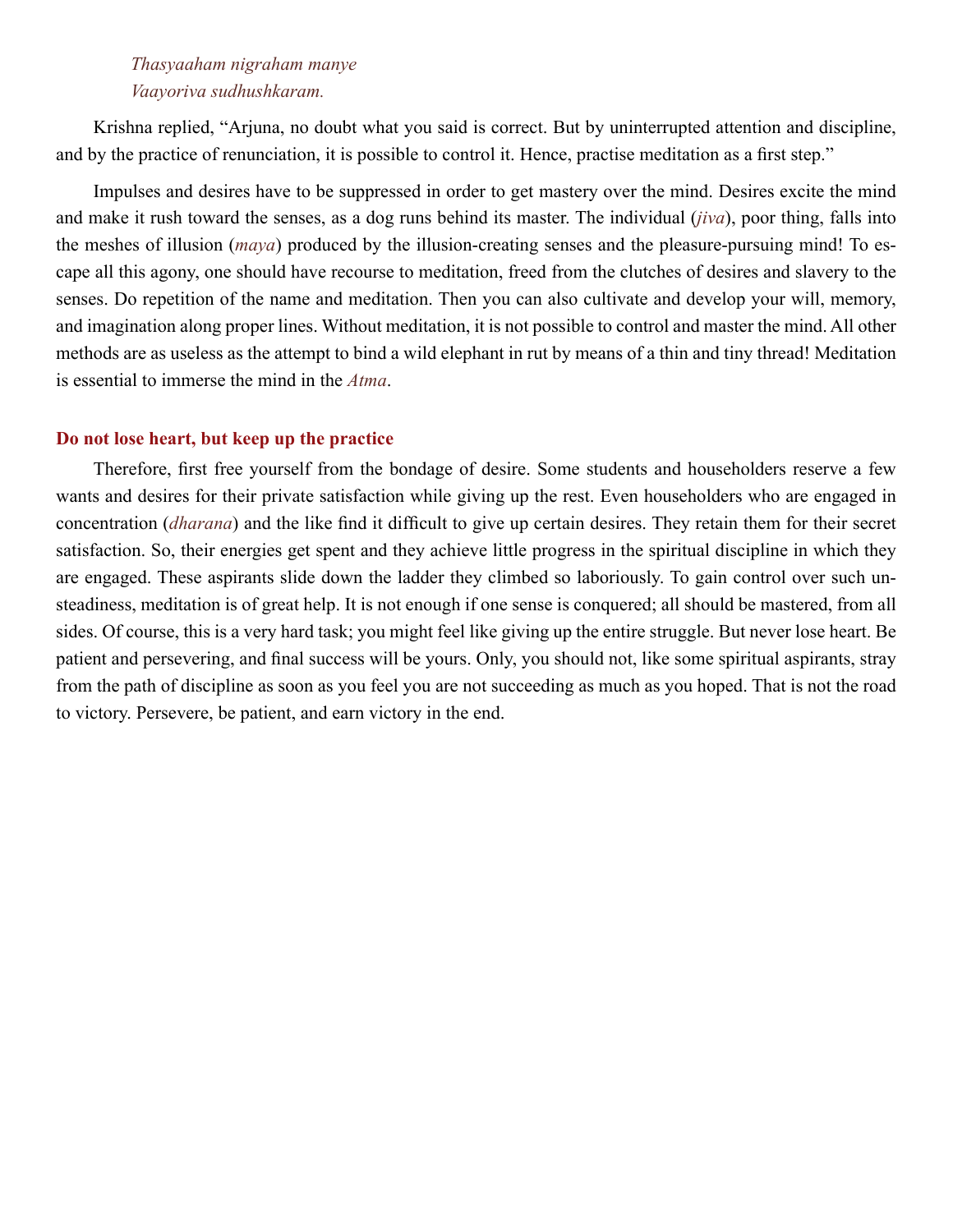*Thasyaaham nigraham manye*
*Vaayoriva sudhushkaram.*

Krishna replied, "Arjuna, no doubt what you said is correct. But by uninterrupted attention and discipline, and by the practice of renunciation, it is possible to control it. Hence, practise meditation as a first step."

Impulses and desires have to be suppressed in order to get mastery over the mind. Desires excite the mind and make it rush toward the senses, as a dog runs behind its master. The individual (*jiva*), poor thing, falls into the meshes of illusion (*maya*) produced by the illusion-creating senses and the pleasure-pursuing mind! To escape all this agony, one should have recourse to meditation, freed from the clutches of desires and slavery to the senses. Do repetition of the name and meditation. Then you can also cultivate and develop your will, memory, and imagination along proper lines. Without meditation, it is not possible to control and master the mind. All other methods are as useless as the attempt to bind a wild elephant in rut by means of a thin and tiny thread! Meditation is essential to immerse the mind in the *Atma*.

## Do not lose heart, but keep up the practice

Therefore, first free yourself from the bondage of desire. Some students and householders reserve a few wants and desires for their private satisfaction while giving up the rest. Even householders who are engaged in concentration (*dharana*) and the like find it difficult to give up certain desires. They retain them for their secret satisfaction. So, their energies get spent and they achieve little progress in the spiritual discipline in which they are engaged. These aspirants slide down the ladder they climbed so laboriously. To gain control over such unsteadiness, meditation is of great help. It is not enough if one sense is conquered; all should be mastered, from all sides. Of course, this is a very hard task; you might feel like giving up the entire struggle. But never lose heart. Be patient and persevering, and final success will be yours. Only, you should not, like some spiritual aspirants, stray from the path of discipline as soon as you feel you are not succeeding as much as you hoped. That is not the road to victory. Persevere, be patient, and earn victory in the end.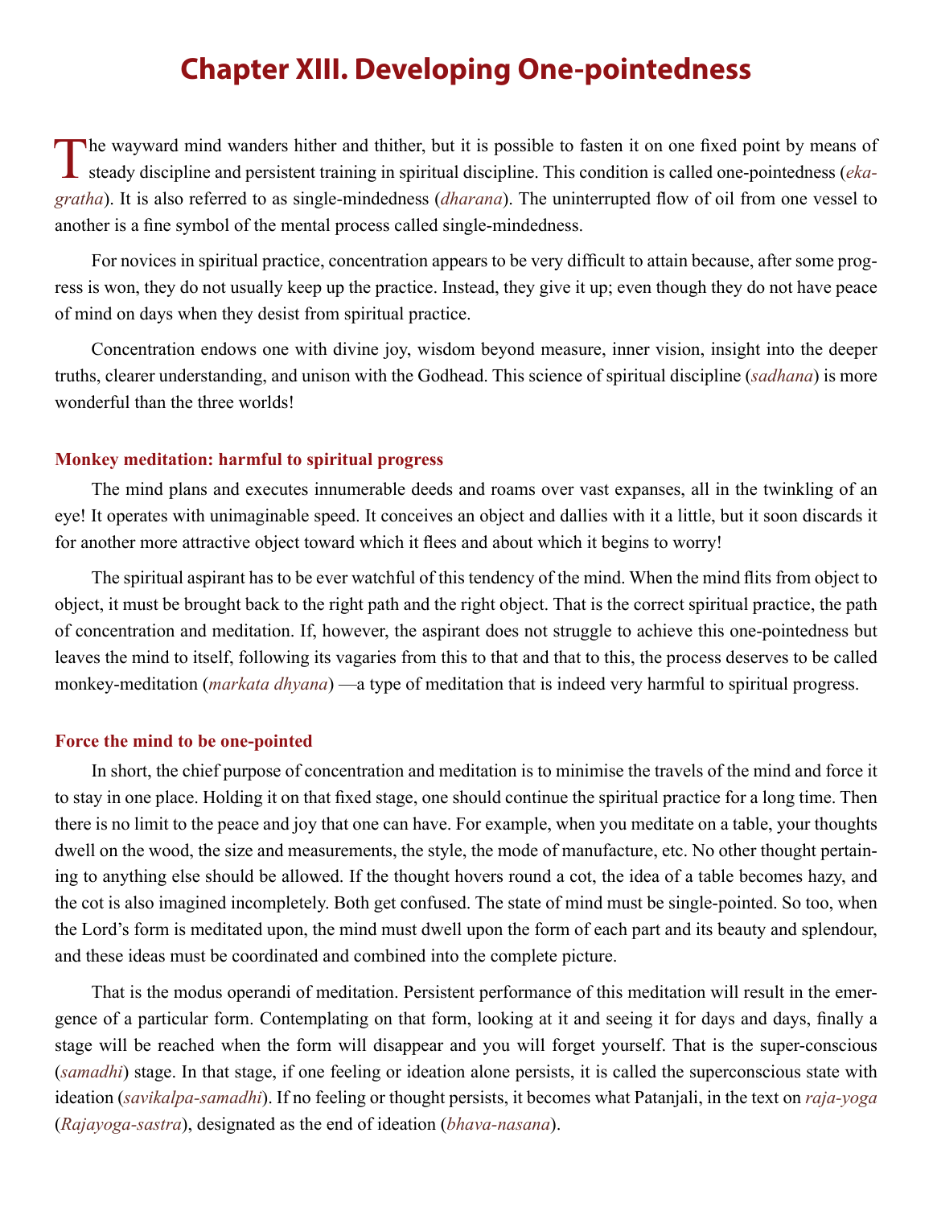# Chapter XIII. Developing One-pointedness

The wayward mind wanders hither and thither, but it is possible to fasten it on one fixed point by means of steady discipline and persistent training in spiritual discipline. This condition is called one-pointedness (*ekagratha*). It is also referred to as single-mindedness (*dharana*). The uninterrupted flow of oil from one vessel to another is a fine symbol of the mental process called single-mindedness.

For novices in spiritual practice, concentration appears to be very difficult to attain because, after some progress is won, they do not usually keep up the practice. Instead, they give it up; even though they do not have peace of mind on days when they desist from spiritual practice.

Concentration endows one with divine joy, wisdom beyond measure, inner vision, insight into the deeper truths, clearer understanding, and unison with the Godhead. This science of spiritual discipline (*sadhana*) is more wonderful than the three worlds!

### Monkey meditation: harmful to spiritual progress

The mind plans and executes innumerable deeds and roams over vast expanses, all in the twinkling of an eye! It operates with unimaginable speed. It conceives an object and dallies with it a little, but it soon discards it for another more attractive object toward which it flees and about which it begins to worry!

The spiritual aspirant has to be ever watchful of this tendency of the mind. When the mind flits from object to object, it must be brought back to the right path and the right object. That is the correct spiritual practice, the path of concentration and meditation. If, however, the aspirant does not struggle to achieve this one-pointedness but leaves the mind to itself, following its vagaries from this to that and that to this, the process deserves to be called monkey-meditation (*markata dhyana*) —a type of meditation that is indeed very harmful to spiritual progress.

### Force the mind to be one-pointed

In short, the chief purpose of concentration and meditation is to minimise the travels of the mind and force it to stay in one place. Holding it on that fixed stage, one should continue the spiritual practice for a long time. Then there is no limit to the peace and joy that one can have. For example, when you meditate on a table, your thoughts dwell on the wood, the size and measurements, the style, the mode of manufacture, etc. No other thought pertaining to anything else should be allowed. If the thought hovers round a cot, the idea of a table becomes hazy, and the cot is also imagined incompletely. Both get confused. The state of mind must be single-pointed. So too, when the Lord's form is meditated upon, the mind must dwell upon the form of each part and its beauty and splendour, and these ideas must be coordinated and combined into the complete picture.

That is the modus operandi of meditation. Persistent performance of this meditation will result in the emergence of a particular form. Contemplating on that form, looking at it and seeing it for days and days, finally a stage will be reached when the form will disappear and you will forget yourself. That is the super-conscious (*samadhi*) stage. In that stage, if one feeling or ideation alone persists, it is called the superconscious state with ideation (*savikalpa-samadhi*). If no feeling or thought persists, it becomes what Patanjali, in the text on *raja-yoga* (*Rajayoga-sastra*), designated as the end of ideation (*bhava-nasana*).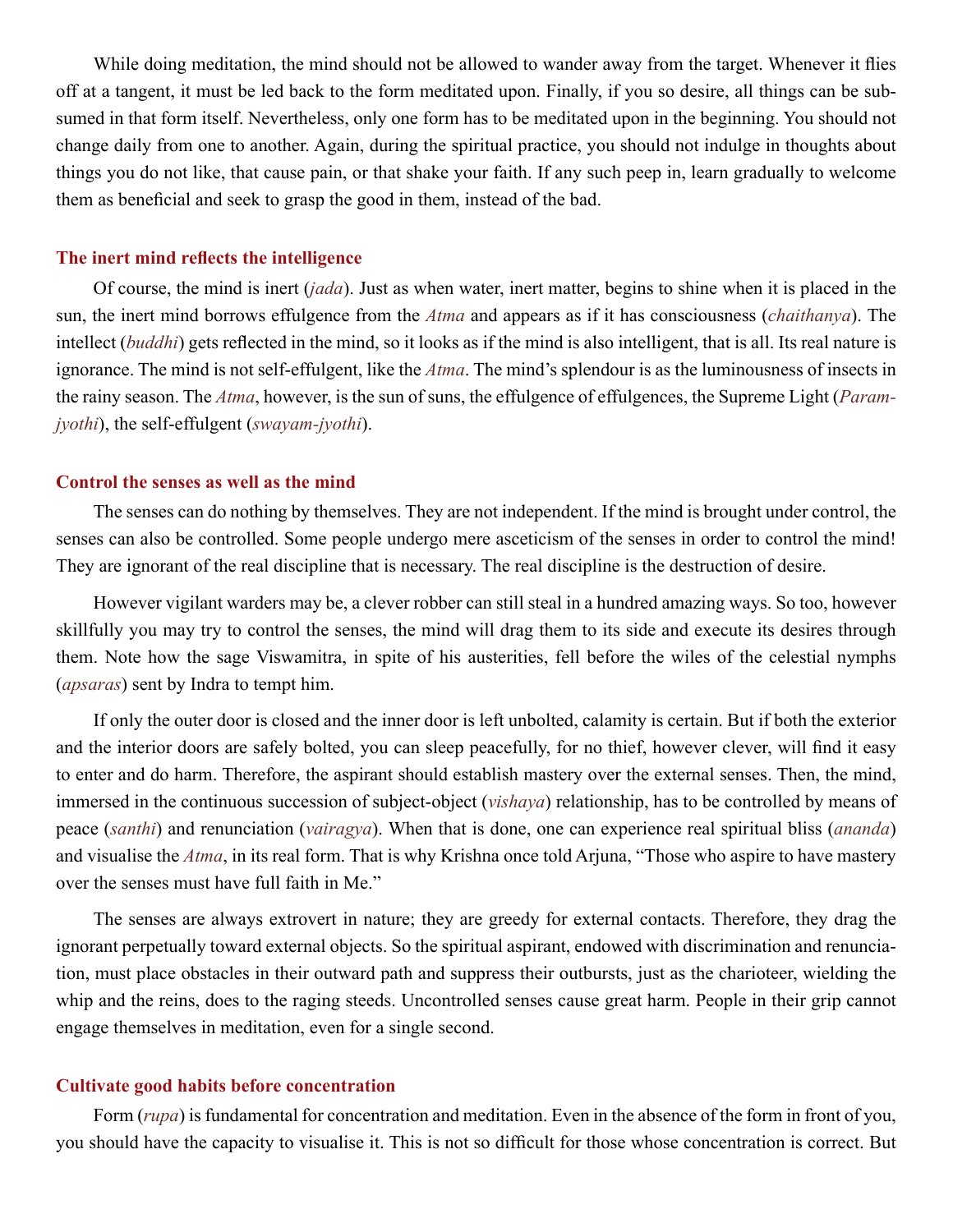While doing meditation, the mind should not be allowed to wander away from the target. Whenever it flies off at a tangent, it must be led back to the form meditated upon. Finally, if you so desire, all things can be subsumed in that form itself. Nevertheless, only one form has to be meditated upon in the beginning. You should not change daily from one to another. Again, during the spiritual practice, you should not indulge in thoughts about things you do not like, that cause pain, or that shake your faith. If any such peep in, learn gradually to welcome them as beneficial and seek to grasp the good in them, instead of the bad.

### The inert mind reflects the intelligence

Of course, the mind is inert (*jada*). Just as when water, inert matter, begins to shine when it is placed in the sun, the inert mind borrows effulgence from the *Atma* and appears as if it has consciousness (*chaithanya*). The intellect (*buddhi*) gets reflected in the mind, so it looks as if the mind is also intelligent, that is all. Its real nature is ignorance. The mind is not self-effulgent, like the *Atma*. The mind's splendour is as the luminousness of insects in the rainy season. The *Atma*, however, is the sun of suns, the effulgence of effulgences, the Supreme Light (*Param-jyothi*), the self-effulgent (*swayam-jyothi*).

### Control the senses as well as the mind

The senses can do nothing by themselves. They are not independent. If the mind is brought under control, the senses can also be controlled. Some people undergo mere asceticism of the senses in order to control the mind! They are ignorant of the real discipline that is necessary. The real discipline is the destruction of desire.

However vigilant warders may be, a clever robber can still steal in a hundred amazing ways. So too, however skillfully you may try to control the senses, the mind will drag them to its side and execute its desires through them. Note how the sage Viswamitra, in spite of his austerities, fell before the wiles of the celestial nymphs (*apsaras*) sent by Indra to tempt him.

If only the outer door is closed and the inner door is left unbolted, calamity is certain. But if both the exterior and the interior doors are safely bolted, you can sleep peacefully, for no thief, however clever, will find it easy to enter and do harm. Therefore, the aspirant should establish mastery over the external senses. Then, the mind, immersed in the continuous succession of subject-object (*vishaya*) relationship, has to be controlled by means of peace (*santhi*) and renunciation (*vairagya*). When that is done, one can experience real spiritual bliss (*ananda*) and visualise the *Atma*, in its real form. That is why Krishna once told Arjuna, "Those who aspire to have mastery over the senses must have full faith in Me."

The senses are always extrovert in nature; they are greedy for external contacts. Therefore, they drag the ignorant perpetually toward external objects. So the spiritual aspirant, endowed with discrimination and renunciation, must place obstacles in their outward path and suppress their outbursts, just as the charioteer, wielding the whip and the reins, does to the raging steeds. Uncontrolled senses cause great harm. People in their grip cannot engage themselves in meditation, even for a single second.

### Cultivate good habits before concentration

Form (*rupa*) is fundamental for concentration and meditation. Even in the absence of the form in front of you, you should have the capacity to visualise it. This is not so difficult for those whose concentration is correct. But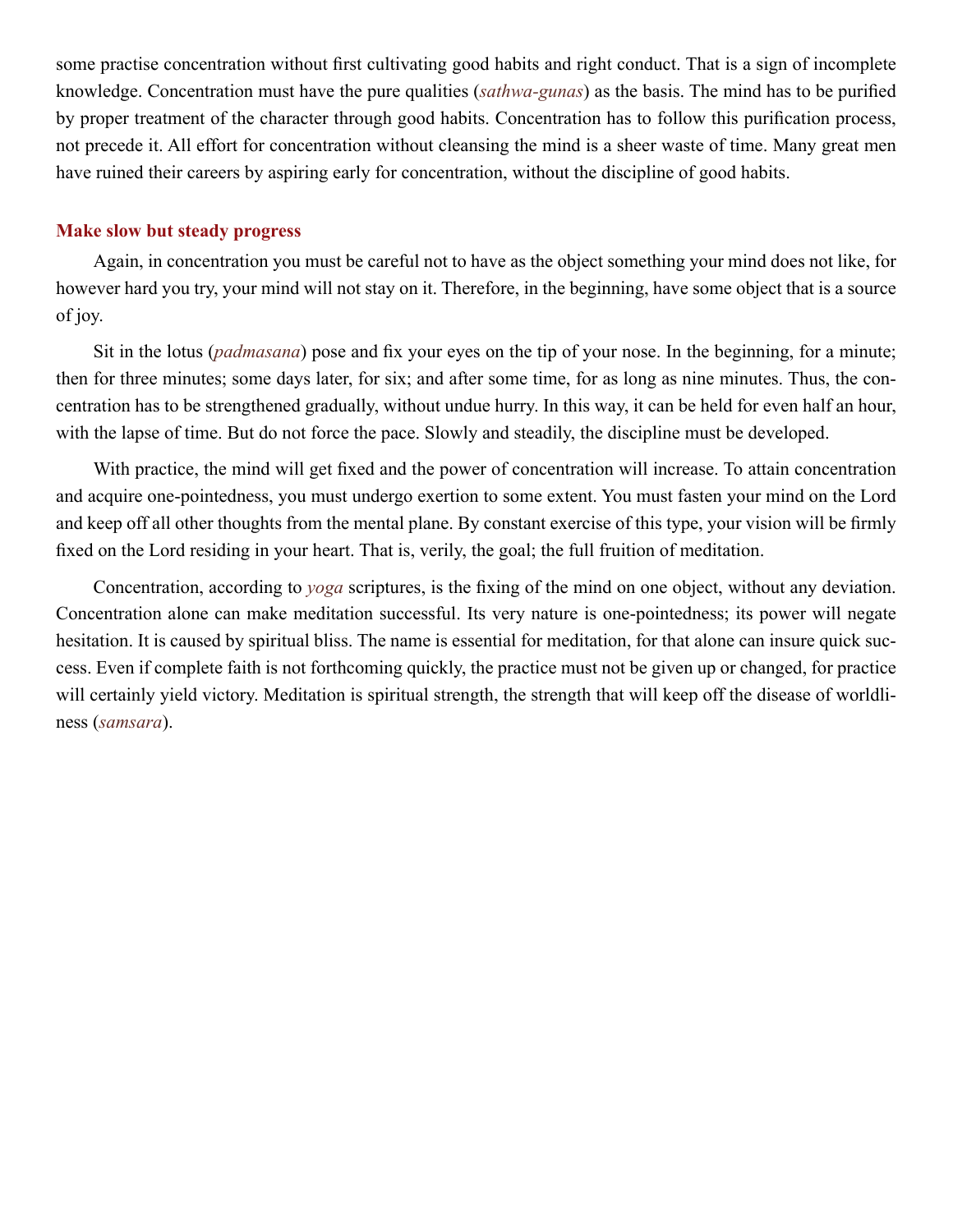some practise concentration without first cultivating good habits and right conduct. That is a sign of incomplete knowledge. Concentration must have the pure qualities (*sathwa-gunas*) as the basis. The mind has to be purified by proper treatment of the character through good habits. Concentration has to follow this purification process, not precede it. All effort for concentration without cleansing the mind is a sheer waste of time. Many great men have ruined their careers by aspiring early for concentration, without the discipline of good habits.

### Make slow but steady progress

Again, in concentration you must be careful not to have as the object something your mind does not like, for however hard you try, your mind will not stay on it. Therefore, in the beginning, have some object that is a source of joy.

Sit in the lotus (*padmasana*) pose and fix your eyes on the tip of your nose. In the beginning, for a minute; then for three minutes; some days later, for six; and after some time, for as long as nine minutes. Thus, the concentration has to be strengthened gradually, without undue hurry. In this way, it can be held for even half an hour, with the lapse of time. But do not force the pace. Slowly and steadily, the discipline must be developed.

With practice, the mind will get fixed and the power of concentration will increase. To attain concentration and acquire one-pointedness, you must undergo exertion to some extent. You must fasten your mind on the Lord and keep off all other thoughts from the mental plane. By constant exercise of this type, your vision will be firmly fixed on the Lord residing in your heart. That is, verily, the goal; the full fruition of meditation.

Concentration, according to *yoga* scriptures, is the fixing of the mind on one object, without any deviation. Concentration alone can make meditation successful. Its very nature is one-pointedness; its power will negate hesitation. It is caused by spiritual bliss. The name is essential for meditation, for that alone can insure quick success. Even if complete faith is not forthcoming quickly, the practice must not be given up or changed, for practice will certainly yield victory. Meditation is spiritual strength, the strength that will keep off the disease of worldliness (*samsara*).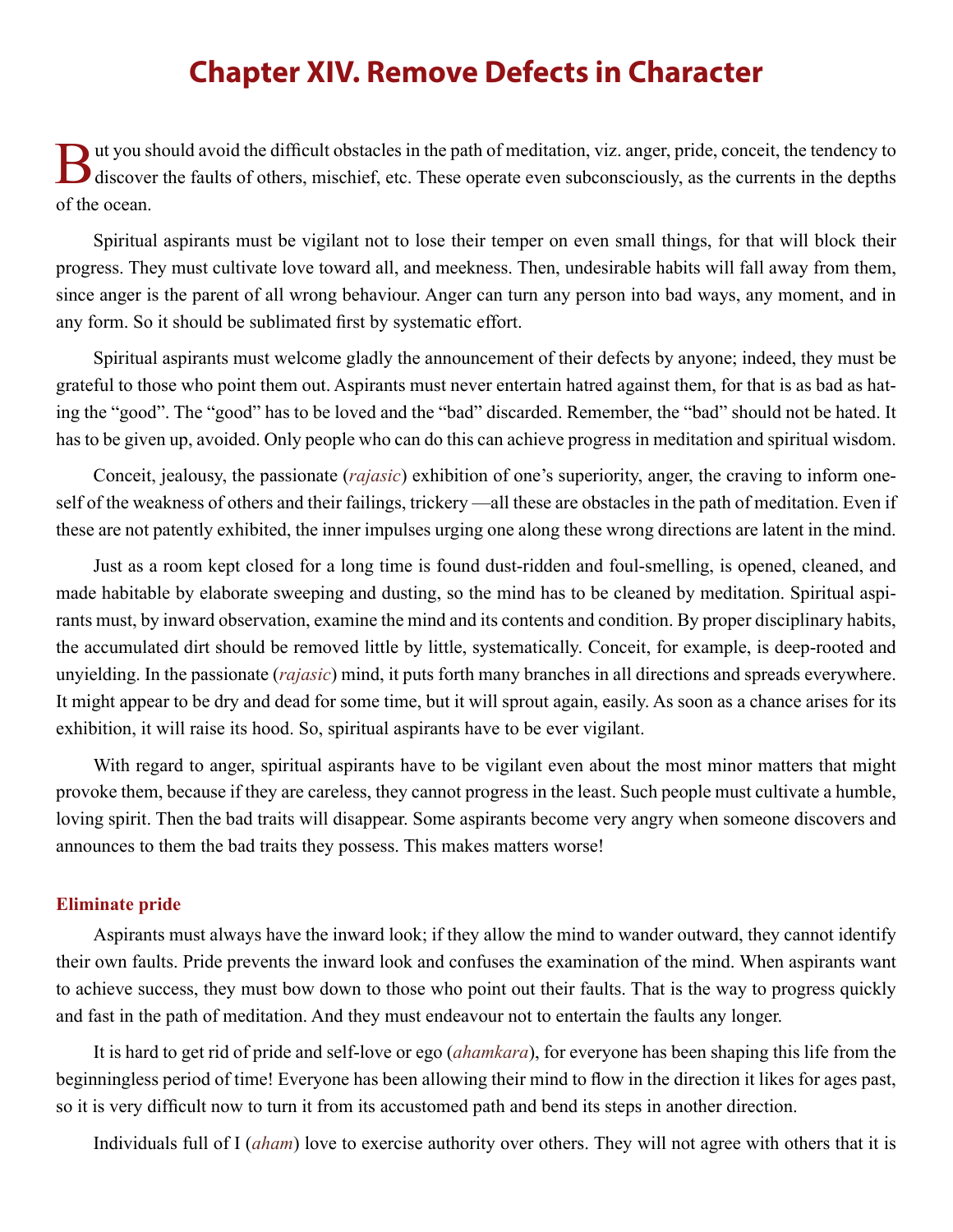# Chapter XIV. Remove Defects in Character

But you should avoid the difficult obstacles in the path of meditation, viz. anger, pride, conceit, the tendency to discover the faults of others, mischief, etc. These operate even subconsciously, as the currents in the depths of the ocean.

Spiritual aspirants must be vigilant not to lose their temper on even small things, for that will block their progress. They must cultivate love toward all, and meekness. Then, undesirable habits will fall away from them, since anger is the parent of all wrong behaviour. Anger can turn any person into bad ways, any moment, and in any form. So it should be sublimated first by systematic effort.

Spiritual aspirants must welcome gladly the announcement of their defects by anyone; indeed, they must be grateful to those who point them out. Aspirants must never entertain hatred against them, for that is as bad as hating the "good". The "good" has to be loved and the "bad" discarded. Remember, the "bad" should not be hated. It has to be given up, avoided. Only people who can do this can achieve progress in meditation and spiritual wisdom.

Conceit, jealousy, the passionate (*rajasic*) exhibition of one's superiority, anger, the craving to inform oneself of the weakness of others and their failings, trickery —all these are obstacles in the path of meditation. Even if these are not patently exhibited, the inner impulses urging one along these wrong directions are latent in the mind.

Just as a room kept closed for a long time is found dust-ridden and foul-smelling, is opened, cleaned, and made habitable by elaborate sweeping and dusting, so the mind has to be cleaned by meditation. Spiritual aspirants must, by inward observation, examine the mind and its contents and condition. By proper disciplinary habits, the accumulated dirt should be removed little by little, systematically. Conceit, for example, is deep-rooted and unyielding. In the passionate (*rajasic*) mind, it puts forth many branches in all directions and spreads everywhere. It might appear to be dry and dead for some time, but it will sprout again, easily. As soon as a chance arises for its exhibition, it will raise its hood. So, spiritual aspirants have to be ever vigilant.

With regard to anger, spiritual aspirants have to be vigilant even about the most minor matters that might provoke them, because if they are careless, they cannot progress in the least. Such people must cultivate a humble, loving spirit. Then the bad traits will disappear. Some aspirants become very angry when someone discovers and announces to them the bad traits they possess. This makes matters worse!

### Eliminate pride

Aspirants must always have the inward look; if they allow the mind to wander outward, they cannot identify their own faults. Pride prevents the inward look and confuses the examination of the mind. When aspirants want to achieve success, they must bow down to those who point out their faults. That is the way to progress quickly and fast in the path of meditation. And they must endeavour not to entertain the faults any longer.

It is hard to get rid of pride and self-love or ego (*ahamkara*), for everyone has been shaping this life from the beginningless period of time! Everyone has been allowing their mind to flow in the direction it likes for ages past, so it is very difficult now to turn it from its accustomed path and bend its steps in another direction.

Individuals full of I (*aham*) love to exercise authority over others. They will not agree with others that it is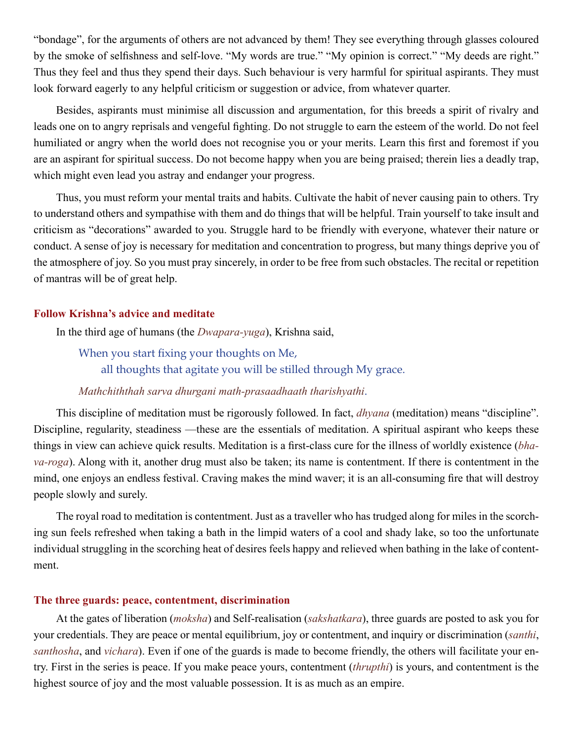“bondage”, for the arguments of others are not advanced by them! They see everything through glasses coloured by the smoke of selfishness and self-love. “My words are true.” “My opinion is correct.” “My deeds are right.” Thus they feel and thus they spend their days. Such behaviour is very harmful for spiritual aspirants. They must look forward eagerly to any helpful criticism or suggestion or advice, from whatever quarter.

Besides, aspirants must minimise all discussion and argumentation, for this breeds a spirit of rivalry and leads one on to angry reprisals and vengeful fighting. Do not struggle to earn the esteem of the world. Do not feel humiliated or angry when the world does not recognise you or your merits. Learn this first and foremost if you are an aspirant for spiritual success. Do not become happy when you are being praised; therein lies a deadly trap, which might even lead you astray and endanger your progress.

Thus, you must reform your mental traits and habits. Cultivate the habit of never causing pain to others. Try to understand others and sympathise with them and do things that will be helpful. Train yourself to take insult and criticism as “decorations” awarded to you. Struggle hard to be friendly with everyone, whatever their nature or conduct. A sense of joy is necessary for meditation and concentration to progress, but many things deprive you of the atmosphere of joy. So you must pray sincerely, in order to be free from such obstacles. The recital or repetition of mantras will be of great help.

### Follow Krishna’s advice and meditate

In the third age of humans (the *Dwapara-yuga*), Krishna said,

> When you start fixing your thoughts on Me,
> all thoughts that agitate you will be stilled through My grace.
>
> *Mathchiththah sarva dhurgani math-prasaadhaath tharishyathi*.

This discipline of meditation must be rigorously followed. In fact, *dhyana* (meditation) means “discipline”. Discipline, regularity, steadiness —these are the essentials of meditation. A spiritual aspirant who keeps these things in view can achieve quick results. Meditation is a first-class cure for the illness of worldly existence (*bhava-roga*). Along with it, another drug must also be taken; its name is contentment. If there is contentment in the mind, one enjoys an endless festival. Craving makes the mind waver; it is an all-consuming fire that will destroy people slowly and surely.

The royal road to meditation is contentment. Just as a traveller who has trudged along for miles in the scorching sun feels refreshed when taking a bath in the limpid waters of a cool and shady lake, so too the unfortunate individual struggling in the scorching heat of desires feels happy and relieved when bathing in the lake of contentment.

### The three guards: peace, contentment, discrimination

At the gates of liberation (*moksha*) and Self-realisation (*sakshatkara*), three guards are posted to ask you for your credentials. They are peace or mental equilibrium, joy or contentment, and inquiry or discrimination (*santhi*, *santhosha*, and *vichara*). Even if one of the guards is made to become friendly, the others will facilitate your entry. First in the series is peace. If you make peace yours, contentment (*thrupthi*) is yours, and contentment is the highest source of joy and the most valuable possession. It is as much as an empire.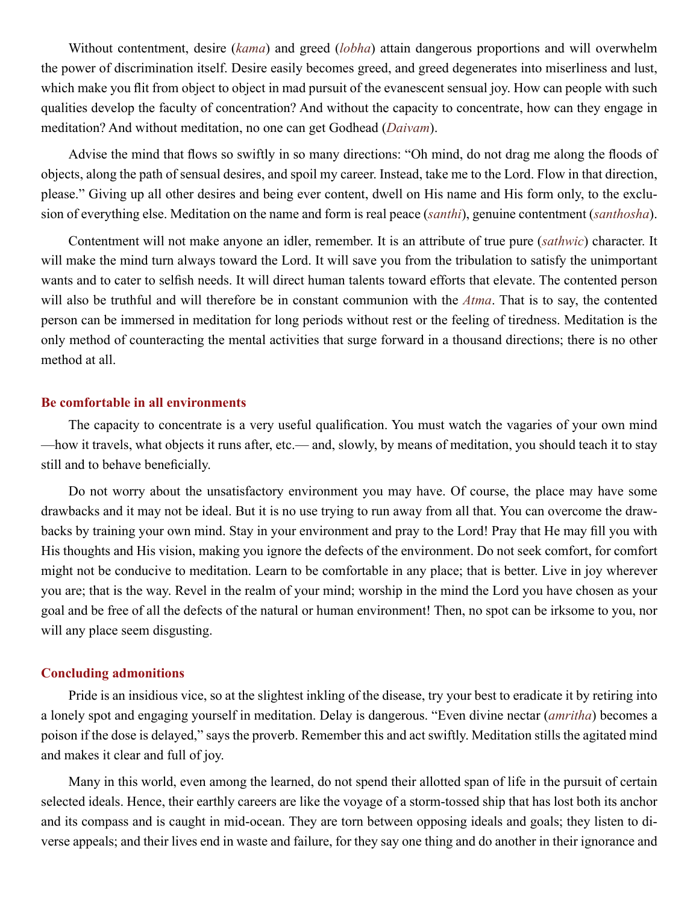Without contentment, desire (*kama*) and greed (*lobha*) attain dangerous proportions and will overwhelm the power of discrimination itself. Desire easily becomes greed, and greed degenerates into miserliness and lust, which make you flit from object to object in mad pursuit of the evanescent sensual joy. How can people with such qualities develop the faculty of concentration? And without the capacity to concentrate, how can they engage in meditation? And without meditation, no one can get Godhead (*Daivam*).

Advise the mind that flows so swiftly in so many directions: "Oh mind, do not drag me along the floods of objects, along the path of sensual desires, and spoil my career. Instead, take me to the Lord. Flow in that direction, please." Giving up all other desires and being ever content, dwell on His name and His form only, to the exclusion of everything else. Meditation on the name and form is real peace (*santhi*), genuine contentment (*santhosha*).

Contentment will not make anyone an idler, remember. It is an attribute of true pure (*sathwic*) character. It will make the mind turn always toward the Lord. It will save you from the tribulation to satisfy the unimportant wants and to cater to selfish needs. It will direct human talents toward efforts that elevate. The contented person will also be truthful and will therefore be in constant communion with the *Atma*. That is to say, the contented person can be immersed in meditation for long periods without rest or the feeling of tiredness. Meditation is the only method of counteracting the mental activities that surge forward in a thousand directions; there is no other method at all.

### Be comfortable in all environments

The capacity to concentrate is a very useful qualification. You must watch the vagaries of your own mind—how it travels, what objects it runs after, etc.— and, slowly, by means of meditation, you should teach it to stay still and to behave beneficially.

Do not worry about the unsatisfactory environment you may have. Of course, the place may have some drawbacks and it may not be ideal. But it is no use trying to run away from all that. You can overcome the drawbacks by training your own mind. Stay in your environment and pray to the Lord! Pray that He may fill you with His thoughts and His vision, making you ignore the defects of the environment. Do not seek comfort, for comfort might not be conducive to meditation. Learn to be comfortable in any place; that is better. Live in joy wherever you are; that is the way. Revel in the realm of your mind; worship in the mind the Lord you have chosen as your goal and be free of all the defects of the natural or human environment! Then, no spot can be irksome to you, nor will any place seem disgusting.

### Concluding admonitions

Pride is an insidious vice, so at the slightest inkling of the disease, try your best to eradicate it by retiring into a lonely spot and engaging yourself in meditation. Delay is dangerous. "Even divine nectar (*amritha*) becomes a poison if the dose is delayed," says the proverb. Remember this and act swiftly. Meditation stills the agitated mind and makes it clear and full of joy.

Many in this world, even among the learned, do not spend their allotted span of life in the pursuit of certain selected ideals. Hence, their earthly careers are like the voyage of a storm-tossed ship that has lost both its anchor and its compass and is caught in mid-ocean. They are torn between opposing ideals and goals; they listen to diverse appeals; and their lives end in waste and failure, for they say one thing and do another in their ignorance and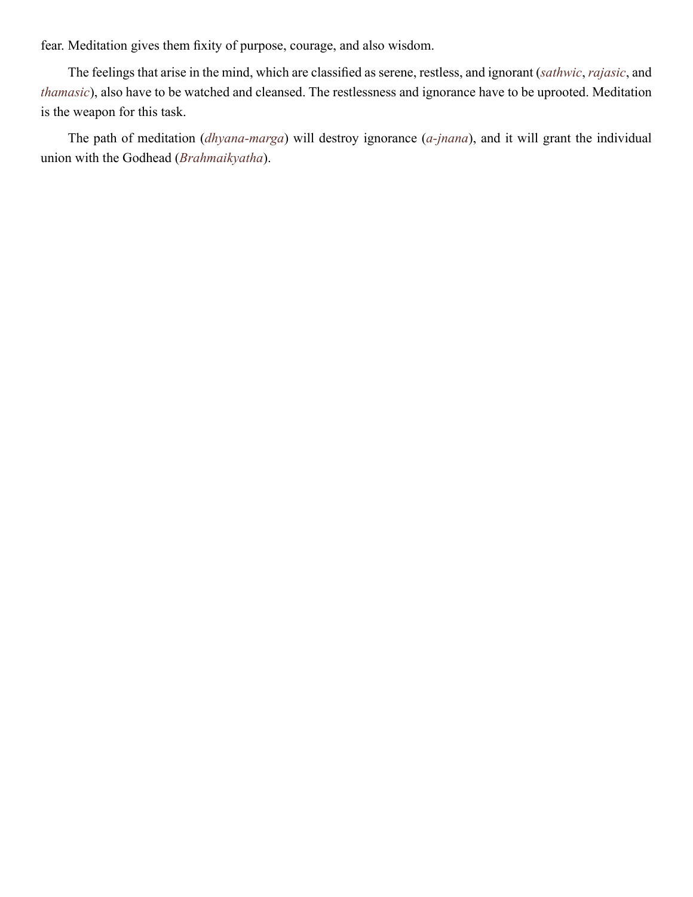fear. Meditation gives them fixity of purpose, courage, and also wisdom.

The feelings that arise in the mind, which are classified as serene, restless, and ignorant (*sathwic*, *rajasic*, and *thamasic*), also have to be watched and cleansed. The restlessness and ignorance have to be uprooted. Meditation is the weapon for this task.

The path of meditation (*dhyana-marga*) will destroy ignorance (*a-jnana*), and it will grant the individual union with the Godhead (*Brahmaikyatha*).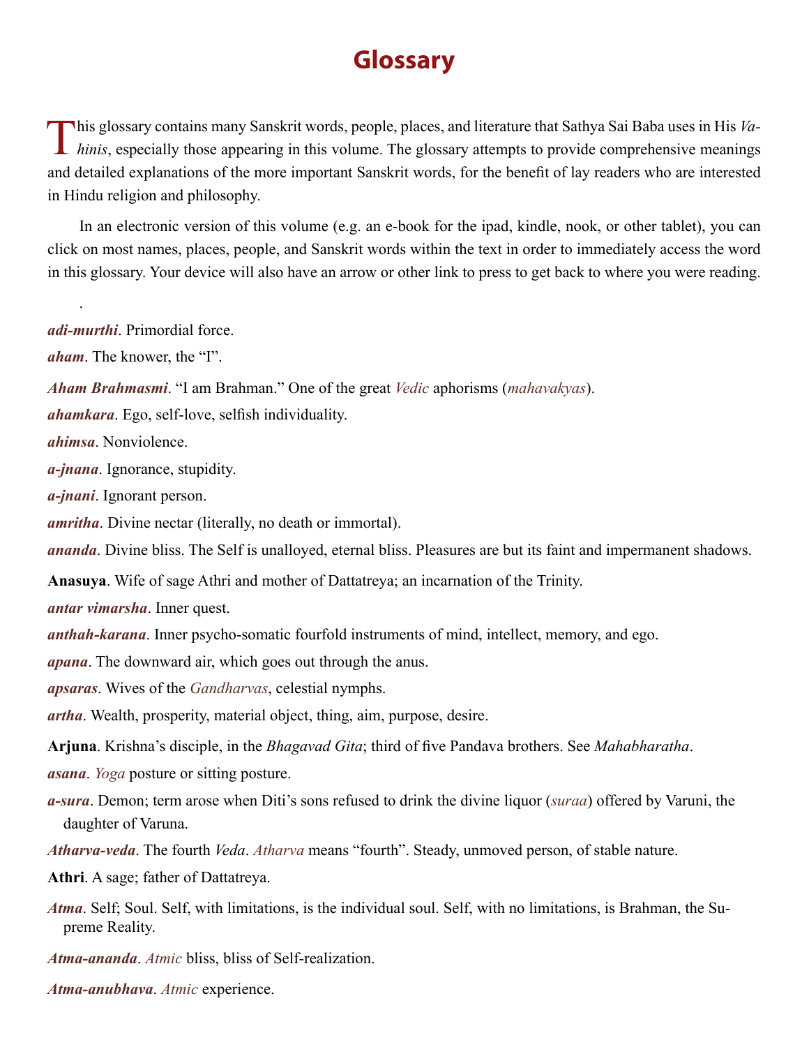# Glossary

This glossary contains many Sanskrit words, people, places, and literature that Sathya Sai Baba uses in His *Vahinis*, especially those appearing in this volume. The glossary attempts to provide comprehensive meanings and detailed explanations of the more important Sanskrit words, for the benefit of lay readers who are interested in Hindu religion and philosophy.

In an electronic version of this volume (e.g. an e-book for the ipad, kindle, nook, or other tablet), you can click on most names, places, people, and Sanskrit words within the text in order to immediately access the word in this glossary. Your device will also have an arrow or other link to press to get back to where you were reading.

.

***adi-murthi***. Primordial force.

***aham***. The knower, the "I".

***Aham Brahmasmi***. "I am Brahman." One of the great *Vedic* aphorisms (*mahavakyas*).

***ahamkara***. Ego, self-love, selfish individuality.

***ahimsa***. Nonviolence.

***a-jnana***. Ignorance, stupidity.

***a-jnani***. Ignorant person.

***amritha***. Divine nectar (literally, no death or immortal).

***ananda***. Divine bliss. The Self is unalloyed, eternal bliss. Pleasures are but its faint and impermanent shadows.

**Anasuya**. Wife of sage Athri and mother of Dattatreya; an incarnation of the Trinity.

***antar vimarsha***. Inner quest.

***anthah-karana***. Inner psycho-somatic fourfold instruments of mind, intellect, memory, and ego.

***apana***. The downward air, which goes out through the anus.

***apsaras***. Wives of the *Gandharvas*, celestial nymphs.

***artha***. Wealth, prosperity, material object, thing, aim, purpose, desire.

**Arjuna**. Krishna's disciple, in the *Bhagavad Gita*; third of five Pandava brothers. See *Mahabharatha*.

***asana***. *Yoga* posture or sitting posture.

***a-sura***. Demon; term arose when Diti's sons refused to drink the divine liquor (*suraa*) offered by Varuni, the daughter of Varuna.

***Atharva-veda***. The fourth *Veda*. *Atharva* means "fourth". Steady, unmoved person, of stable nature.

**Athri**. A sage; father of Dattatreya.

***Atma***. Self; Soul. Self, with limitations, is the individual soul. Self, with no limitations, is Brahman, the Supreme Reality.

***Atma-ananda***. *Atmic* bliss, bliss of Self-realization.

***Atma-anubhava***. *Atmic* experience.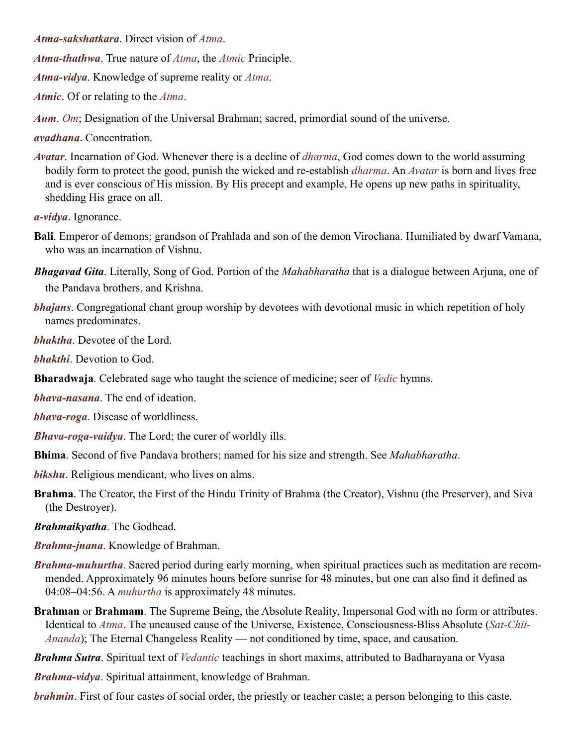***Atma-sakshatkara***. Direct vision of *Atma*.

***Atma-thathwa***. True nature of *Atma*, the *Atmic* Principle.

***Atma-vidya***. Knowledge of supreme reality or *Atma*.

***Atmic***. Of or relating to the *Atma*.

***Aum***. *Om*; Designation of the Universal Brahman; sacred, primordial sound of the universe.

***avadhana***. Concentration.

***Avatar***. Incarnation of God. Whenever there is a decline of *dharma*, God comes down to the world assuming bodily form to protect the good, punish the wicked and re-establish *dharma*. An *Avatar* is born and lives free and is ever conscious of His mission. By His precept and example, He opens up new paths in spirituality, shedding His grace on all.

***a-vidya***. Ignorance.

**Bali**. Emperor of demons; grandson of Prahlada and son of the demon Virochana. Humiliated by dwarf Vamana, who was an incarnation of Vishnu.

***Bhagavad Gita***. Literally, Song of God. Portion of the *Mahabharatha* that is a dialogue between Arjuna, one of the Pandava brothers, and Krishna.

***bhajans***. Congregational chant group worship by devotees with devotional music in which repetition of holy names predominates.

***bhaktha***. Devotee of the Lord.

***bhakthi***. Devotion to God.

**Bharadwaja**. Celebrated sage who taught the science of medicine; seer of *Vedic* hymns.

***bhava-nasana***. The end of ideation.

***bhava-roga***. Disease of worldliness.

***Bhava-roga-vaidya***. The Lord; the curer of worldly ills.

**Bhima**. Second of five Pandava brothers; named for his size and strength. See *Mahabharatha*.

***bikshu***. Religious mendicant, who lives on alms.

**Brahma**. The Creator, the First of the Hindu Trinity of Brahma (the Creator), Vishnu (the Preserver), and Siva (the Destroyer).

***Brahmaikyatha***. The Godhead.

***Brahma-jnana***. Knowledge of Brahman.

***Brahma-muhurtha***. Sacred period during early morning, when spiritual practices such as meditation are recommended. Approximately 96 minutes hours before sunrise for 48 minutes, but one can also find it defined as 04:08–04:56. A *muhurtha* is approximately 48 minutes.

**Brahman** or **Brahmam**. The Supreme Being, the Absolute Reality, Impersonal God with no form or attributes. Identical to *Atma*. The uncaused cause of the Universe, Existence, Consciousness-Bliss Absolute (*Sat-Chit-Ananda*); The Eternal Changeless Reality — not conditioned by time, space, and causation.

***Brahma Sutra***. Spiritual text of *Vedantic* teachings in short maxims, attributed to Badharayana or Vyasa

***Brahma-vidya***. Spiritual attainment, knowledge of Brahman.

***brahmin***. First of four castes of social order, the priestly or teacher caste; a person belonging to this caste.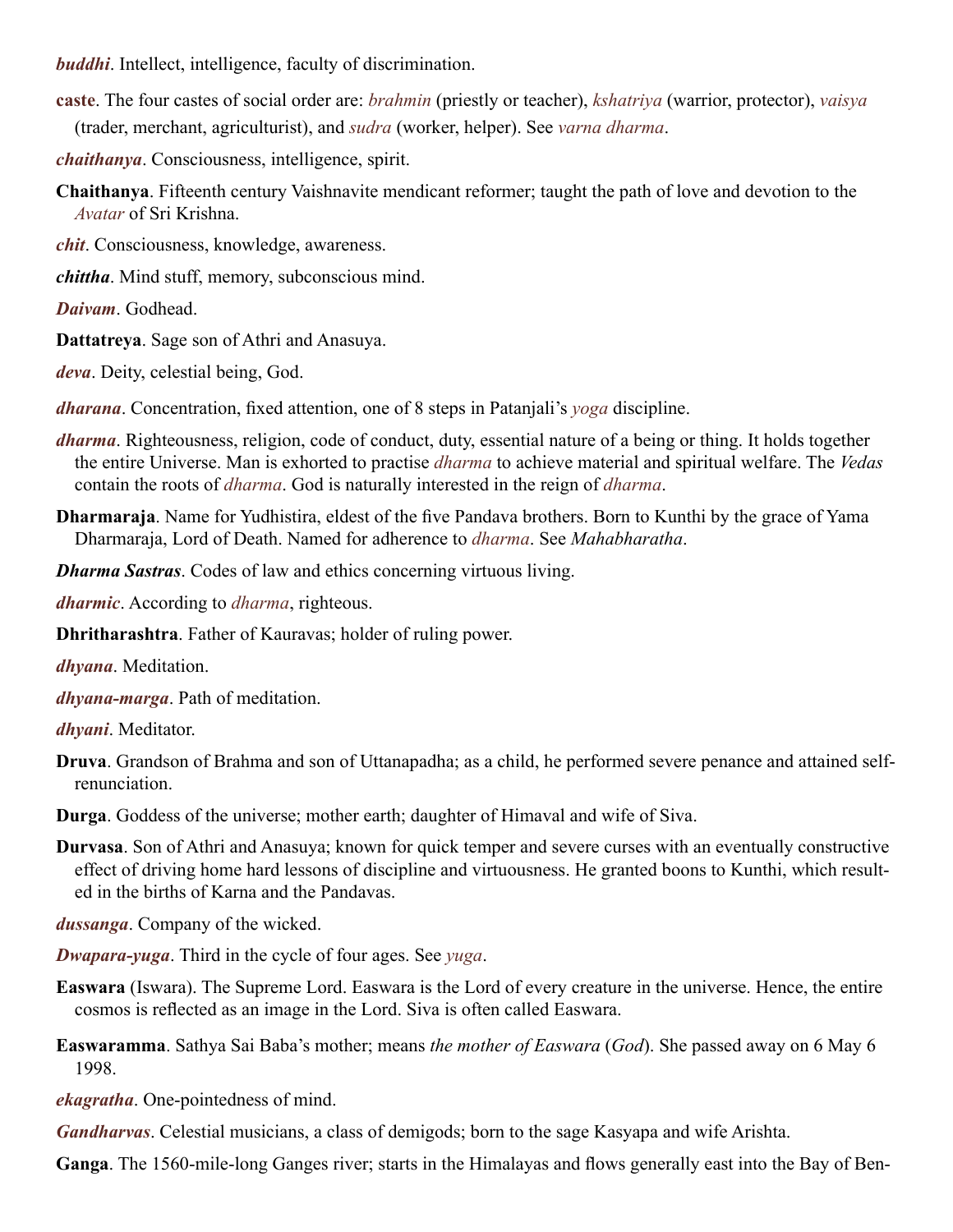***buddhi***. Intellect, intelligence, faculty of discrimination.

**caste**. The four castes of social order are: *brahmin* (priestly or teacher), *kshatriya* (warrior, protector), *vaisya* (trader, merchant, agriculturist), and *sudra* (worker, helper). See *varna dharma*.

***chaithanya***. Consciousness, intelligence, spirit.

**Chaithanya**. Fifteenth century Vaishnavite mendicant reformer; taught the path of love and devotion to the *Avatar* of Sri Krishna.

***chit***. Consciousness, knowledge, awareness.

***chittha***. Mind stuff, memory, subconscious mind.

***Daivam***. Godhead.

**Dattatreya**. Sage son of Athri and Anasuya.

***deva***. Deity, celestial being, God.

***dharana***. Concentration, fixed attention, one of 8 steps in Patanjali's *yoga* discipline.

***dharma***. Righteousness, religion, code of conduct, duty, essential nature of a being or thing. It holds together the entire Universe. Man is exhorted to practise *dharma* to achieve material and spiritual welfare. The *Vedas* contain the roots of *dharma*. God is naturally interested in the reign of *dharma*.

**Dharmaraja**. Name for Yudhistira, eldest of the five Pandava brothers. Born to Kunthi by the grace of Yama Dharmaraja, Lord of Death. Named for adherence to *dharma*. See *Mahabharatha*.

***Dharma Sastras***. Codes of law and ethics concerning virtuous living.

***dharmic***. According to *dharma*, righteous.

**Dhritharashtra**. Father of Kauravas; holder of ruling power.

***dhyana***. Meditation.

***dhyana-marga***. Path of meditation.

***dhyani***. Meditator.

**Druva**. Grandson of Brahma and son of Uttanapadha; as a child, he performed severe penance and attained self-renunciation.

**Durga**. Goddess of the universe; mother earth; daughter of Himaval and wife of Siva.

**Durvasa**. Son of Athri and Anasuya; known for quick temper and severe curses with an eventually constructive effect of driving home hard lessons of discipline and virtuousness. He granted boons to Kunthi, which resulted in the births of Karna and the Pandavas.

***dussanga***. Company of the wicked.

***Dwapara-yuga***. Third in the cycle of four ages. See *yuga*.

**Easwara** (Iswara). The Supreme Lord. Easwara is the Lord of every creature in the universe. Hence, the entire cosmos is reflected as an image in the Lord. Siva is often called Easwara.

**Easwaramma**. Sathya Sai Baba's mother; means *the mother of Easwara* (*God*). She passed away on 6 May 6 1998.

***ekagratha***. One-pointedness of mind.

***Gandharvas***. Celestial musicians, a class of demigods; born to the sage Kasyapa and wife Arishta.

**Ganga**. The 1560-mile-long Ganges river; starts in the Himalayas and flows generally east into the Bay of Ben-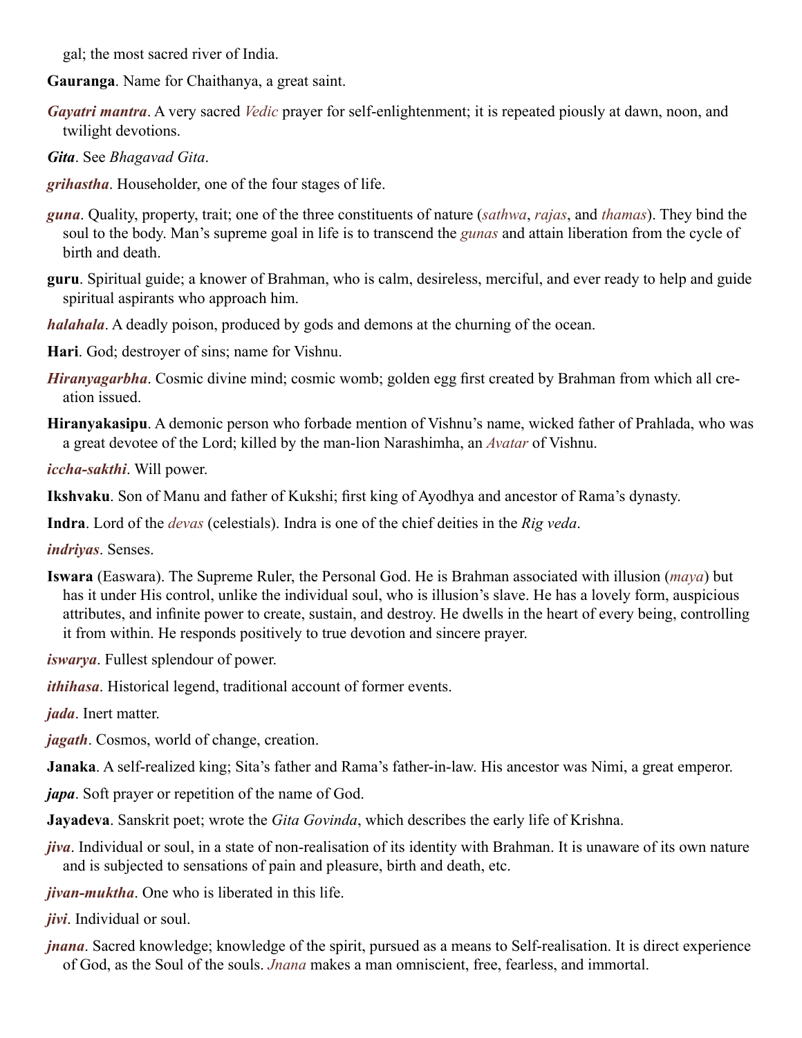gal; the most sacred river of India.

**Gauranga**. Name for Chaithanya, a great saint.

***Gayatri mantra***. A very sacred *Vedic* prayer for self-enlightenment; it is repeated piously at dawn, noon, and twilight devotions.

***Gita***. See *Bhagavad Gita*.

***grihastha***. Householder, one of the four stages of life.

***guna***. Quality, property, trait; one of the three constituents of nature (*sathwa*, *rajas*, and *thamas*). They bind the soul to the body. Man's supreme goal in life is to transcend the *gunas* and attain liberation from the cycle of birth and death.

**guru**. Spiritual guide; a knower of Brahman, who is calm, desireless, merciful, and ever ready to help and guide spiritual aspirants who approach him.

***halahala***. A deadly poison, produced by gods and demons at the churning of the ocean.

**Hari**. God; destroyer of sins; name for Vishnu.

***Hiranyagarbha***. Cosmic divine mind; cosmic womb; golden egg first created by Brahman from which all creation issued.

**Hiranyakasipu**. A demonic person who forbade mention of Vishnu's name, wicked father of Prahlada, who was a great devotee of the Lord; killed by the man-lion Narashimha, an *Avatar* of Vishnu.

***iccha-sakthi***. Will power.

**Ikshvaku**. Son of Manu and father of Kukshi; first king of Ayodhya and ancestor of Rama's dynasty.

**Indra**. Lord of the *devas* (celestials). Indra is one of the chief deities in the *Rig veda*.

***indriyas***. Senses.

**Iswara** (Easwara). The Supreme Ruler, the Personal God. He is Brahman associated with illusion (*maya*) but has it under His control, unlike the individual soul, who is illusion's slave. He has a lovely form, auspicious attributes, and infinite power to create, sustain, and destroy. He dwells in the heart of every being, controlling it from within. He responds positively to true devotion and sincere prayer.

***iswarya***. Fullest splendour of power.

***ithihasa***. Historical legend, traditional account of former events.

***jada***. Inert matter.

***jagath***. Cosmos, world of change, creation.

**Janaka**. A self-realized king; Sita's father and Rama's father-in-law. His ancestor was Nimi, a great emperor.

***japa***. Soft prayer or repetition of the name of God.

**Jayadeva**. Sanskrit poet; wrote the *Gita Govinda*, which describes the early life of Krishna.

***jiva***. Individual or soul, in a state of non-realisation of its identity with Brahman. It is unaware of its own nature and is subjected to sensations of pain and pleasure, birth and death, etc.

***jivan-muktha***. One who is liberated in this life.

***jivi***. Individual or soul.

***jnana***. Sacred knowledge; knowledge of the spirit, pursued as a means to Self-realisation. It is direct experience of God, as the Soul of the souls. *Jnana* makes a man omniscient, free, fearless, and immortal.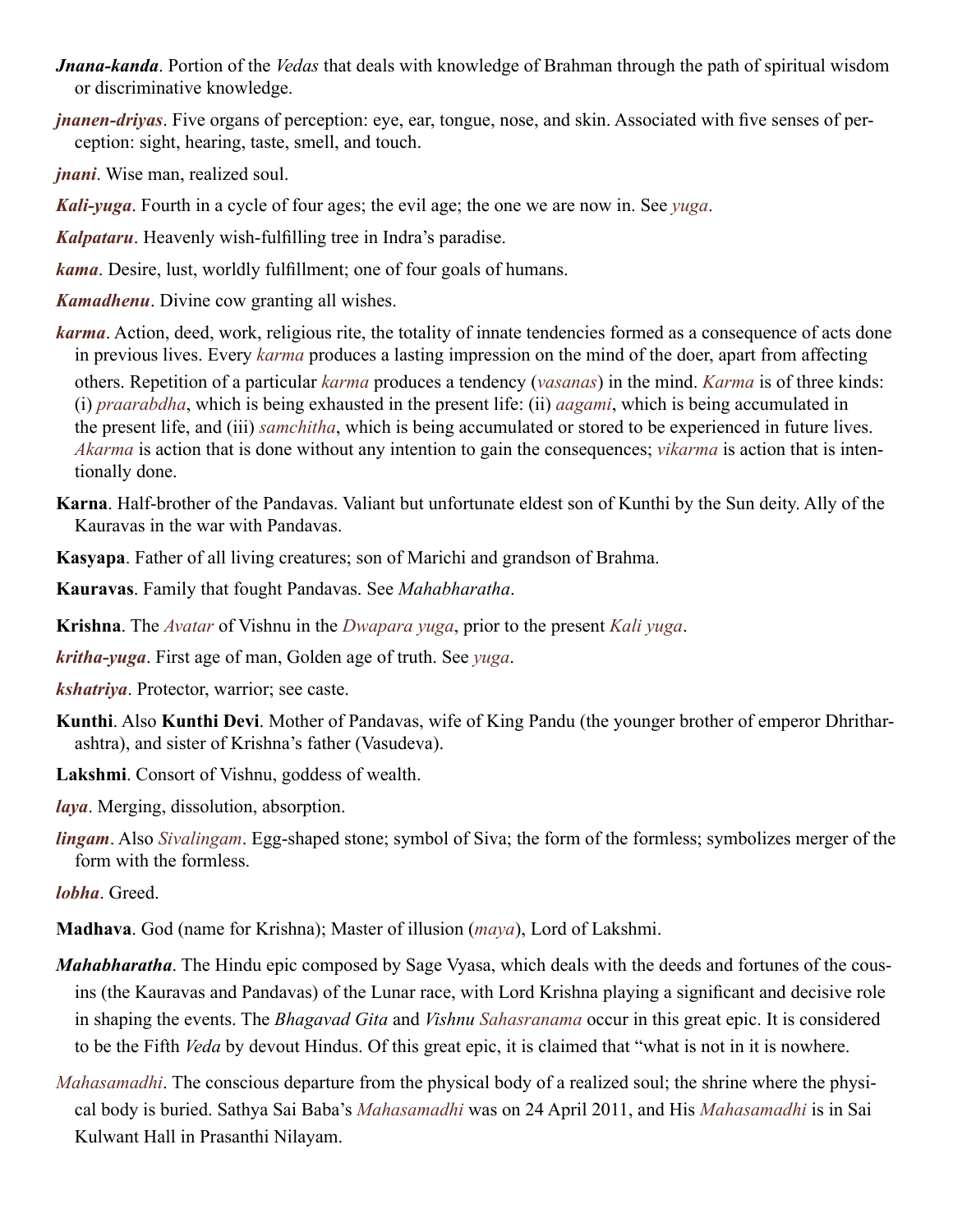***Jnana-kanda***. Portion of the *Vedas* that deals with knowledge of Brahman through the path of spiritual wisdom or discriminative knowledge.

***jnanen-driyas***. Five organs of perception: eye, ear, tongue, nose, and skin. Associated with five senses of perception: sight, hearing, taste, smell, and touch.

***jnani***. Wise man, realized soul.

***Kali-yuga***. Fourth in a cycle of four ages; the evil age; the one we are now in. See *yuga*.

***Kalpataru***. Heavenly wish-fulfilling tree in Indra's paradise.

***kama***. Desire, lust, worldly fulfillment; one of four goals of humans.

***Kamadhenu***. Divine cow granting all wishes.

***karma***. Action, deed, work, religious rite, the totality of innate tendencies formed as a consequence of acts done in previous lives. Every *karma* produces a lasting impression on the mind of the doer, apart from affecting others. Repetition of a particular *karma* produces a tendency (*vasanas*) in the mind. *Karma* is of three kinds: (i) *praarabdha*, which is being exhausted in the present life: (ii) *aagami*, which is being accumulated in the present life, and (iii) *samchitha*, which is being accumulated or stored to be experienced in future lives. *Akarma* is action that is done without any intention to gain the consequences; *vikarma* is action that is intentionally done.

**Karna**. Half-brother of the Pandavas. Valiant but unfortunate eldest son of Kunthi by the Sun deity. Ally of the Kauravas in the war with Pandavas.

**Kasyapa**. Father of all living creatures; son of Marichi and grandson of Brahma.

**Kauravas**. Family that fought Pandavas. See *Mahabharatha*.

**Krishna**. The *Avatar* of Vishnu in the *Dwapara yuga*, prior to the present *Kali yuga*.

***kritha-yuga***. First age of man, Golden age of truth. See *yuga*.

***kshatriya***. Protector, warrior; see caste.

**Kunthi**. Also **Kunthi Devi**. Mother of Pandavas, wife of King Pandu (the younger brother of emperor Dhritharashtra), and sister of Krishna's father (Vasudeva).

**Lakshmi**. Consort of Vishnu, goddess of wealth.

***laya***. Merging, dissolution, absorption.

***lingam***. Also *Sivalingam*. Egg-shaped stone; symbol of Siva; the form of the formless; symbolizes merger of the form with the formless.

***lobha***. Greed.

**Madhava**. God (name for Krishna); Master of illusion (*maya*), Lord of Lakshmi.

***Mahabharatha***. The Hindu epic composed by Sage Vyasa, which deals with the deeds and fortunes of the cousins (the Kauravas and Pandavas) of the Lunar race, with Lord Krishna playing a significant and decisive role in shaping the events. The *Bhagavad Gita* and *Vishnu Sahasranama* occur in this great epic. It is considered to be the Fifth *Veda* by devout Hindus. Of this great epic, it is claimed that "what is not in it is nowhere.

*Mahasamadhi*. The conscious departure from the physical body of a realized soul; the shrine where the physical body is buried. Sathya Sai Baba's *Mahasamadhi* was on 24 April 2011, and His *Mahasamadhi* is in Sai Kulwant Hall in Prasanthi Nilayam.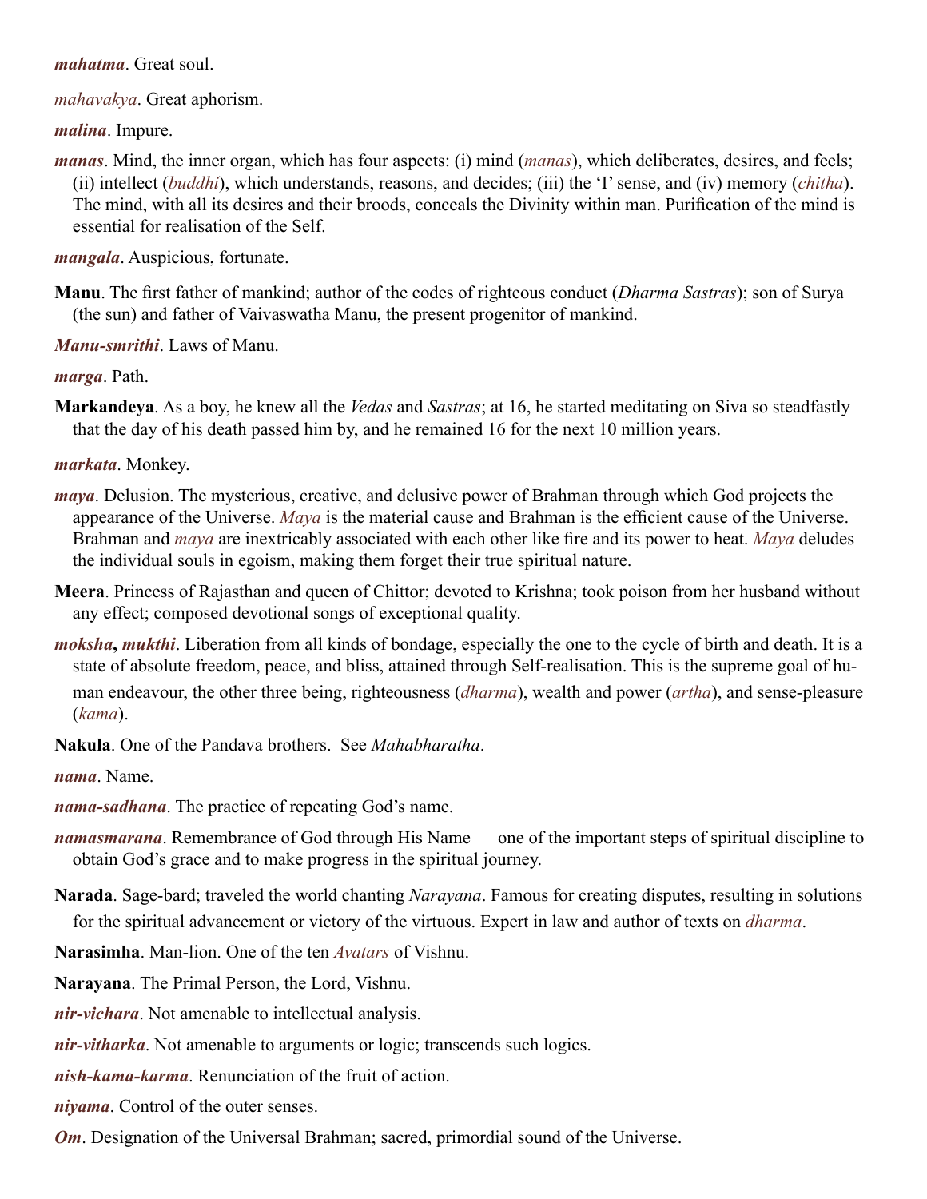***mahatma***. Great soul.

*mahavakya*. Great aphorism.

***malina***. Impure.

***manas***. Mind, the inner organ, which has four aspects: (i) mind (*manas*), which deliberates, desires, and feels; (ii) intellect (*buddhi*), which understands, reasons, and decides; (iii) the 'I' sense, and (iv) memory (*chitha*). The mind, with all its desires and their broods, conceals the Divinity within man. Purification of the mind is essential for realisation of the Self.

***mangala***. Auspicious, fortunate.

**Manu**. The first father of mankind; author of the codes of righteous conduct (*Dharma Sastras*); son of Surya (the sun) and father of Vaivaswatha Manu, the present progenitor of mankind.

***Manu-smrithi***. Laws of Manu.

***marga***. Path.

**Markandeya**. As a boy, he knew all the *Vedas* and *Sastras*; at 16, he started meditating on Siva so steadfastly that the day of his death passed him by, and he remained 16 for the next 10 million years.

***markata***. Monkey.

***maya***. Delusion. The mysterious, creative, and delusive power of Brahman through which God projects the appearance of the Universe. *Maya* is the material cause and Brahman is the efficient cause of the Universe. Brahman and *maya* are inextricably associated with each other like fire and its power to heat. *Maya* deludes the individual souls in egoism, making them forget their true spiritual nature.

**Meera**. Princess of Rajasthan and queen of Chittor; devoted to Krishna; took poison from her husband without any effect; composed devotional songs of exceptional quality.

***moksha*, *mukthi***. Liberation from all kinds of bondage, especially the one to the cycle of birth and death. It is a state of absolute freedom, peace, and bliss, attained through Self-realisation. This is the supreme goal of human endeavour, the other three being, righteousness (*dharma*), wealth and power (*artha*), and sense-pleasure (*kama*).

**Nakula**. One of the Pandava brothers. See *Mahabharatha*.

***nama***. Name.

***nama-sadhana***. The practice of repeating God's name.

***namasmarana***. Remembrance of God through His Name — one of the important steps of spiritual discipline to obtain God's grace and to make progress in the spiritual journey.

**Narada**. Sage-bard; traveled the world chanting *Narayana*. Famous for creating disputes, resulting in solutions for the spiritual advancement or victory of the virtuous. Expert in law and author of texts on *dharma*.

**Narasimha**. Man-lion. One of the ten *Avatars* of Vishnu.

**Narayana**. The Primal Person, the Lord, Vishnu.

***nir-vichara***. Not amenable to intellectual analysis.

***nir-vitharka***. Not amenable to arguments or logic; transcends such logics.

***nish-kama-karma***. Renunciation of the fruit of action.

***niyama***. Control of the outer senses.

***Om***. Designation of the Universal Brahman; sacred, primordial sound of the Universe.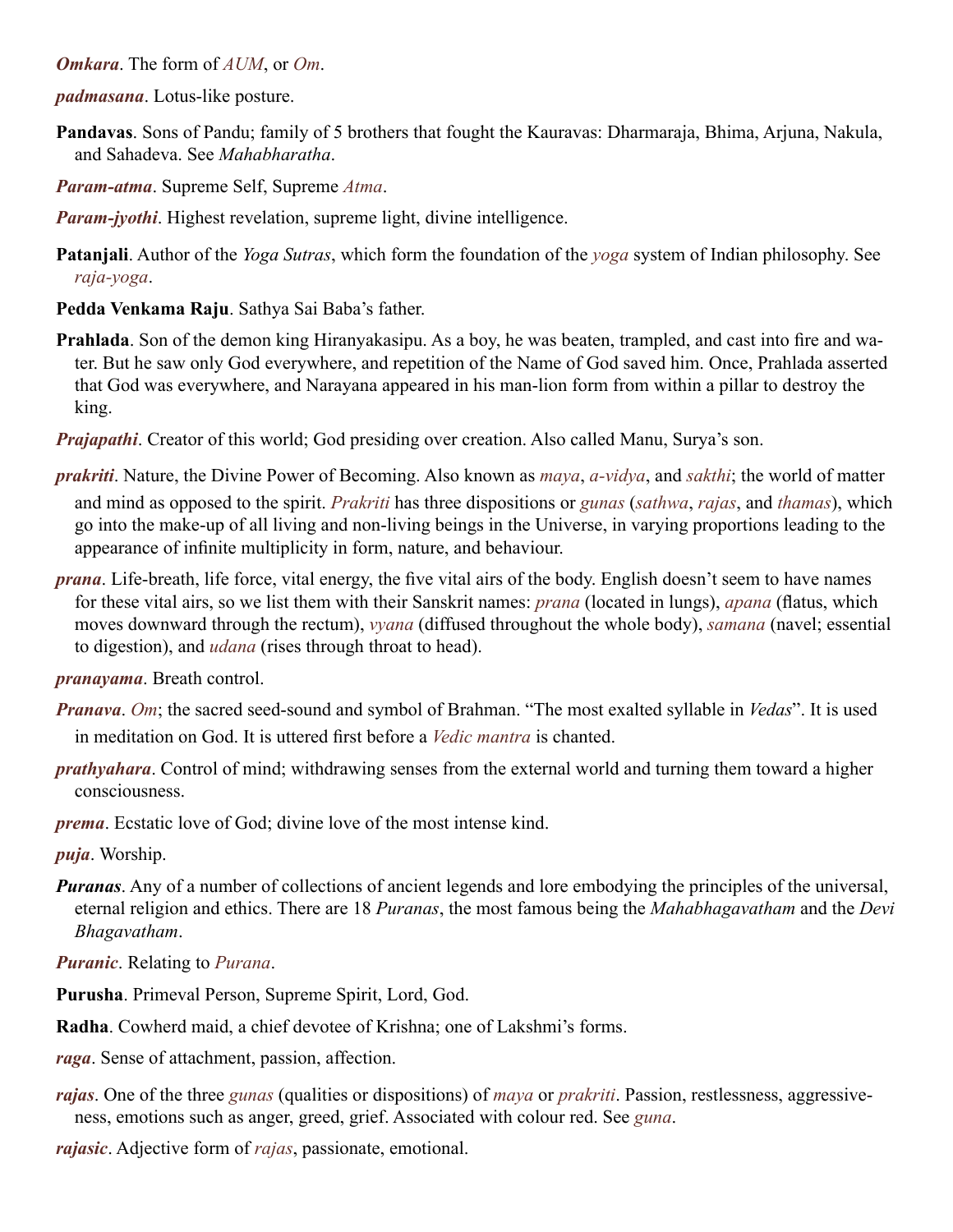***Omkara***. The form of *AUM*, or *Om*.

***padmasana***. Lotus-like posture.

**Pandavas**. Sons of Pandu; family of 5 brothers that fought the Kauravas: Dharmaraja, Bhima, Arjuna, Nakula, and Sahadeva. See *Mahabharatha*.

***Param-atma***. Supreme Self, Supreme *Atma*.

***Param-jyothi***. Highest revelation, supreme light, divine intelligence.

**Patanjali**. Author of the *Yoga Sutras*, which form the foundation of the *yoga* system of Indian philosophy. See *raja-yoga*.

**Pedda Venkama Raju**. Sathya Sai Baba's father.

**Prahlada**. Son of the demon king Hiranyakasipu. As a boy, he was beaten, trampled, and cast into fire and water. But he saw only God everywhere, and repetition of the Name of God saved him. Once, Prahlada asserted that God was everywhere, and Narayana appeared in his man-lion form from within a pillar to destroy the king.

***Prajapathi***. Creator of this world; God presiding over creation. Also called Manu, Surya's son.

***prakriti***. Nature, the Divine Power of Becoming. Also known as *maya*, *a-vidya*, and *sakthi*; the world of matter and mind as opposed to the spirit. *Prakriti* has three dispositions or *gunas* (*sathwa*, *rajas*, and *thamas*), which go into the make-up of all living and non-living beings in the Universe, in varying proportions leading to the appearance of infinite multiplicity in form, nature, and behaviour.

***prana***. Life-breath, life force, vital energy, the five vital airs of the body. English doesn't seem to have names for these vital airs, so we list them with their Sanskrit names: *prana* (located in lungs), *apana* (flatus, which moves downward through the rectum), *vyana* (diffused throughout the whole body), *samana* (navel; essential to digestion), and *udana* (rises through throat to head).

***pranayama***. Breath control.

***Pranava***. *Om*; the sacred seed-sound and symbol of Brahman. "The most exalted syllable in *Vedas*". It is used in meditation on God. It is uttered first before a *Vedic mantra* is chanted.

***prathyahara***. Control of mind; withdrawing senses from the external world and turning them toward a higher consciousness.

***prema***. Ecstatic love of God; divine love of the most intense kind.

***puja***. Worship.

***Puranas***. Any of a number of collections of ancient legends and lore embodying the principles of the universal, eternal religion and ethics. There are 18 *Puranas*, the most famous being the *Mahabhagavatham* and the *Devi Bhagavatham*.

***Puranic***. Relating to *Purana*.

**Purusha**. Primeval Person, Supreme Spirit, Lord, God.

**Radha**. Cowherd maid, a chief devotee of Krishna; one of Lakshmi's forms.

***raga***. Sense of attachment, passion, affection.

***rajas***. One of the three *gunas* (qualities or dispositions) of *maya* or *prakriti*. Passion, restlessness, aggressiveness, emotions such as anger, greed, grief. Associated with colour red. See *guna*.

***rajasic***. Adjective form of *rajas*, passionate, emotional.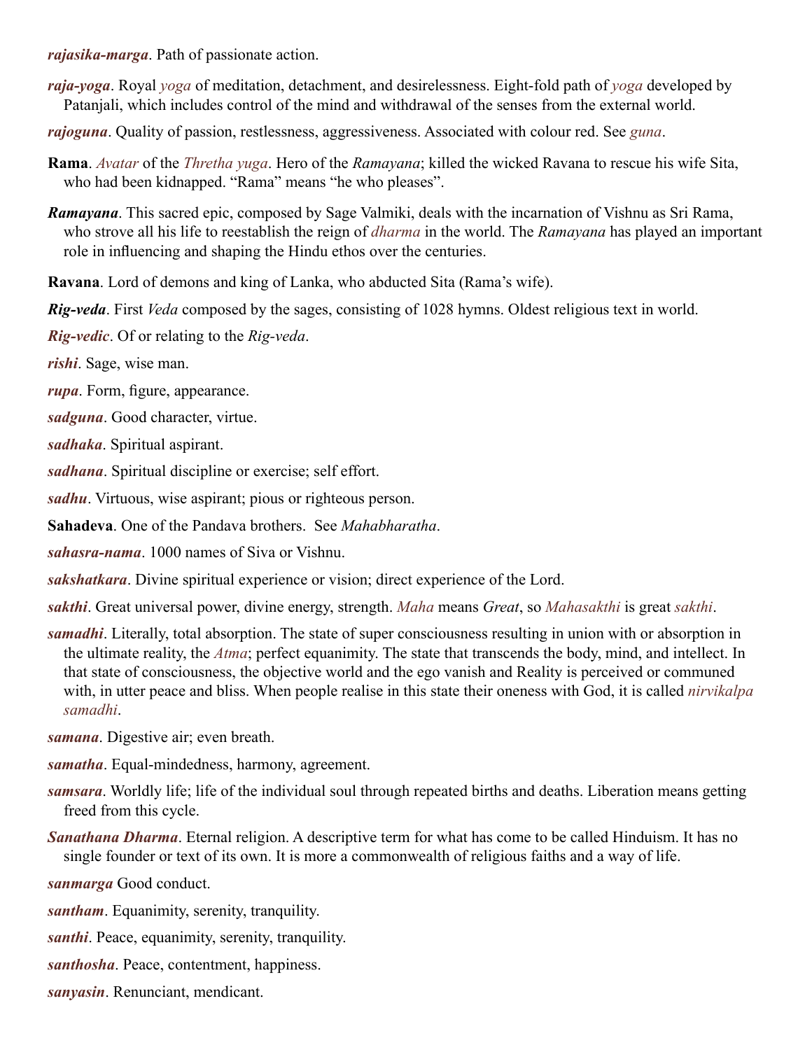***rajasika-marga***. Path of passionate action.

***raja-yoga***. Royal *yoga* of meditation, detachment, and desirelessness. Eight-fold path of *yoga* developed by Patanjali, which includes control of the mind and withdrawal of the senses from the external world.

***rajoguna***. Quality of passion, restlessness, aggressiveness. Associated with colour red. See *guna*.

**Rama**. *Avatar* of the *Thretha yuga*. Hero of the *Ramayana*; killed the wicked Ravana to rescue his wife Sita, who had been kidnapped. “Rama” means “he who pleases”.

***Ramayana***. This sacred epic, composed by Sage Valmiki, deals with the incarnation of Vishnu as Sri Rama, who strove all his life to reestablish the reign of *dharma* in the world. The *Ramayana* has played an important role in influencing and shaping the Hindu ethos over the centuries.

**Ravana**. Lord of demons and king of Lanka, who abducted Sita (Rama’s wife).

***Rig-veda***. First *Veda* composed by the sages, consisting of 1028 hymns. Oldest religious text in world.

***Rig-vedic***. Of or relating to the *Rig-veda*.

***rishi***. Sage, wise man.

***rupa***. Form, figure, appearance.

***sadguna***. Good character, virtue.

***sadhaka***. Spiritual aspirant.

***sadhana***. Spiritual discipline or exercise; self effort.

***sadhu***. Virtuous, wise aspirant; pious or righteous person.

**Sahadeva**. One of the Pandava brothers. See *Mahabharatha*.

***sahasra-nama***. 1000 names of Siva or Vishnu.

***sakshatkara***. Divine spiritual experience or vision; direct experience of the Lord.

***sakthi***. Great universal power, divine energy, strength. *Maha* means *Great*, so *Mahasakthi* is great *sakthi*.

***samadhi***. Literally, total absorption. The state of super consciousness resulting in union with or absorption in the ultimate reality, the *Atma*; perfect equanimity. The state that transcends the body, mind, and intellect. In that state of consciousness, the objective world and the ego vanish and Reality is perceived or communed with, in utter peace and bliss. When people realise in this state their oneness with God, it is called *nirvikalpa samadhi*.

***samana***. Digestive air; even breath.

***samatha***. Equal-mindedness, harmony, agreement.

***samsara***. Worldly life; life of the individual soul through repeated births and deaths. Liberation means getting freed from this cycle.

***Sanathana Dharma***. Eternal religion. A descriptive term for what has come to be called Hinduism. It has no single founder or text of its own. It is more a commonwealth of religious faiths and a way of life.

***sanmarga*** Good conduct.

***santham***. Equanimity, serenity, tranquility.

***santhi***. Peace, equanimity, serenity, tranquility.

***santhosha***. Peace, contentment, happiness.

***sanyasin***. Renunciant, mendicant.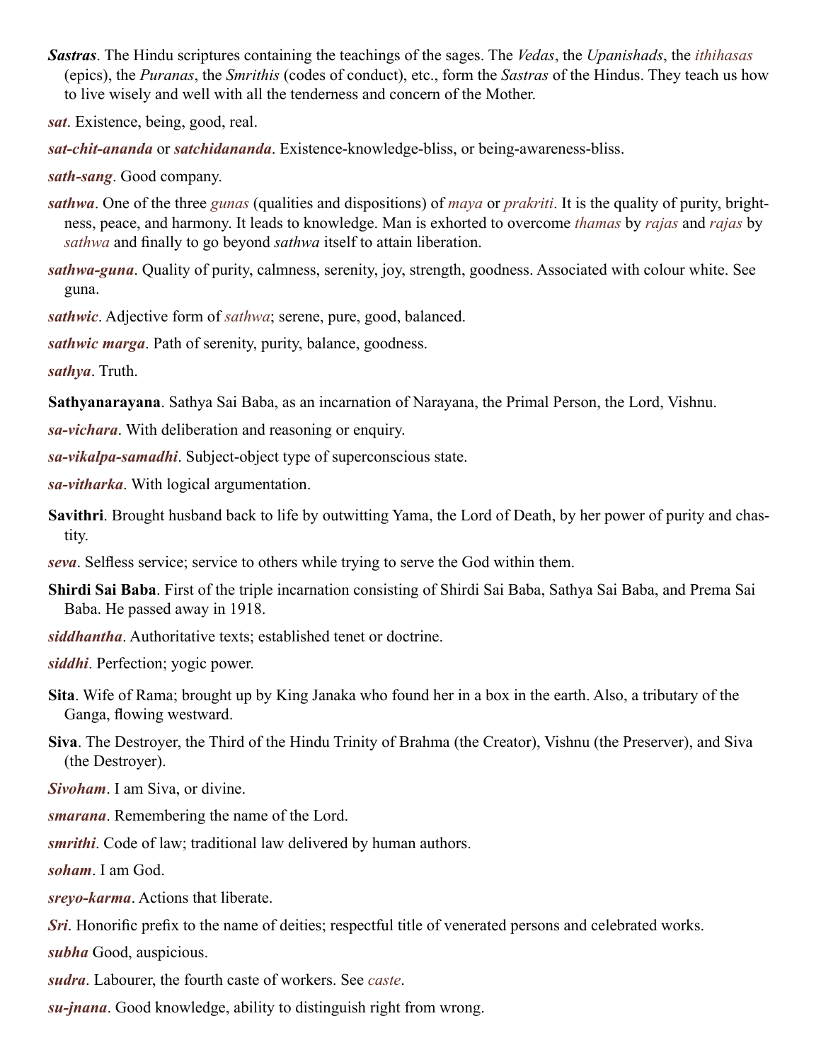***Sastras***. The Hindu scriptures containing the teachings of the sages. The *Vedas*, the *Upanishads*, the *ithihasas* (epics), the *Puranas*, the *Smrithis* (codes of conduct), etc., form the *Sastras* of the Hindus. They teach us how to live wisely and well with all the tenderness and concern of the Mother.

***sat***. Existence, being, good, real.

***sat-chit-ananda*** or ***satchidananda***. Existence-knowledge-bliss, or being-awareness-bliss.

***sath-sang***. Good company.

***sathwa***. One of the three *gunas* (qualities and dispositions) of *maya* or *prakriti*. It is the quality of purity, brightness, peace, and harmony. It leads to knowledge. Man is exhorted to overcome *thamas* by *rajas* and *rajas* by *sathwa* and finally to go beyond *sathwa* itself to attain liberation.

***sathwa-guna***. Quality of purity, calmness, serenity, joy, strength, goodness. Associated with colour white. See guna.

***sathwic***. Adjective form of *sathwa*; serene, pure, good, balanced.

***sathwic marga***. Path of serenity, purity, balance, goodness.

***sathya***. Truth.

**Sathyanarayana**. Sathya Sai Baba, as an incarnation of Narayana, the Primal Person, the Lord, Vishnu.

***sa-vichara***. With deliberation and reasoning or enquiry.

***sa-vikalpa-samadhi***. Subject-object type of superconscious state.

***sa-vitharka***. With logical argumentation.

**Savithri**. Brought husband back to life by outwitting Yama, the Lord of Death, by her power of purity and chastity.

***seva***. Selfless service; service to others while trying to serve the God within them.

**Shirdi Sai Baba**. First of the triple incarnation consisting of Shirdi Sai Baba, Sathya Sai Baba, and Prema Sai Baba. He passed away in 1918.

***siddhantha***. Authoritative texts; established tenet or doctrine.

***siddhi***. Perfection; yogic power.

**Sita**. Wife of Rama; brought up by King Janaka who found her in a box in the earth. Also, a tributary of the Ganga, flowing westward.

**Siva**. The Destroyer, the Third of the Hindu Trinity of Brahma (the Creator), Vishnu (the Preserver), and Siva (the Destroyer).

***Sivoham***. I am Siva, or divine.

***smarana***. Remembering the name of the Lord.

***smrithi***. Code of law; traditional law delivered by human authors.

***soham***. I am God.

***sreyo-karma***. Actions that liberate.

***Sri***. Honorific prefix to the name of deities; respectful title of venerated persons and celebrated works.

***subha*** Good, auspicious.

***sudra***. Labourer, the fourth caste of workers. See *caste*.

***su-jnana***. Good knowledge, ability to distinguish right from wrong.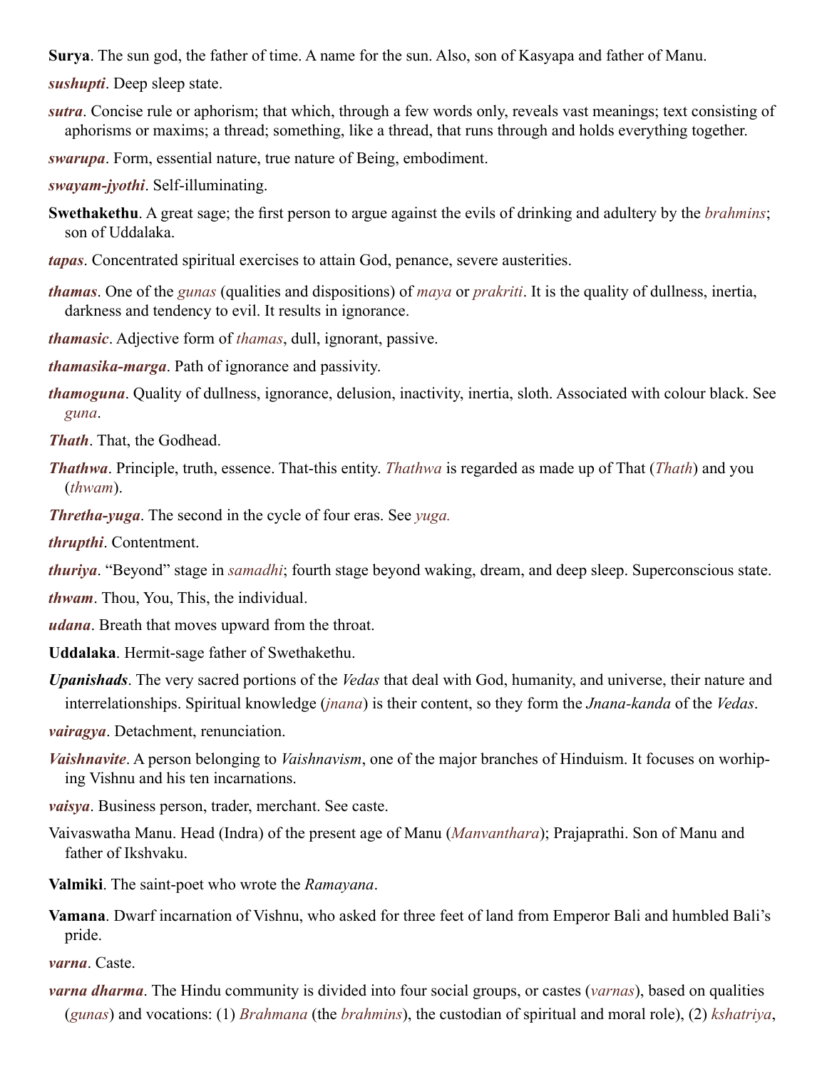**Surya**. The sun god, the father of time. A name for the sun. Also, son of Kasyapa and father of Manu.

***sushupti***. Deep sleep state.

***sutra***. Concise rule or aphorism; that which, through a few words only, reveals vast meanings; text consisting of aphorisms or maxims; a thread; something, like a thread, that runs through and holds everything together.

***swarupa***. Form, essential nature, true nature of Being, embodiment.

***swayam-jyothi***. Self-illuminating.

**Swethakethu**. A great sage; the first person to argue against the evils of drinking and adultery by the *brahmins*; son of Uddalaka.

***tapas***. Concentrated spiritual exercises to attain God, penance, severe austerities.

***thamas***. One of the *gunas* (qualities and dispositions) of *maya* or *prakriti*. It is the quality of dullness, inertia, darkness and tendency to evil. It results in ignorance.

***thamasic***. Adjective form of *thamas*, dull, ignorant, passive.

***thamasika-marga***. Path of ignorance and passivity.

***thamoguna***. Quality of dullness, ignorance, delusion, inactivity, inertia, sloth. Associated with colour black. See *guna*.

***Thath***. That, the Godhead.

***Thathwa***. Principle, truth, essence. That-this entity. *Thathwa* is regarded as made up of That (*Thath*) and you (*thwam*).

***Thretha-yuga***. The second in the cycle of four eras. See *yuga.*

***thrupthi***. Contentment.

***thuriya***. "Beyond" stage in *samadhi*; fourth stage beyond waking, dream, and deep sleep. Superconscious state.

***thwam***. Thou, You, This, the individual.

***udana***. Breath that moves upward from the throat.

**Uddalaka**. Hermit-sage father of Swethakethu.

***Upanishads***. The very sacred portions of the *Vedas* that deal with God, humanity, and universe, their nature and interrelationships. Spiritual knowledge (*jnana*) is their content, so they form the *Jnana-kanda* of the *Vedas*.

***vairagya***. Detachment, renunciation.

***Vaishnavite***. A person belonging to *Vaishnavism*, one of the major branches of Hinduism. It focuses on worhiping Vishnu and his ten incarnations.

***vaisya***. Business person, trader, merchant. See caste.

Vaivaswatha Manu. Head (Indra) of the present age of Manu (*Manvanthara*); Prajaprathi. Son of Manu and father of Ikshvaku.

**Valmiki**. The saint-poet who wrote the *Ramayana*.

**Vamana**. Dwarf incarnation of Vishnu, who asked for three feet of land from Emperor Bali and humbled Bali's pride.

***varna***. Caste.

***varna dharma***. The Hindu community is divided into four social groups, or castes (*varnas*), based on qualities (*gunas*) and vocations: (1) *Brahmana* (the *brahmins*), the custodian of spiritual and moral role), (2) *kshatriya*,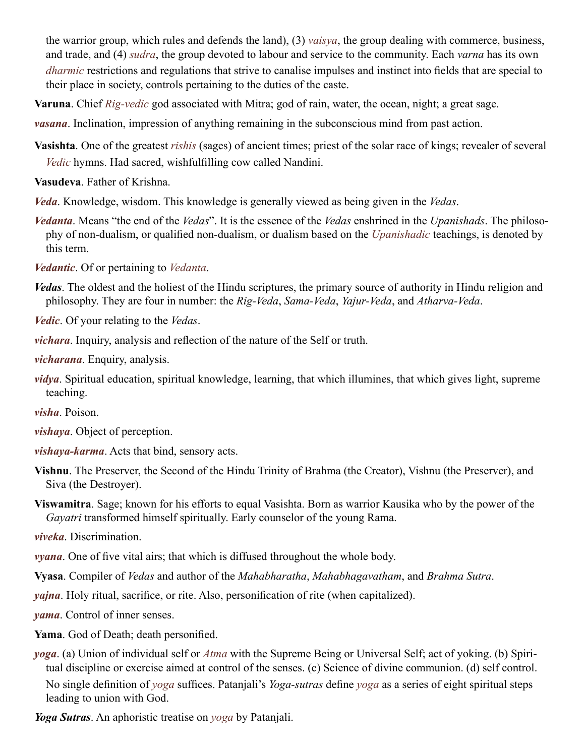the warrior group, which rules and defends the land), (3) *vaisya*, the group dealing with commerce, business, and trade, and (4) *sudra*, the group devoted to labour and service to the community. Each *varna* has its own *dharmic* restrictions and regulations that strive to canalise impulses and instinct into fields that are special to their place in society, controls pertaining to the duties of the caste.

**Varuna**. Chief *Rig-vedic* god associated with Mitra; god of rain, water, the ocean, night; a great sage.

***vasana***. Inclination, impression of anything remaining in the subconscious mind from past action.

**Vasishta**. One of the greatest *rishis* (sages) of ancient times; priest of the solar race of kings; revealer of several *Vedic* hymns. Had sacred, wishfulfilling cow called Nandini.

**Vasudeva**. Father of Krishna.

***Veda***. Knowledge, wisdom. This knowledge is generally viewed as being given in the *Vedas*.

***Vedanta***. Means "the end of the *Vedas*". It is the essence of the *Vedas* enshrined in the *Upanishads*. The philosophy of non-dualism, or qualified non-dualism, or dualism based on the *Upanishadic* teachings, is denoted by this term.

***Vedantic***. Of or pertaining to *Vedanta*.

***Vedas***. The oldest and the holiest of the Hindu scriptures, the primary source of authority in Hindu religion and philosophy. They are four in number: the *Rig-Veda*, *Sama-Veda*, *Yajur-Veda*, and *Atharva-Veda*.

***Vedic***. Of your relating to the *Vedas*.

***vichara***. Inquiry, analysis and reflection of the nature of the Self or truth.

***vicharana***. Enquiry, analysis.

***vidya***. Spiritual education, spiritual knowledge, learning, that which illumines, that which gives light, supreme teaching.

***visha***. Poison.

***vishaya***. Object of perception.

***vishaya-karma***. Acts that bind, sensory acts.

**Vishnu**. The Preserver, the Second of the Hindu Trinity of Brahma (the Creator), Vishnu (the Preserver), and Siva (the Destroyer).

**Viswamitra**. Sage; known for his efforts to equal Vasishta. Born as warrior Kausika who by the power of the *Gayatri* transformed himself spiritually. Early counselor of the young Rama.

***viveka***. Discrimination.

***vyana***. One of five vital airs; that which is diffused throughout the whole body.

**Vyasa**. Compiler of *Vedas* and author of the *Mahabharatha*, *Mahabhagavatham*, and *Brahma Sutra*.

***yajna***. Holy ritual, sacrifice, or rite. Also, personification of rite (when capitalized).

***yama***. Control of inner senses.

**Yama**. God of Death; death personified.

***yoga***. (a) Union of individual self or *Atma* with the Supreme Being or Universal Self; act of yoking. (b) Spiritual discipline or exercise aimed at control of the senses. (c) Science of divine communion. (d) self control. No single definition of *yoga* suffices. Patanjali's *Yoga-sutras* define *yoga* as a series of eight spiritual steps leading to union with God.

***Yoga Sutras***. An aphoristic treatise on *yoga* by Patanjali.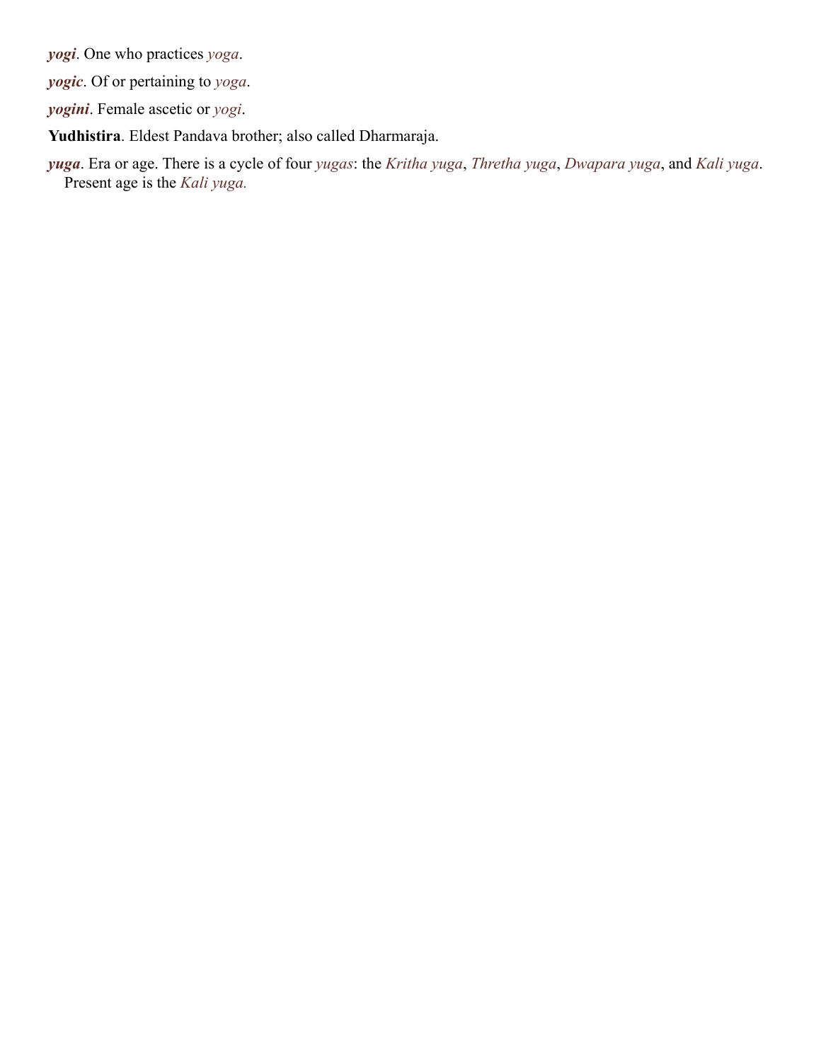***yogi***. One who practices *yoga*.

***yogic***. Of or pertaining to *yoga*.

***yogini***. Female ascetic or *yogi*.

**Yudhistira**. Eldest Pandava brother; also called Dharmaraja.

***yuga***. Era or age. There is a cycle of four *yugas*: the *Kritha yuga*, *Thretha yuga*, *Dwapara yuga*, and *Kali yuga*. Present age is the *Kali yuga.*